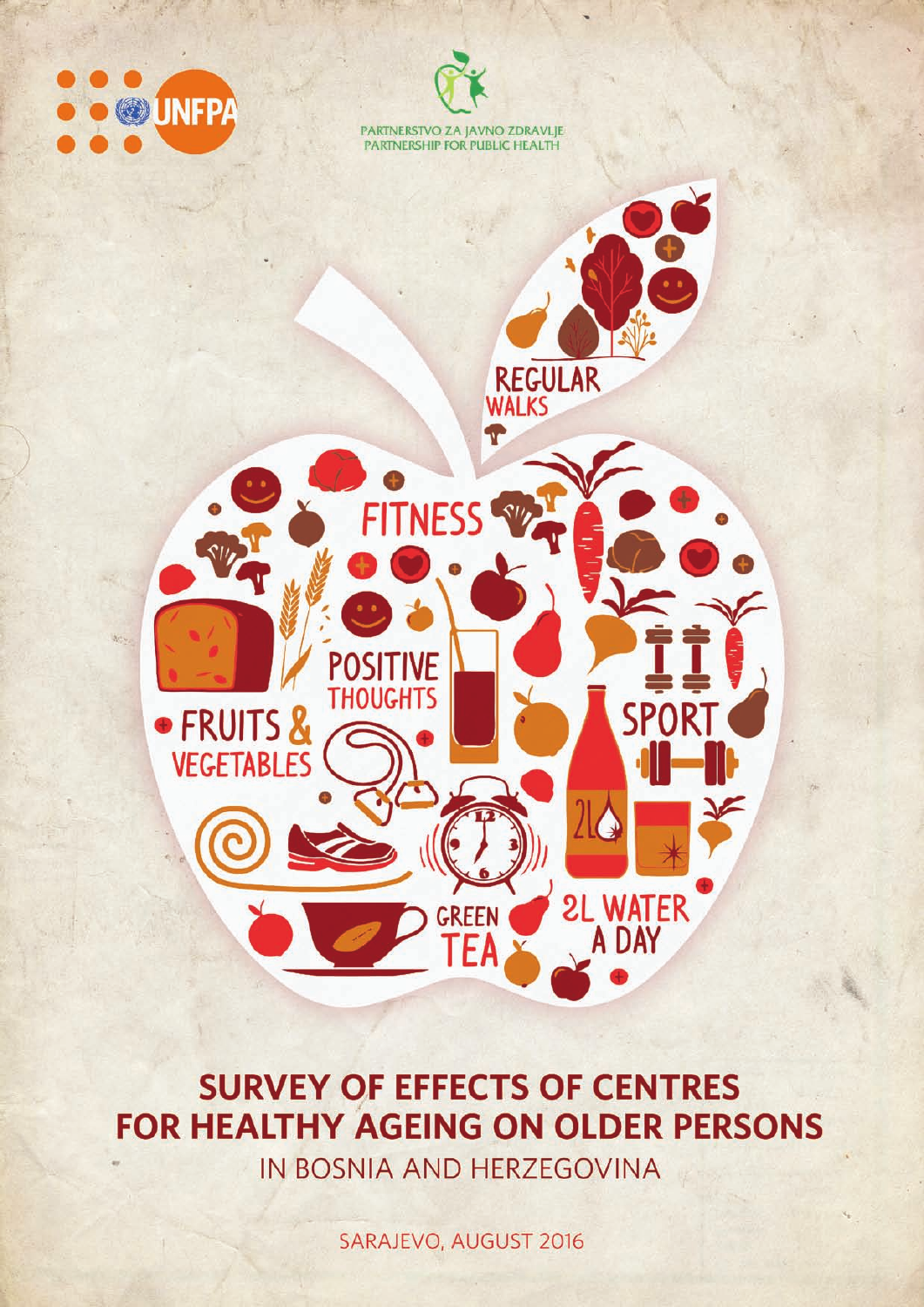UNFPA

PARTNERSTVO ZA JAVNO ZDRAVLJE
PARTNERSHIP FOR PUBLIC HEALTH

REGULAR WALKS

FITNESS

POSITIVE THOUGHTS

FRUITS & VEGETABLES

SPORT

GREEN TEA

2L WATER A DAY

# SURVEY OF EFFECTS OF CENTRES FOR HEALTHY AGEING ON OLDER PERSONS

## IN BOSNIA AND HERZEGOVINA

SARAJEVO, AUGUST 2016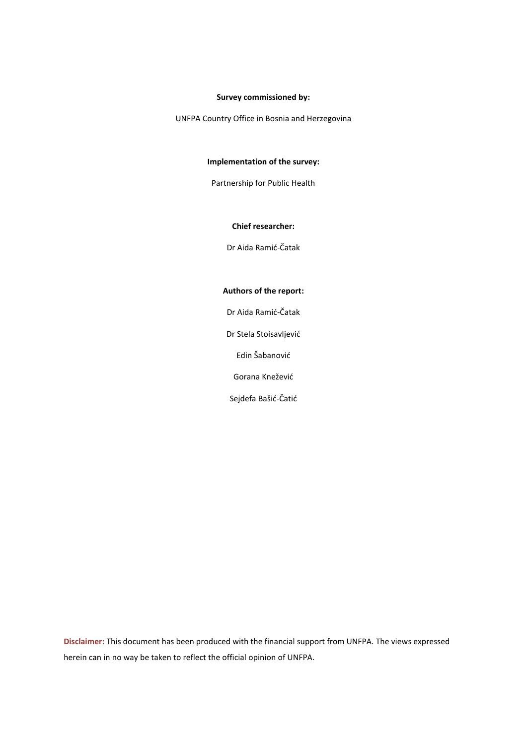**Survey commissioned by:**

UNFPA Country Office in Bosnia and Herzegovina

**Implementation of the survey:**

Partnership for Public Health

**Chief researcher:**

Dr Aida Ramić-Čatak

**Authors of the report:**

Dr Aida Ramić-Čatak

Dr Stela Stoisavljević

Edin Šabanović

Gorana Knežević

Sejdefa Bašić-Čatić

**Disclaimer:** This document has been produced with the financial support from UNFPA. The views expressed herein can in no way be taken to reflect the official opinion of UNFPA.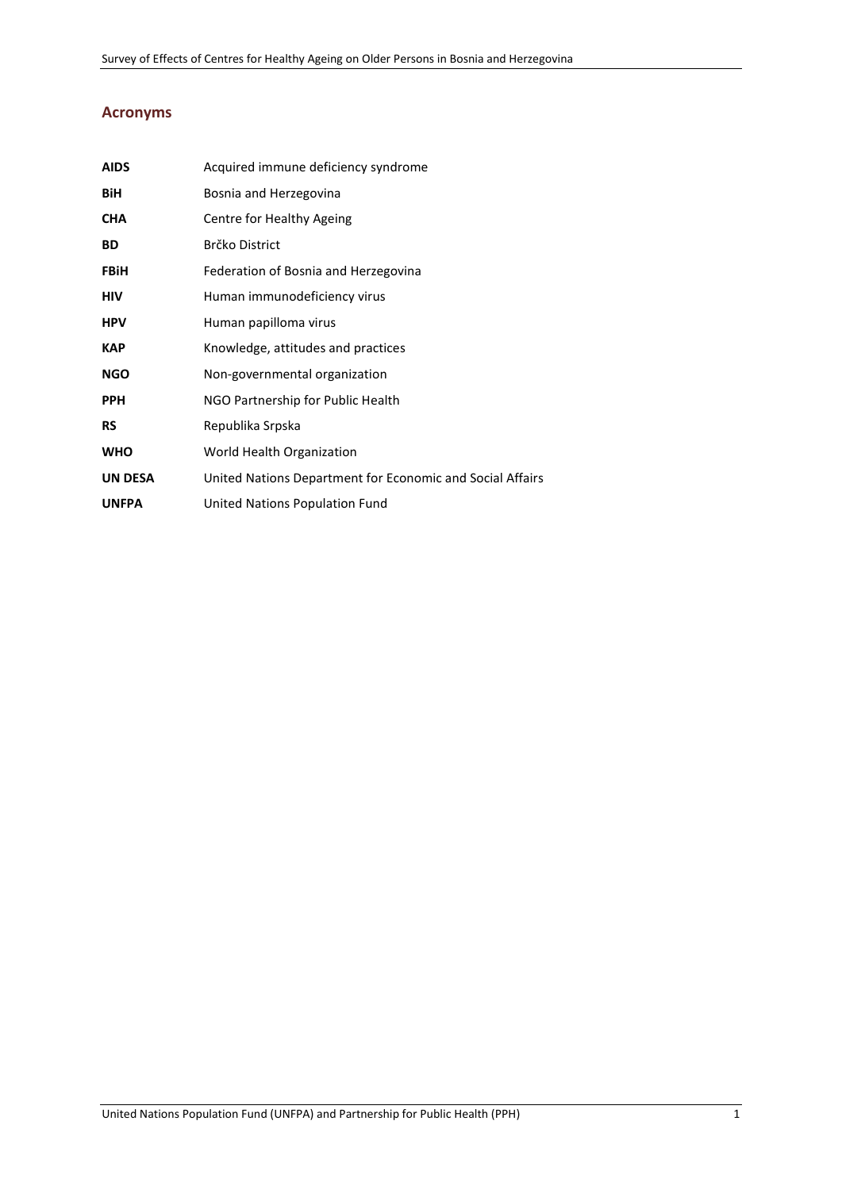## Acronyms

| | |
|---|---|
| **AIDS** | Acquired immune deficiency syndrome |
| **BiH** | Bosnia and Herzegovina |
| **CHA** | Centre for Healthy Ageing |
| **BD** | Brčko District |
| **FBiH** | Federation of Bosnia and Herzegovina |
| **HIV** | Human immunodeficiency virus |
| **HPV** | Human papilloma virus |
| **KAP** | Knowledge, attitudes and practices |
| **NGO** | Non-governmental organization |
| **PPH** | NGO Partnership for Public Health |
| **RS** | Republika Srpska |
| **WHO** | World Health Organization |
| **UN DESA** | United Nations Department for Economic and Social Affairs |
| **UNFPA** | United Nations Population Fund |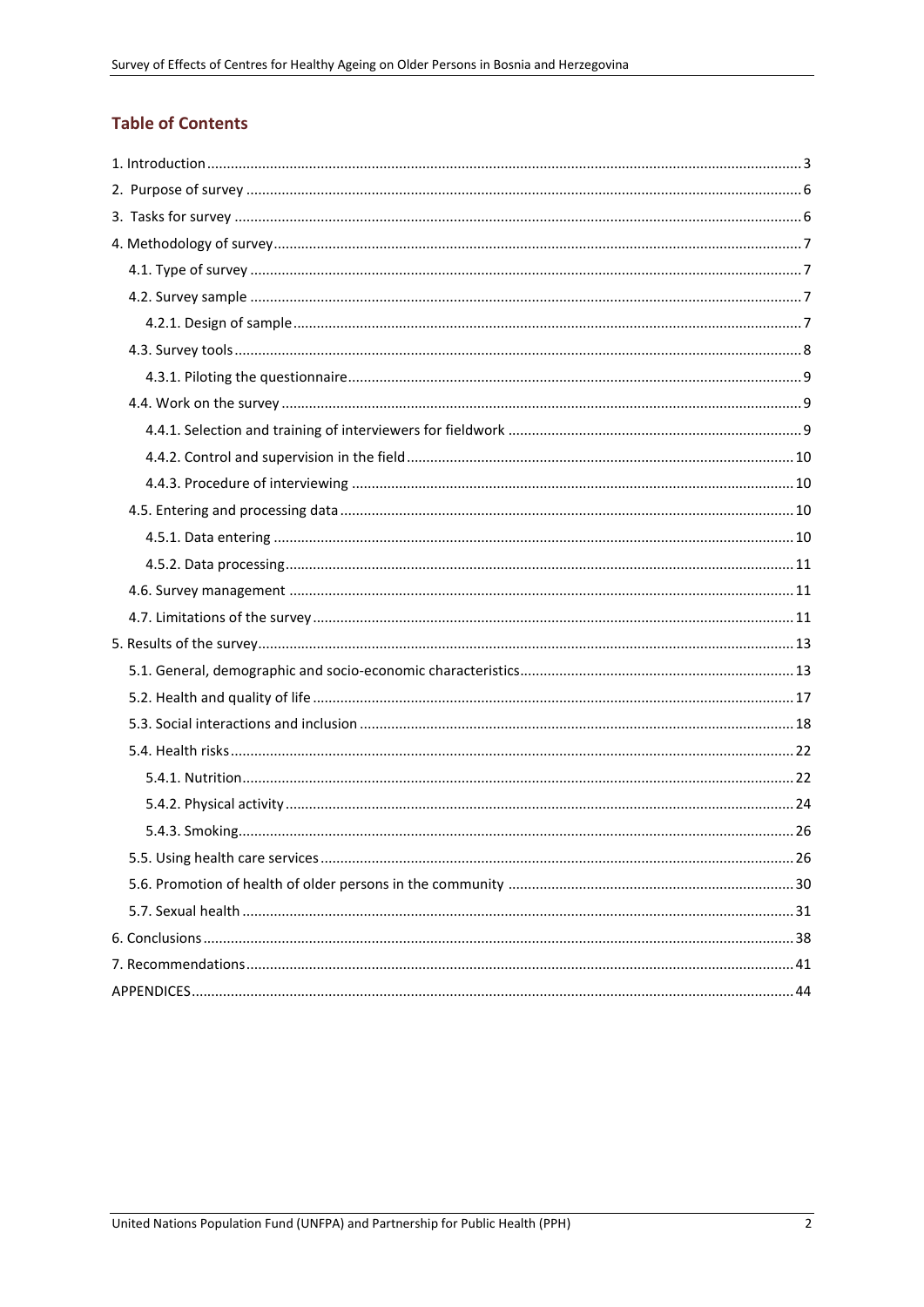## Table of Contents

1. Introduction ..... 3
2. Purpose of survey ..... 6
3. Tasks for survey ..... 6
4. Methodology of survey ..... 7
   - 4.1. Type of survey ..... 7
   - 4.2. Survey sample ..... 7
     - 4.2.1. Design of sample ..... 7
   - 4.3. Survey tools ..... 8
     - 4.3.1. Piloting the questionnaire ..... 9
   - 4.4. Work on the survey ..... 9
     - 4.4.1. Selection and training of interviewers for fieldwork ..... 9
     - 4.4.2. Control and supervision in the field ..... 10
     - 4.4.3. Procedure of interviewing ..... 10
   - 4.5. Entering and processing data ..... 10
     - 4.5.1. Data entering ..... 10
     - 4.5.2. Data processing ..... 11
   - 4.6. Survey management ..... 11
   - 4.7. Limitations of the survey ..... 11
5. Results of the survey ..... 13
   - 5.1. General, demographic and socio-economic characteristics ..... 13
   - 5.2. Health and quality of life ..... 17
   - 5.3. Social interactions and inclusion ..... 18
   - 5.4. Health risks ..... 22
     - 5.4.1. Nutrition ..... 22
     - 5.4.2. Physical activity ..... 24
     - 5.4.3. Smoking ..... 26
   - 5.5. Using health care services ..... 26
   - 5.6. Promotion of health of older persons in the community ..... 30
   - 5.7. Sexual health ..... 31
6. Conclusions ..... 38
7. Recommendations ..... 41

APPENDICES ..... 44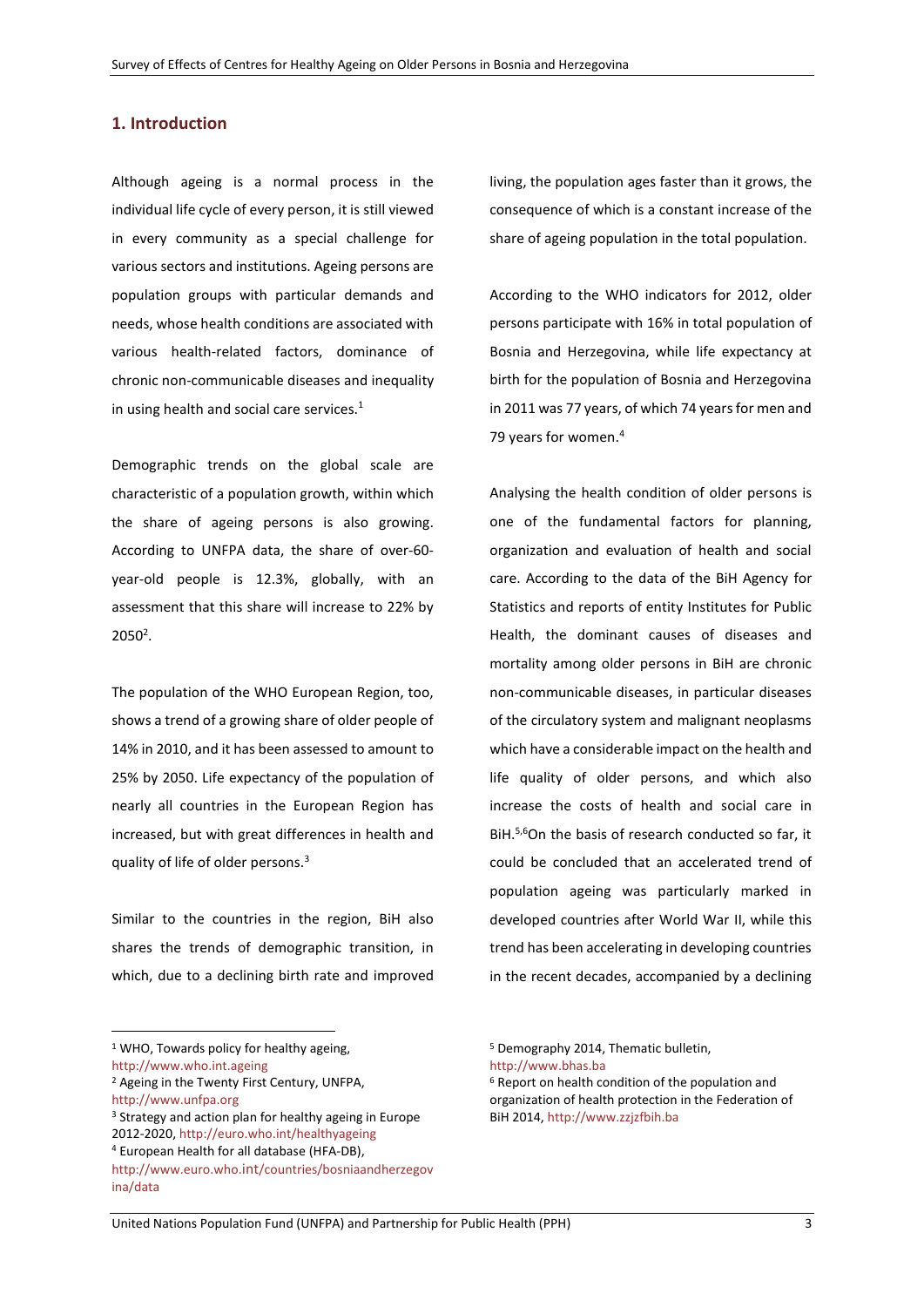## 1. Introduction

Although ageing is a normal process in the individual life cycle of every person, it is still viewed in every community as a special challenge for various sectors and institutions. Ageing persons are population groups with particular demands and needs, whose health conditions are associated with various health-related factors, dominance of chronic non-communicable diseases and inequality in using health and social care services.[1]

Demographic trends on the global scale are characteristic of a population growth, within which the share of ageing persons is also growing. According to UNFPA data, the share of over-60-year-old people is 12.3%, globally, with an assessment that this share will increase to 22% by 2050[2].

The population of the WHO European Region, too, shows a trend of a growing share of older people of 14% in 2010, and it has been assessed to amount to 25% by 2050. Life expectancy of the population of nearly all countries in the European Region has increased, but with great differences in health and quality of life of older persons.[3]

Similar to the countries in the region, BiH also shares the trends of demographic transition, in which, due to a declining birth rate and improved living, the population ages faster than it grows, the consequence of which is a constant increase of the share of ageing population in the total population.

According to the WHO indicators for 2012, older persons participate with 16% in total population of Bosnia and Herzegovina, while life expectancy at birth for the population of Bosnia and Herzegovina in 2011 was 77 years, of which 74 years for men and 79 years for women.[4]

Analysing the health condition of older persons is one of the fundamental factors for planning, organization and evaluation of health and social care. According to the data of the BiH Agency for Statistics and reports of entity Institutes for Public Health, the dominant causes of diseases and mortality among older persons in BiH are chronic non-communicable diseases, in particular diseases of the circulatory system and malignant neoplasms which have a considerable impact on the health and life quality of older persons, and which also increase the costs of health and social care in BiH.[5,6]On the basis of research conducted so far, it could be concluded that an accelerated trend of population ageing was particularly marked in developed countries after World War II, while this trend has been accelerating in developing countries in the recent decades, accompanied by a declining

---

[1] WHO, Towards policy for healthy ageing, http://www.who.int.ageing

[2] Ageing in the Twenty First Century, UNFPA, http://www.unfpa.org

[3] Strategy and action plan for healthy ageing in Europe 2012-2020, http://euro.who.int/healthyageing

[4] European Health for all database (HFA-DB), http://www.euro.who.int/countries/bosniaandherzegovina/data

[5] Demography 2014, Thematic bulletin, http://www.bhas.ba

[6] Report on health condition of the population and organization of health protection in the Federation of BiH 2014, http://www.zzjzfbih.ba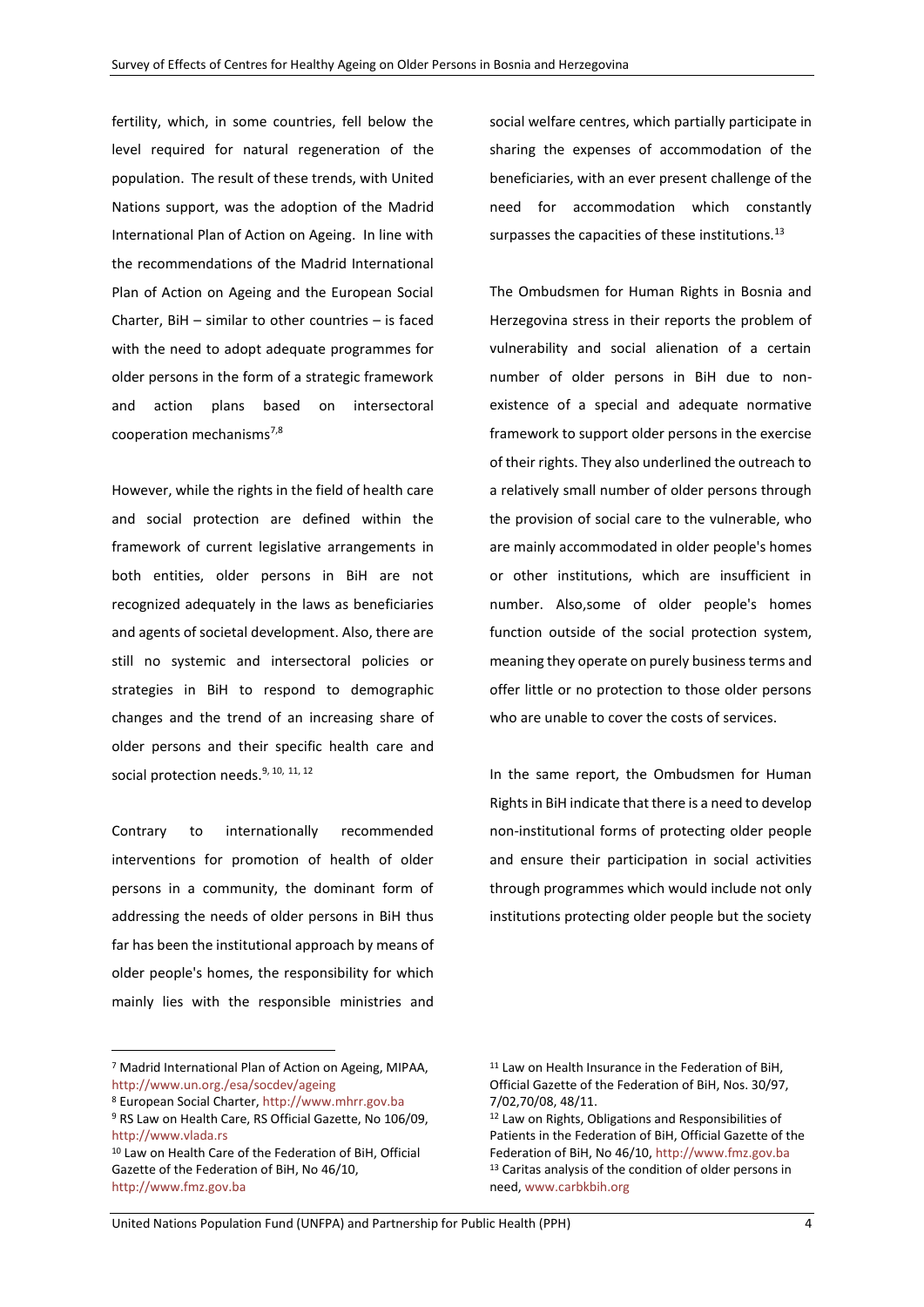fertility, which, in some countries, fell below the level required for natural regeneration of the population. The result of these trends, with United Nations support, was the adoption of the Madrid International Plan of Action on Ageing. In line with the recommendations of the Madrid International Plan of Action on Ageing and the European Social Charter, BiH – similar to other countries – is faced with the need to adopt adequate programmes for older persons in the form of a strategic framework and action plans based on intersectoral cooperation mechanisms[7,8]

However, while the rights in the field of health care and social protection are defined within the framework of current legislative arrangements in both entities, older persons in BiH are not recognized adequately in the laws as beneficiaries and agents of societal development. Also, there are still no systemic and intersectoral policies or strategies in BiH to respond to demographic changes and the trend of an increasing share of older persons and their specific health care and social protection needs.[9, 10, 11, 12]

Contrary to internationally recommended interventions for promotion of health of older persons in a community, the dominant form of addressing the needs of older persons in BiH thus far has been the institutional approach by means of older people's homes, the responsibility for which mainly lies with the responsible ministries and social welfare centres, which partially participate in sharing the expenses of accommodation of the beneficiaries, with an ever present challenge of the need for accommodation which constantly surpasses the capacities of these institutions.[13]

The Ombudsmen for Human Rights in Bosnia and Herzegovina stress in their reports the problem of vulnerability and social alienation of a certain number of older persons in BiH due to non-existence of a special and adequate normative framework to support older persons in the exercise of their rights. They also underlined the outreach to a relatively small number of older persons through the provision of social care to the vulnerable, who are mainly accommodated in older people's homes or other institutions, which are insufficient in number. Also,some of older people's homes function outside of the social protection system, meaning they operate on purely business terms and offer little or no protection to those older persons who are unable to cover the costs of services.

In the same report, the Ombudsmen for Human Rights in BiH indicate that there is a need to develop non-institutional forms of protecting older people and ensure their participation in social activities through programmes which would include not only institutions protecting older people but the society

---

[7] Madrid International Plan of Action on Ageing, MIPAA, http://www.un.org./esa/socdev/ageing

[8] European Social Charter, http://www.mhrr.gov.ba

[9] RS Law on Health Care, RS Official Gazette, No 106/09, http://www.vlada.rs

[10] Law on Health Care of the Federation of BiH, Official Gazette of the Federation of BiH, No 46/10, http://www.fmz.gov.ba

[11] Law on Health Insurance in the Federation of BiH, Official Gazette of the Federation of BiH, Nos. 30/97, 7/02,70/08, 48/11.

[12] Law on Rights, Obligations and Responsibilities of Patients in the Federation of BiH, Official Gazette of the Federation of BiH, No 46/10, http://www.fmz.gov.ba

[13] Caritas analysis of the condition of older persons in need, www.carbkbih.org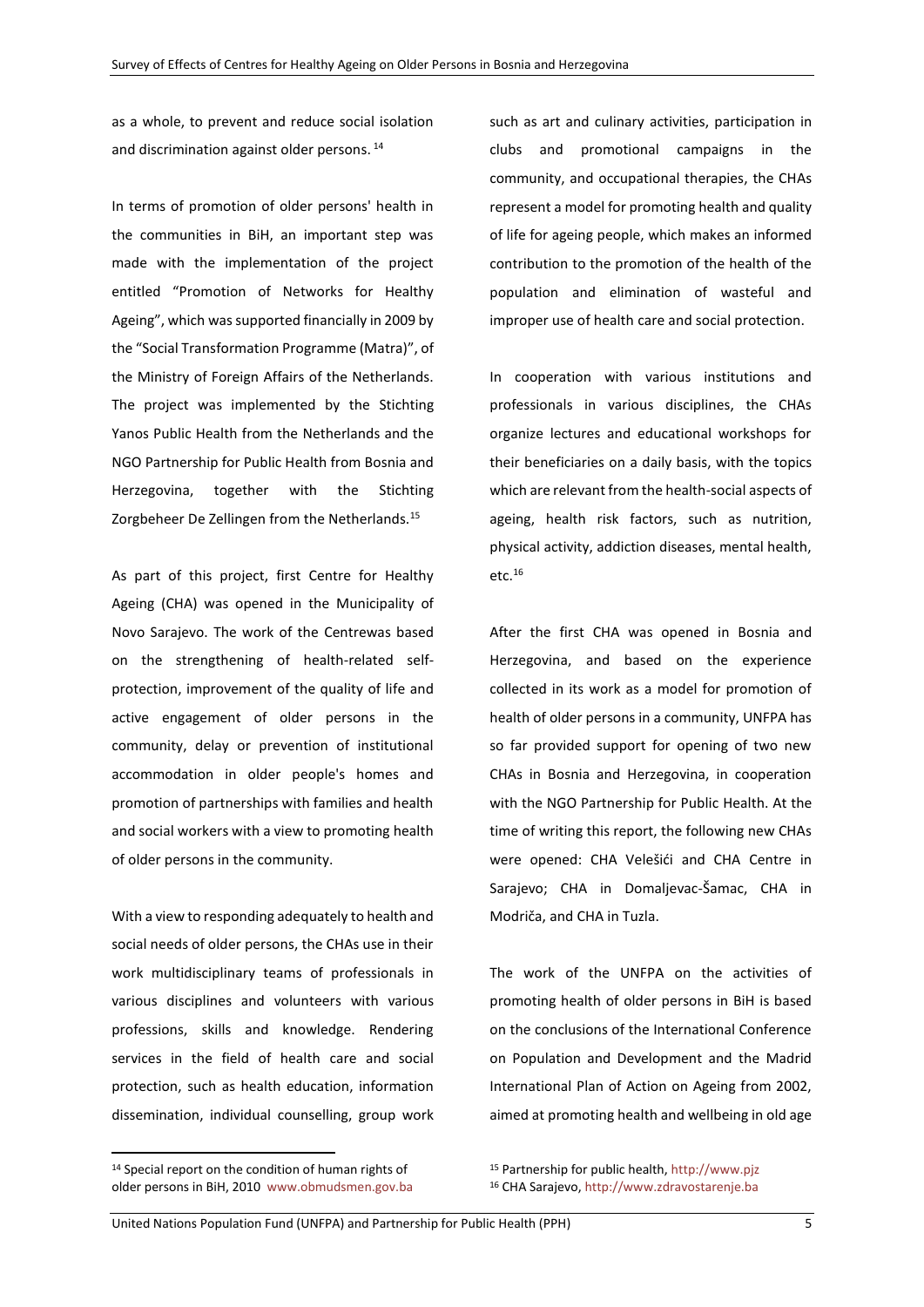as a whole, to prevent and reduce social isolation and discrimination against older persons. [14]

In terms of promotion of older persons' health in the communities in BiH, an important step was made with the implementation of the project entitled "Promotion of Networks for Healthy Ageing", which was supported financially in 2009 by the "Social Transformation Programme (Matra)", of the Ministry of Foreign Affairs of the Netherlands. The project was implemented by the Stichting Yanos Public Health from the Netherlands and the NGO Partnership for Public Health from Bosnia and Herzegovina, together with the Stichting Zorgbeheer De Zellingen from the Netherlands.[15]

As part of this project, first Centre for Healthy Ageing (CHA) was opened in the Municipality of Novo Sarajevo. The work of the Centrewas based on the strengthening of health-related self-protection, improvement of the quality of life and active engagement of older persons in the community, delay or prevention of institutional accommodation in older people's homes and promotion of partnerships with families and health and social workers with a view to promoting health of older persons in the community.

With a view to responding adequately to health and social needs of older persons, the CHAs use in their work multidisciplinary teams of professionals in various disciplines and volunteers with various professions, skills and knowledge. Rendering services in the field of health care and social protection, such as health education, information dissemination, individual counselling, group work such as art and culinary activities, participation in clubs and promotional campaigns in the community, and occupational therapies, the CHAs represent a model for promoting health and quality of life for ageing people, which makes an informed contribution to the promotion of the health of the population and elimination of wasteful and improper use of health care and social protection.

In cooperation with various institutions and professionals in various disciplines, the CHAs organize lectures and educational workshops for their beneficiaries on a daily basis, with the topics which are relevant from the health-social aspects of ageing, health risk factors, such as nutrition, physical activity, addiction diseases, mental health, etc.[16]

After the first CHA was opened in Bosnia and Herzegovina, and based on the experience collected in its work as a model for promotion of health of older persons in a community, UNFPA has so far provided support for opening of two new CHAs in Bosnia and Herzegovina, in cooperation with the NGO Partnership for Public Health. At the time of writing this report, the following new CHAs were opened: CHA Velešići and CHA Centre in Sarajevo; CHA in Domaljevac-Šamac, CHA in Modriča, and CHA in Tuzla.

The work of the UNFPA on the activities of promoting health of older persons in BiH is based on the conclusions of the International Conference on Population and Development and the Madrid International Plan of Action on Ageing from 2002, aimed at promoting health and wellbeing in old age

---

[14] Special report on the condition of human rights of older persons in BiH, 2010 www.obmudsmen.gov.ba

[15] Partnership for public health, http://www.pjz

[16] CHA Sarajevo, http://www.zdravostarenje.ba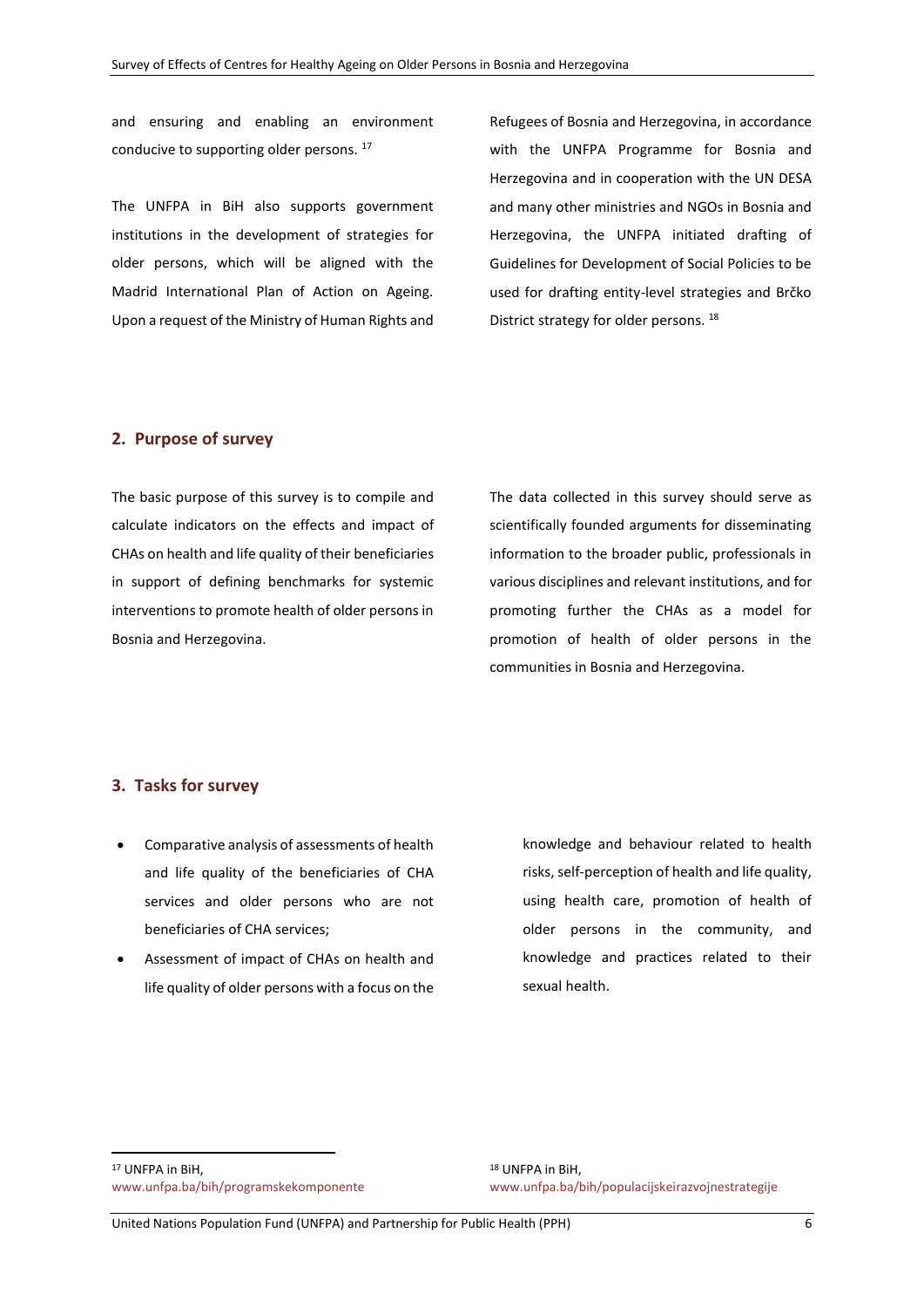and ensuring and enabling an environment conducive to supporting older persons. [17]

The UNFPA in BiH also supports government institutions in the development of strategies for older persons, which will be aligned with the Madrid International Plan of Action on Ageing. Upon a request of the Ministry of Human Rights and Refugees of Bosnia and Herzegovina, in accordance with the UNFPA Programme for Bosnia and Herzegovina and in cooperation with the UN DESA and many other ministries and NGOs in Bosnia and Herzegovina, the UNFPA initiated drafting of Guidelines for Development of Social Policies to be used for drafting entity-level strategies and Brčko District strategy for older persons. [18]

## 2. Purpose of survey

The basic purpose of this survey is to compile and calculate indicators on the effects and impact of CHAs on health and life quality of their beneficiaries in support of defining benchmarks for systemic interventions to promote health of older persons in Bosnia and Herzegovina.

The data collected in this survey should serve as scientifically founded arguments for disseminating information to the broader public, professionals in various disciplines and relevant institutions, and for promoting further the CHAs as a model for promotion of health of older persons in the communities in Bosnia and Herzegovina.

## 3. Tasks for survey

- Comparative analysis of assessments of health and life quality of the beneficiaries of CHA services and older persons who are not beneficiaries of CHA services;
- Assessment of impact of CHAs on health and life quality of older persons with a focus on the knowledge and behaviour related to health risks, self-perception of health and life quality, using health care, promotion of health of older persons in the community, and knowledge and practices related to their sexual health.

---

[17] UNFPA in BiH, www.unfpa.ba/bih/programskekomponente

[18] UNFPA in BiH, www.unfpa.ba/bih/populacijskeirazvojnestrategije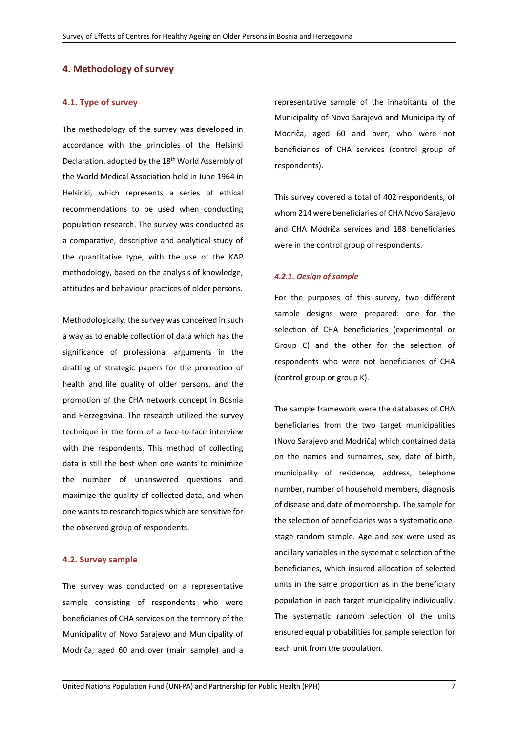## 4. Methodology of survey

### 4.1. Type of survey

The methodology of the survey was developed in accordance with the principles of the Helsinki Declaration, adopted by the 18th World Assembly of the World Medical Association held in June 1964 in Helsinki, which represents a series of ethical recommendations to be used when conducting population research. The survey was conducted as a comparative, descriptive and analytical study of the quantitative type, with the use of the KAP methodology, based on the analysis of knowledge, attitudes and behaviour practices of older persons.

Methodologically, the survey was conceived in such a way as to enable collection of data which has the significance of professional arguments in the drafting of strategic papers for the promotion of health and life quality of older persons, and the promotion of the CHA network concept in Bosnia and Herzegovina. The research utilized the survey technique in the form of a face-to-face interview with the respondents. This method of collecting data is still the best when one wants to minimize the number of unanswered questions and maximize the quality of collected data, and when one wants to research topics which are sensitive for the observed group of respondents.

### 4.2. Survey sample

The survey was conducted on a representative sample consisting of respondents who were beneficiaries of CHA services on the territory of the Municipality of Novo Sarajevo and Municipality of Modriča, aged 60 and over (main sample) and a representative sample of the inhabitants of the Municipality of Novo Sarajevo and Municipality of Modriča, aged 60 and over, who were not beneficiaries of CHA services (control group of respondents).

This survey covered a total of 402 respondents, of whom 214 were beneficiaries of CHA Novo Sarajevo and CHA Modriča services and 188 beneficiaries were in the control group of respondents.

#### *4.2.1. Design of sample*

For the purposes of this survey, two different sample designs were prepared: one for the selection of CHA beneficiaries (experimental or Group C) and the other for the selection of respondents who were not beneficiaries of CHA (control group or group K).

The sample framework were the databases of CHA beneficiaries from the two target municipalities (Novo Sarajevo and Modriča) which contained data on the names and surnames, sex, date of birth, municipality of residence, address, telephone number, number of household members, diagnosis of disease and date of membership. The sample for the selection of beneficiaries was a systematic one-stage random sample. Age and sex were used as ancillary variables in the systematic selection of the beneficiaries, which insured allocation of selected units in the same proportion as in the beneficiary population in each target municipality individually. The systematic random selection of the units ensured equal probabilities for sample selection for each unit from the population.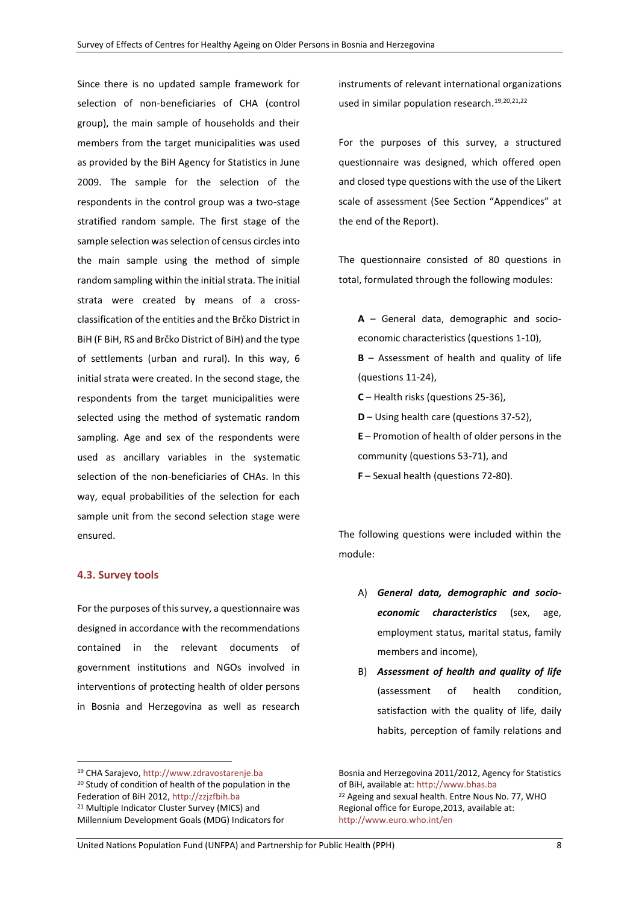Since there is no updated sample framework for selection of non-beneficiaries of CHA (control group), the main sample of households and their members from the target municipalities was used as provided by the BiH Agency for Statistics in June 2009. The sample for the selection of the respondents in the control group was a two-stage stratified random sample. The first stage of the sample selection was selection of census circles into the main sample using the method of simple random sampling within the initial strata. The initial strata were created by means of a cross-classification of the entities and the Brčko District in BiH (F BiH, RS and Brčko District of BiH) and the type of settlements (urban and rural). In this way, 6 initial strata were created. In the second stage, the respondents from the target municipalities were selected using the method of systematic random sampling. Age and sex of the respondents were used as ancillary variables in the systematic selection of the non-beneficiaries of CHAs. In this way, equal probabilities of the selection for each sample unit from the second selection stage were ensured.

### 4.3. Survey tools

For the purposes of this survey, a questionnaire was designed in accordance with the recommendations contained in the relevant documents of government institutions and NGOs involved in interventions of protecting health of older persons in Bosnia and Herzegovina as well as research instruments of relevant international organizations used in similar population research.[19,20,21,22]

For the purposes of this survey, a structured questionnaire was designed, which offered open and closed type questions with the use of the Likert scale of assessment (See Section "Appendices" at the end of the Report).

The questionnaire consisted of 80 questions in total, formulated through the following modules:

**A** – General data, demographic and socio-economic characteristics (questions 1-10),
**B** – Assessment of health and quality of life (questions 11-24),
**C** – Health risks (questions 25-36),
**D** – Using health care (questions 37-52),
**E** – Promotion of health of older persons in the community (questions 53-71), and
**F** – Sexual health (questions 72-80).

The following questions were included within the module:

A) ***General data, demographic and socio-economic characteristics*** (sex, age, employment status, marital status, family members and income),
B) ***Assessment of health and quality of life*** (assessment of health condition, satisfaction with the quality of life, daily habits, perception of family relations and

---

[19] CHA Sarajevo, http://www.zdravostarenje.ba
[20] Study of condition of health of the population in the Federation of BiH 2012, http://zzjzfbih.ba
[21] Multiple Indicator Cluster Survey (MICS) and Millennium Development Goals (MDG) Indicators for Bosnia and Herzegovina 2011/2012, Agency for Statistics of BiH, available at: http://www.bhas.ba
[22] Ageing and sexual health. Entre Nous No. 77, WHO Regional office for Europe,2013, available at: http://www.euro.who.int/en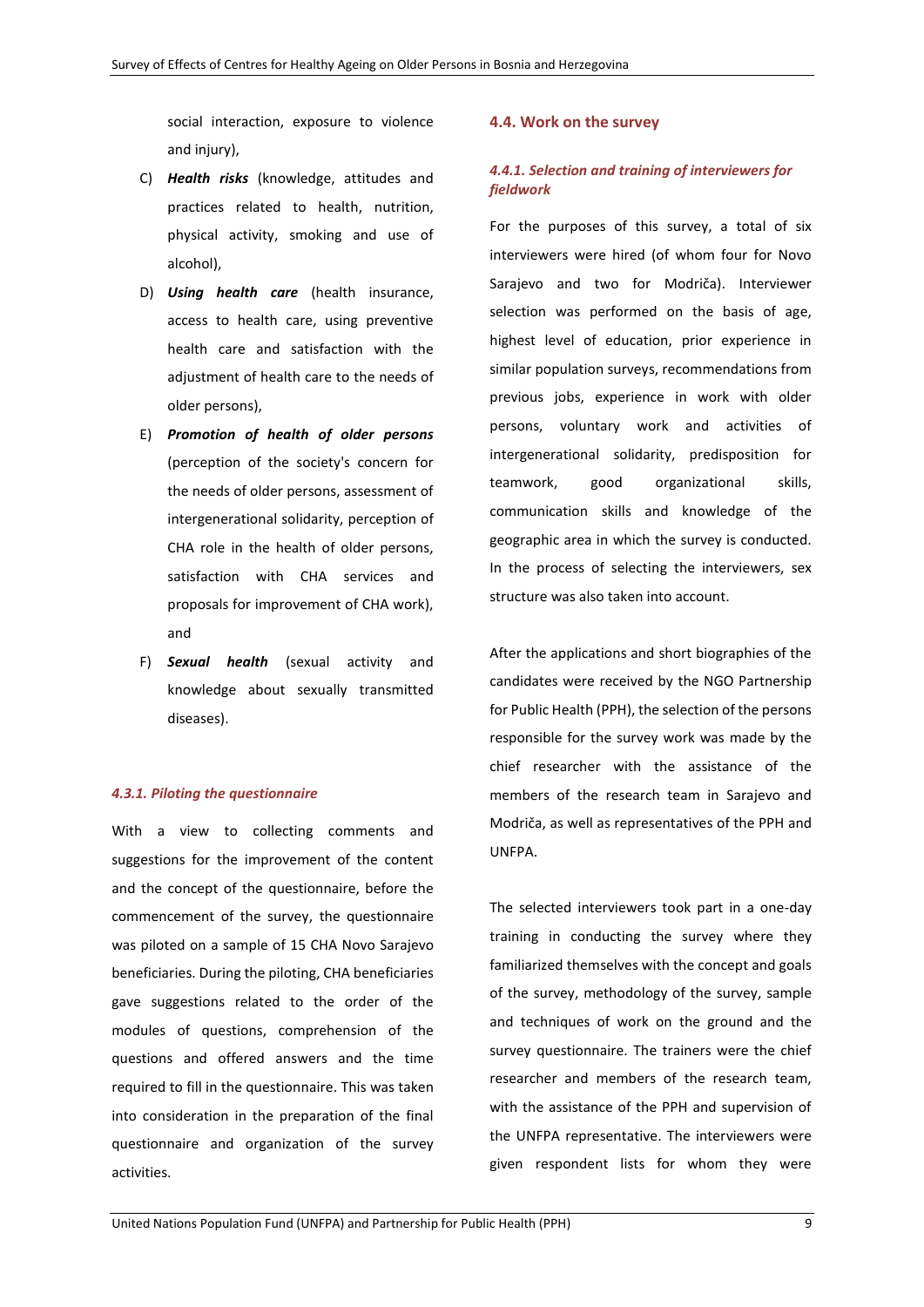social interaction, exposure to violence and injury),

C) ***Health risks*** (knowledge, attitudes and practices related to health, nutrition, physical activity, smoking and use of alcohol),

D) ***Using health care*** (health insurance, access to health care, using preventive health care and satisfaction with the adjustment of health care to the needs of older persons),

E) ***Promotion of health of older persons*** (perception of the society's concern for the needs of older persons, assessment of intergenerational solidarity, perception of CHA role in the health of older persons, satisfaction with CHA services and proposals for improvement of CHA work), and

F) ***Sexual health*** (sexual activity and knowledge about sexually transmitted diseases).

#### *4.3.1. Piloting the questionnaire*

With a view to collecting comments and suggestions for the improvement of the content and the concept of the questionnaire, before the commencement of the survey, the questionnaire was piloted on a sample of 15 CHA Novo Sarajevo beneficiaries. During the piloting, CHA beneficiaries gave suggestions related to the order of the modules of questions, comprehension of the questions and offered answers and the time required to fill in the questionnaire. This was taken into consideration in the preparation of the final questionnaire and organization of the survey activities.

## 4.4. Work on the survey

#### *4.4.1. Selection and training of interviewers for fieldwork*

For the purposes of this survey, a total of six interviewers were hired (of whom four for Novo Sarajevo and two for Modriča). Interviewer selection was performed on the basis of age, highest level of education, prior experience in similar population surveys, recommendations from previous jobs, experience in work with older persons, voluntary work and activities of intergenerational solidarity, predisposition for teamwork, good organizational skills, communication skills and knowledge of the geographic area in which the survey is conducted. In the process of selecting the interviewers, sex structure was also taken into account.

After the applications and short biographies of the candidates were received by the NGO Partnership for Public Health (PPH), the selection of the persons responsible for the survey work was made by the chief researcher with the assistance of the members of the research team in Sarajevo and Modriča, as well as representatives of the PPH and UNFPA.

The selected interviewers took part in a one-day training in conducting the survey where they familiarized themselves with the concept and goals of the survey, methodology of the survey, sample and techniques of work on the ground and the survey questionnaire. The trainers were the chief researcher and members of the research team, with the assistance of the PPH and supervision of the UNFPA representative. The interviewers were given respondent lists for whom they were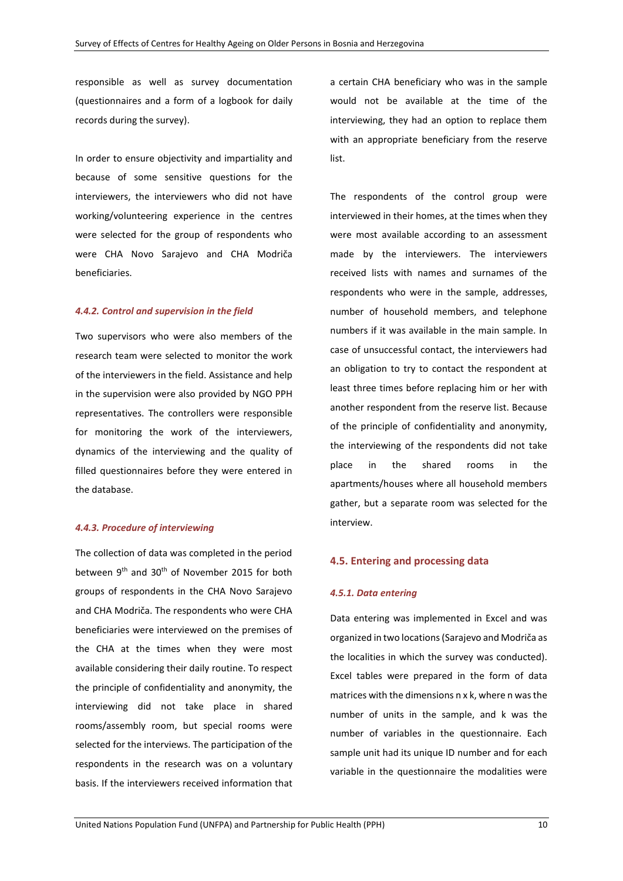responsible as well as survey documentation (questionnaires and a form of a logbook for daily records during the survey).

In order to ensure objectivity and impartiality and because of some sensitive questions for the interviewers, the interviewers who did not have working/volunteering experience in the centres were selected for the group of respondents who were CHA Novo Sarajevo and CHA Modriča beneficiaries.

#### *4.4.2. Control and supervision in the field*

Two supervisors who were also members of the research team were selected to monitor the work of the interviewers in the field. Assistance and help in the supervision were also provided by NGO PPH representatives. The controllers were responsible for monitoring the work of the interviewers, dynamics of the interviewing and the quality of filled questionnaires before they were entered in the database.

#### *4.4.3. Procedure of interviewing*

The collection of data was completed in the period between 9th and 30th of November 2015 for both groups of respondents in the CHA Novo Sarajevo and CHA Modriča. The respondents who were CHA beneficiaries were interviewed on the premises of the CHA at the times when they were most available considering their daily routine. To respect the principle of confidentiality and anonymity, the interviewing did not take place in shared rooms/assembly room, but special rooms were selected for the interviews. The participation of the respondents in the research was on a voluntary basis. If the interviewers received information that a certain CHA beneficiary who was in the sample would not be available at the time of the interviewing, they had an option to replace them with an appropriate beneficiary from the reserve list.

The respondents of the control group were interviewed in their homes, at the times when they were most available according to an assessment made by the interviewers. The interviewers received lists with names and surnames of the respondents who were in the sample, addresses, number of household members, and telephone numbers if it was available in the main sample. In case of unsuccessful contact, the interviewers had an obligation to try to contact the respondent at least three times before replacing him or her with another respondent from the reserve list. Because of the principle of confidentiality and anonymity, the interviewing of the respondents did not take place in the shared rooms in the apartments/houses where all household members gather, but a separate room was selected for the interview.

### 4.5. Entering and processing data

#### *4.5.1. Data entering*

Data entering was implemented in Excel and was organized in two locations (Sarajevo and Modriča as the localities in which the survey was conducted). Excel tables were prepared in the form of data matrices with the dimensions n x k, where n was the number of units in the sample, and k was the number of variables in the questionnaire. Each sample unit had its unique ID number and for each variable in the questionnaire the modalities were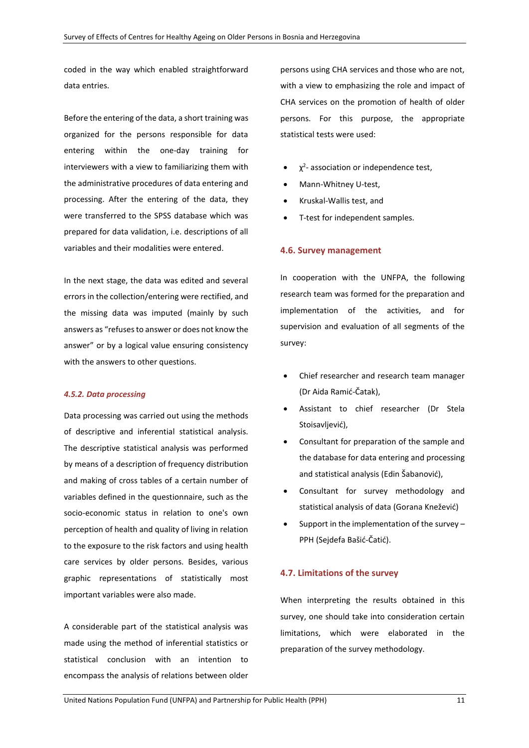coded in the way which enabled straightforward data entries.

Before the entering of the data, a short training was organized for the persons responsible for data entering within the one-day training for interviewers with a view to familiarizing them with the administrative procedures of data entering and processing. After the entering of the data, they were transferred to the SPSS database which was prepared for data validation, i.e. descriptions of all variables and their modalities were entered.

In the next stage, the data was edited and several errors in the collection/entering were rectified, and the missing data was imputed (mainly by such answers as "refuses to answer or does not know the answer" or by a logical value ensuring consistency with the answers to other questions.

#### *4.5.2. Data processing*

Data processing was carried out using the methods of descriptive and inferential statistical analysis. The descriptive statistical analysis was performed by means of a description of frequency distribution and making of cross tables of a certain number of variables defined in the questionnaire, such as the socio-economic status in relation to one's own perception of health and quality of living in relation to the exposure to the risk factors and using health care services by older persons. Besides, various graphic representations of statistically most important variables were also made.

A considerable part of the statistical analysis was made using the method of inferential statistics or statistical conclusion with an intention to encompass the analysis of relations between older persons using CHA services and those who are not, with a view to emphasizing the role and impact of CHA services on the promotion of health of older persons. For this purpose, the appropriate statistical tests were used:

- $\chi^2$- association or independence test,
- Mann-Whitney U-test,
- Kruskal-Wallis test, and
- T-test for independent samples.

### 4.6. Survey management

In cooperation with the UNFPA, the following research team was formed for the preparation and implementation of the activities, and for supervision and evaluation of all segments of the survey:

- Chief researcher and research team manager (Dr Aida Ramić-Čatak),
- Assistant to chief researcher (Dr Stela Stoisavljević),
- Consultant for preparation of the sample and the database for data entering and processing and statistical analysis (Edin Šabanović),
- Consultant for survey methodology and statistical analysis of data (Gorana Knežević)
- Support in the implementation of the survey – PPH (Sejdefa Bašić-Čatić).

### 4.7. Limitations of the survey

When interpreting the results obtained in this survey, one should take into consideration certain limitations, which were elaborated in the preparation of the survey methodology.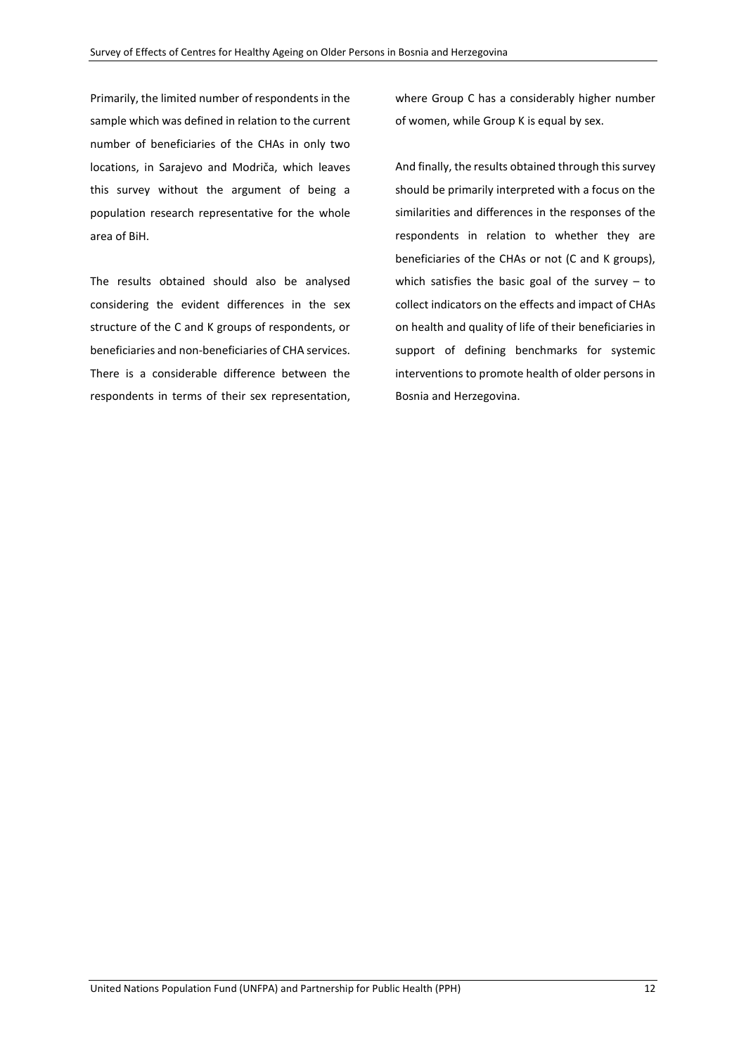Primarily, the limited number of respondents in the sample which was defined in relation to the current number of beneficiaries of the CHAs in only two locations, in Sarajevo and Modriča, which leaves this survey without the argument of being a population research representative for the whole area of BiH.

The results obtained should also be analysed considering the evident differences in the sex structure of the C and K groups of respondents, or beneficiaries and non-beneficiaries of CHA services. There is a considerable difference between the respondents in terms of their sex representation, where Group C has a considerably higher number of women, while Group K is equal by sex.

And finally, the results obtained through this survey should be primarily interpreted with a focus on the similarities and differences in the responses of the respondents in relation to whether they are beneficiaries of the CHAs or not (C and K groups), which satisfies the basic goal of the survey – to collect indicators on the effects and impact of CHAs on health and quality of life of their beneficiaries in support of defining benchmarks for systemic interventions to promote health of older persons in Bosnia and Herzegovina.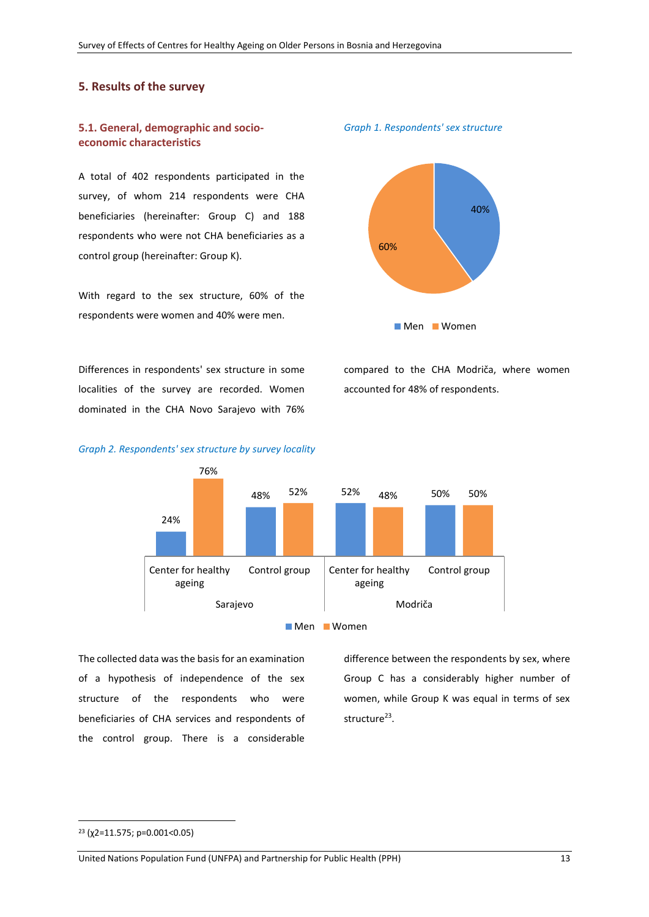## 5. Results of the survey

### 5.1. General, demographic and socio-economic characteristics

A total of 402 respondents participated in the survey, of whom 214 respondents were CHA beneficiaries (hereinafter: Group C) and 188 respondents who were not CHA beneficiaries as a control group (hereinafter: Group K).

With regard to the sex structure, 60% of the respondents were women and 40% were men.

*Graph 1. Respondents' sex structure*

40%
60%

Men
Women

Differences in respondents' sex structure in some localities of the survey are recorded. Women dominated in the CHA Novo Sarajevo with 76% compared to the CHA Modriča, where women accounted for 48% of respondents.

*Graph 2. Respondents' sex structure by survey locality*

24%
76%
48%
52%
52%
48%
50%
50%

Center for healthy ageing
Control group
Center for healthy ageing
Control group
Sarajevo
Modriča

Men
Women

The collected data was the basis for an examination of a hypothesis of independence of the sex structure of the respondents who were beneficiaries of CHA services and respondents of the control group. There is a considerable difference between the respondents by sex, where Group C has a considerably higher number of women, while Group K was equal in terms of sex structure[23].

[23] ($\chi^2$=11.575; p=0.001<0.05)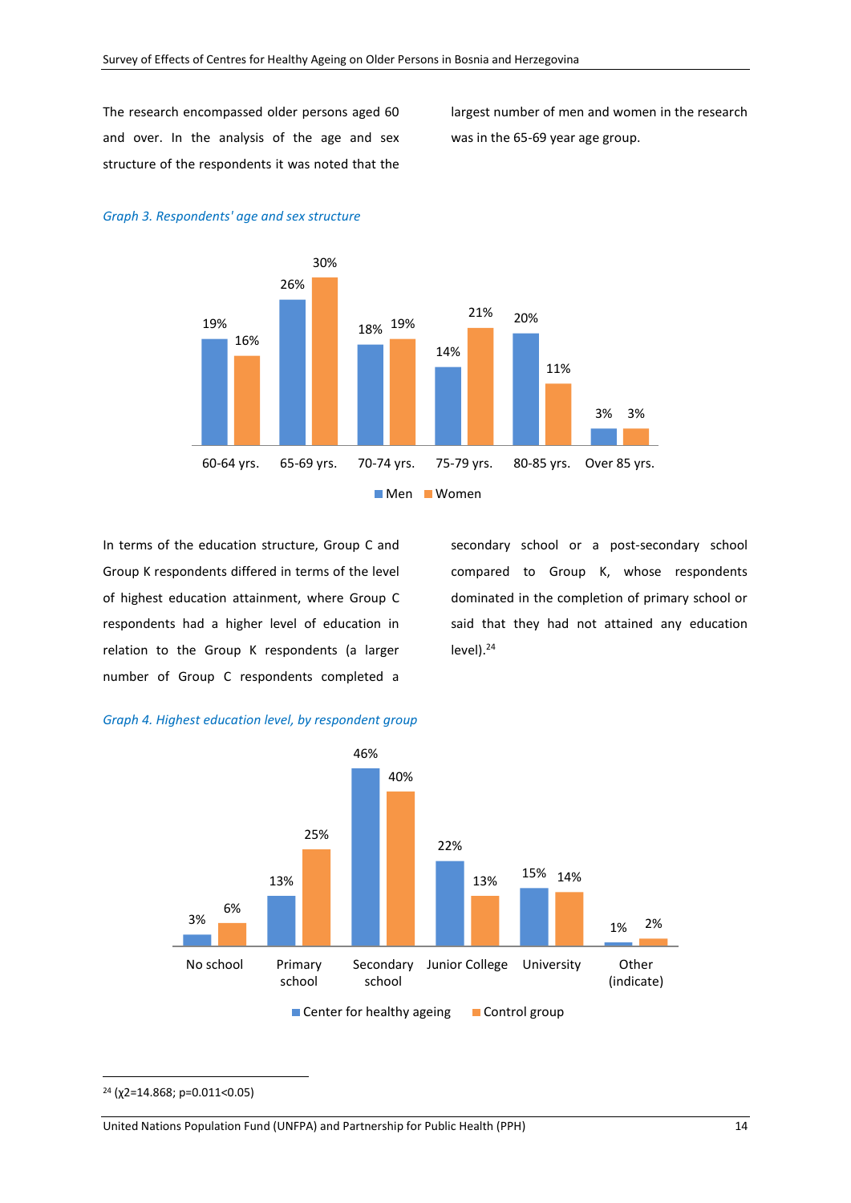The research encompassed older persons aged 60 and over. In the analysis of the age and sex structure of the respondents it was noted that the largest number of men and women in the research was in the 65-69 year age group.

*Graph 3. Respondents' age and sex structure*

19% 16%
26% 30%
18% 19%
14% 21%
20% 11%
3% 3%

60-64 yrs. 65-69 yrs. 70-74 yrs. 75-79 yrs. 80-85 yrs. Over 85 yrs.

Men Women

In terms of the education structure, Group C and Group K respondents differed in terms of the level of highest education attainment, where Group C respondents had a higher level of education in relation to the Group K respondents (a larger number of Group C respondents completed a secondary school or a post-secondary school compared to Group K, whose respondents dominated in the completion of primary school or said that they had not attained any education level).[24]

*Graph 4. Highest education level, by respondent group*

3% 6%
13% 25%
46% 40%
22% 13%
15% 14%
1% 2%

No school, Primary school, Secondary school, Junior College, University, Other (indicate)

Center for healthy ageing Control group

[24] ($\chi2=14.868$; $p=0.011<0.05$)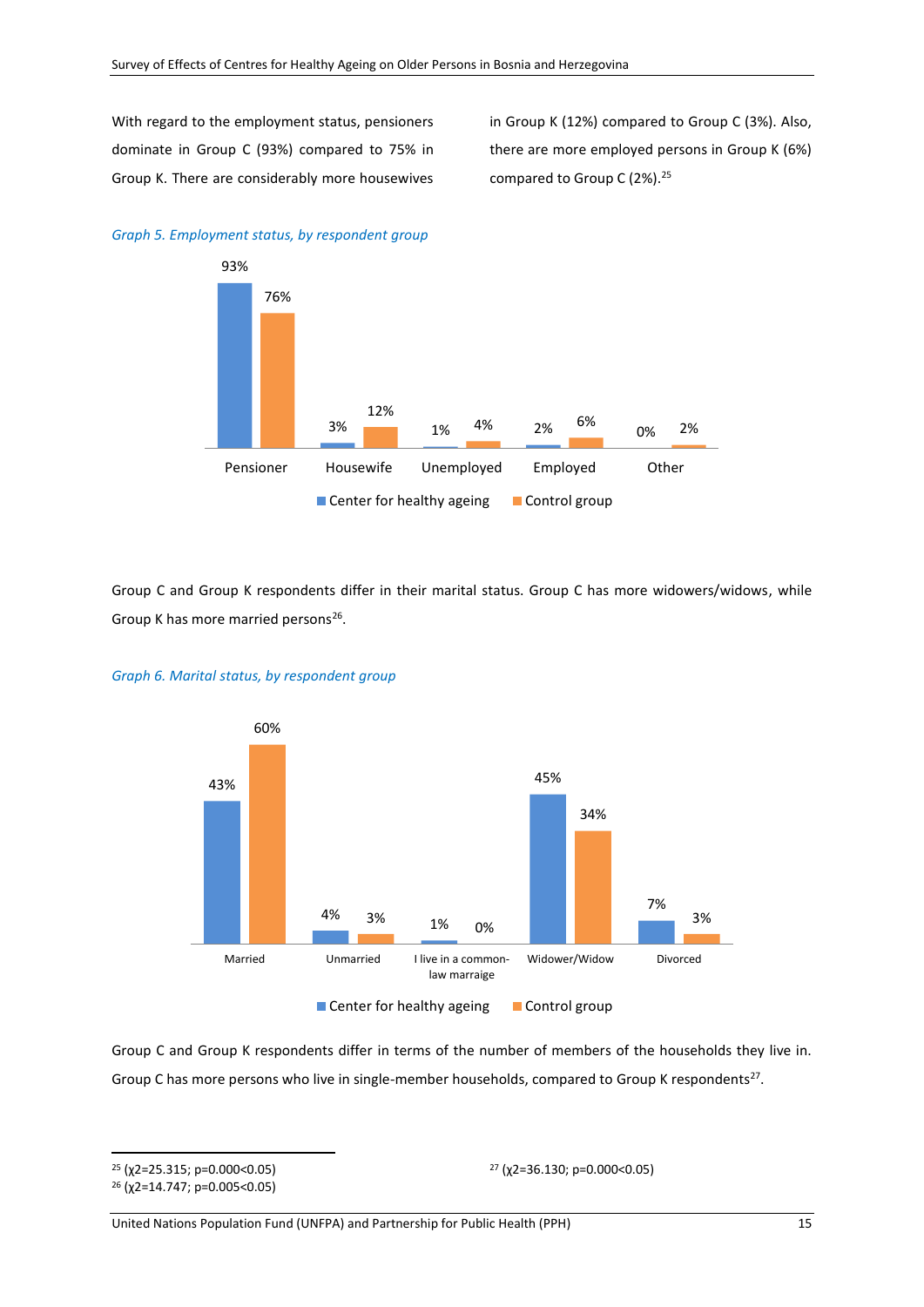With regard to the employment status, pensioners dominate in Group C (93%) compared to 75% in Group K. There are considerably more housewives in Group K (12%) compared to Group C (3%). Also, there are more employed persons in Group K (6%) compared to Group C (2%).[25]

*Graph 5. Employment status, by respondent group*

93%
76%
3%
12%
1%
4%
2%
6%
0%
2%

Pensioner
Housewife
Unemployed
Employed
Other

Center for healthy ageing
Control group

Group C and Group K respondents differ in their marital status. Group C has more widowers/widows, while Group K has more married persons[26].

*Graph 6. Marital status, by respondent group*

43%
60%
4%
3%
1%
0%
45%
34%
7%
3%

Married
Unmarried
I live in a common-law marraige
Widower/Widow
Divorced

Center for healthy ageing
Control group

Group C and Group K respondents differ in terms of the number of members of the households they live in. Group C has more persons who live in single-member households, compared to Group K respondents[27].

---

[25] ($\chi2$=25.315; p=0.000<0.05)

[26] ($\chi2$=14.747; p=0.005<0.05)

[27] ($\chi2$=36.130; p=0.000<0.05)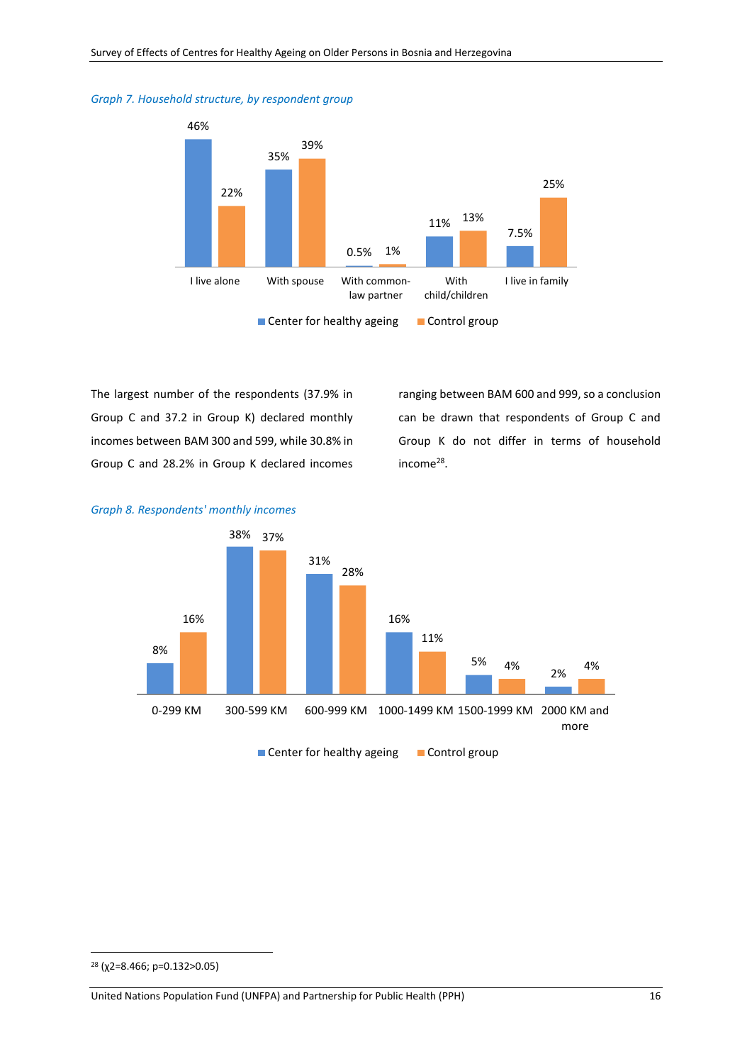*Graph 7. Household structure, by respondent group*

46%
22%
35%
39%
0.5%
1%
11%
13%
7.5%
25%

I live alone
With spouse
With common-law partner
With child/children
I live in family

Center for healthy ageing
Control group

The largest number of the respondents (37.9% in Group C and 37.2 in Group K) declared monthly incomes between BAM 300 and 599, while 30.8% in Group C and 28.2% in Group K declared incomes ranging between BAM 600 and 999, so a conclusion can be drawn that respondents of Group C and Group K do not differ in terms of household income[28].

*Graph 8. Respondents' monthly incomes*

8%
16%
38%
37%
31%
28%
16%
11%
5%
4%
2%
4%

0-299 KM
300-599 KM
600-999 KM
1000-1499 KM
1500-1999 KM
2000 KM and more

Center for healthy ageing
Control group

[28] ($\chi 2=8.466$; $p=0.132>0.05$)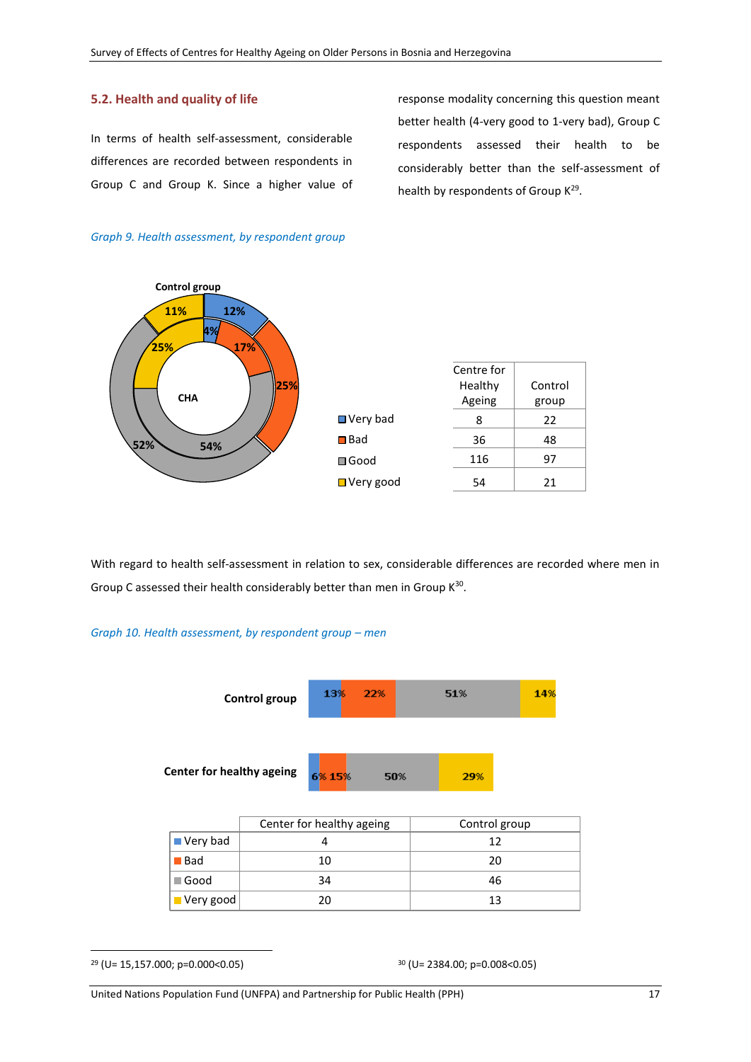## 5.2. Health and quality of life

In terms of health self-assessment, considerable differences are recorded between respondents in Group C and Group K. Since a higher value of response modality concerning this question meant better health (4-very good to 1-very bad), Group C respondents assessed their health to be considerably better than the self-assessment of health by respondents of Group K[29].

*Graph 9. Health assessment, by respondent group*

Control group

11%
12%
4%
25%
17%
25%
CHA
52%
54%

| | Centre for Healthy Ageing | Control group |
|---|---|---|
| Very bad | 8 | 22 |
| Bad | 36 | 48 |
| Good | 116 | 97 |
| Very good | 54 | 21 |

With regard to health self-assessment in relation to sex, considerable differences are recorded where men in Group C assessed their health considerably better than men in Group K[30].

*Graph 10. Health assessment, by respondent group – men*

Control group
13%
22%
51%
14%

Center for healthy ageing
6%
15%
50%
29%

| | Center for healthy ageing | Control group |
|---|---|---|
| Very bad | 4 | 12 |
| Bad | 10 | 20 |
| Good | 34 | 46 |
| Very good | 20 | 13 |

[29] (U= 15,157.000; p=0.000<0.05)

[30] (U= 2384.00; p=0.008<0.05)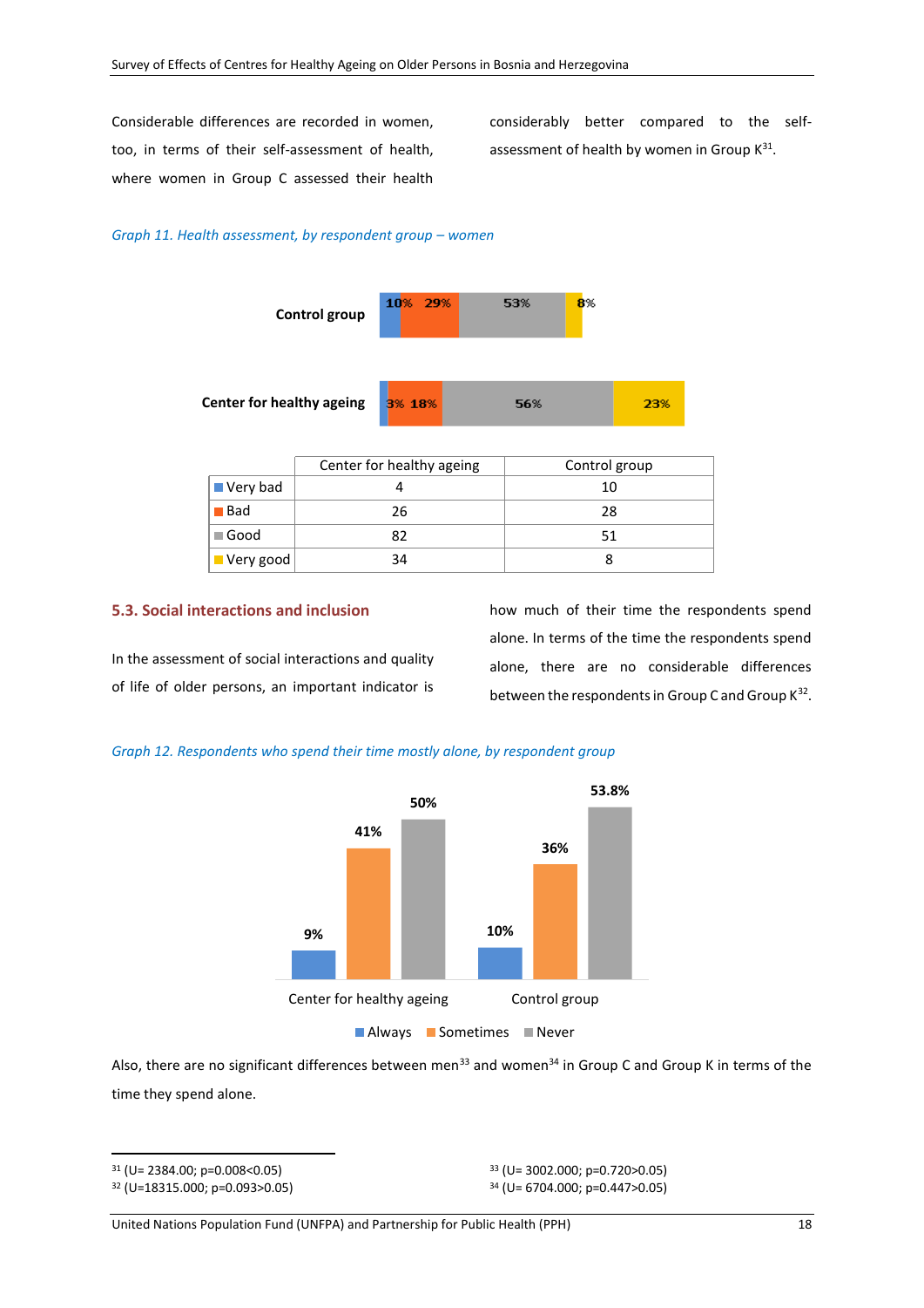Considerable differences are recorded in women, too, in terms of their self-assessment of health, where women in Group C assessed their health considerably better compared to the self-assessment of health by women in Group K[31].

*Graph 11. Health assessment, by respondent group – women*

Control group
10% 29% 53% 8%

Center for healthy ageing
3% 18% 56% 23%

| | Center for healthy ageing | Control group |
|---|---|---|
| Very bad | 4 | 10 |
| Bad | 26 | 28 |
| Good | 82 | 51 |
| Very good | 34 | 8 |

### 5.3. Social interactions and inclusion

In the assessment of social interactions and quality of life of older persons, an important indicator is how much of their time the respondents spend alone. In terms of the time the respondents spend alone, there are no considerable differences between the respondents in Group C and Group K[32].

*Graph 12. Respondents who spend their time mostly alone, by respondent group*

Center for healthy ageing: 9% 41% 50%

Control group: 10% 36% 53.8%

Always Sometimes Never

Also, there are no significant differences between men[33] and women[34] in Group C and Group K in terms of the time they spend alone.

[31] (U= 2384.00; p=0.008<0.05)
[32] (U=18315.000; p=0.093>0.05)
[33] (U= 3002.000; p=0.720>0.05)
[34] (U= 6704.000; p=0.447>0.05)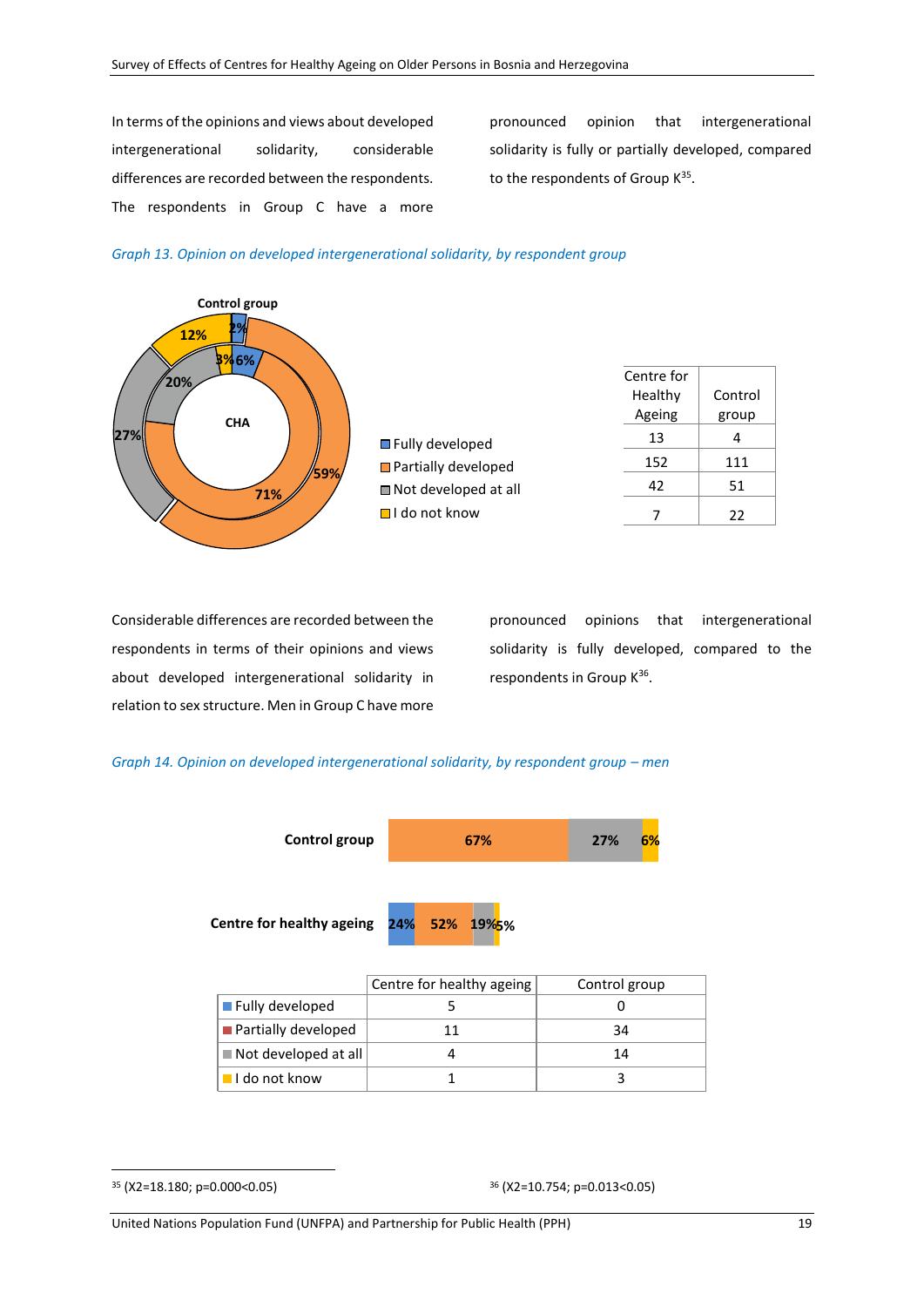In terms of the opinions and views about developed intergenerational solidarity, considerable differences are recorded between the respondents. The respondents in Group C have a more pronounced opinion that intergenerational solidarity is fully or partially developed, compared to the respondents of Group K[35].

*Graph 13. Opinion on developed intergenerational solidarity, by respondent group*

Control group
CHA
2%
12%
6%
3%
20%
27%
59%
71%

Fully developed
Partially developed
Not developed at all
I do not know

| Centre for Healthy Ageing | Control group |
|---|---|
| 13 | 4 |
| 152 | 111 |
| 42 | 51 |
| 7 | 22 |

Considerable differences are recorded between the respondents in terms of their opinions and views about developed intergenerational solidarity in relation to sex structure. Men in Group C have more pronounced opinions that intergenerational solidarity is fully developed, compared to the respondents in Group K[36].

*Graph 14. Opinion on developed intergenerational solidarity, by respondent group – men*

Control group
67%
27%
6%

Centre for healthy ageing
24%
52%
19%
5%

| | Centre for healthy ageing | Control group |
|---|---|---|
| Fully developed | 5 | 0 |
| Partially developed | 11 | 34 |
| Not developed at all | 4 | 14 |
| I do not know | 1 | 3 |

[35] ($X2=18.180$; $p=0.000<0.05$)

[36] ($X2=10.754$; $p=0.013<0.05$)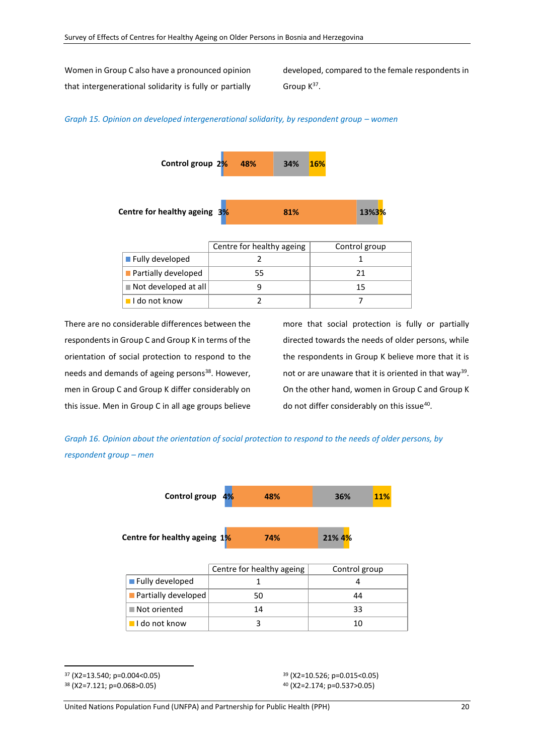Women in Group C also have a pronounced opinion that intergenerational solidarity is fully or partially developed, compared to the female respondents in Group K[37].

*Graph 15. Opinion on developed intergenerational solidarity, by respondent group – women*

Control group 2% 48% 34% 16%

Centre for healthy ageing 3% 81% 13% 3%

| | Centre for healthy ageing | Control group |
|---|---|---|
| Fully developed | 2 | 1 |
| Partially developed | 55 | 21 |
| Not developed at all | 9 | 15 |
| I do not know | 2 | 7 |

There are no considerable differences between the respondents in Group C and Group K in terms of the orientation of social protection to respond to the needs and demands of ageing persons[38]. However, men in Group C and Group K differ considerably on this issue. Men in Group C in all age groups believe more that social protection is fully or partially directed towards the needs of older persons, while the respondents in Group K believe more that it is not or are unaware that it is oriented in that way[39]. On the other hand, women in Group C and Group K do not differ considerably on this issue[40].

*Graph 16. Opinion about the orientation of social protection to respond to the needs of older persons, by respondent group – men*

Control group 4% 48% 36% 11%

Centre for healthy ageing 1% 74% 21% 4%

| | Centre for healthy ageing | Control group |
|---|---|---|
| Fully developed | 1 | 4 |
| Partially developed | 50 | 44 |
| Not oriented | 14 | 33 |
| I do not know | 3 | 10 |

[37] (X2=13.540; p=0.004<0.05)
[38] (X2=7.121; p=0.068>0.05)
[39] (X2=10.526; p=0.015<0.05)
[40] (X2=2.174; p=0.537>0.05)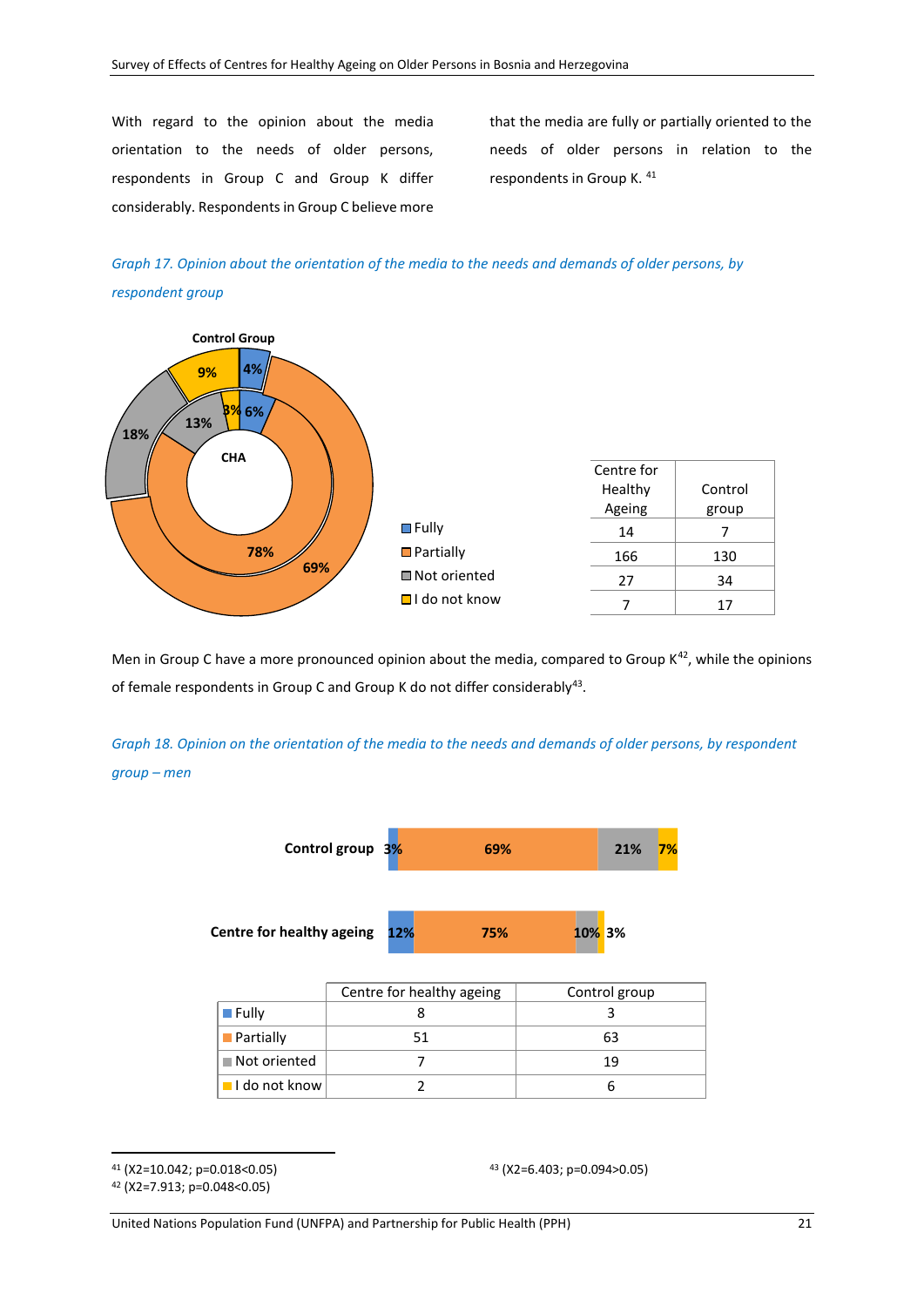With regard to the opinion about the media orientation to the needs of older persons, respondents in Group C and Group K differ considerably. Respondents in Group C believe more that the media are fully or partially oriented to the needs of older persons in relation to the respondents in Group K. [41]

*Graph 17. Opinion about the orientation of the media to the needs and demands of older persons, by respondent group*

Control Group
CHA
4%
9%
18%
13%
3%
6%
78%
69%

Fully
Partially
Not oriented
I do not know

| | Centre for Healthy Ageing | Control group |
|---|---|---|
| Fully | 14 | 7 |
| Partially | 166 | 130 |
| Not oriented | 27 | 34 |
| I do not know | 7 | 17 |

Men in Group C have a more pronounced opinion about the media, compared to Group K[42], while the opinions of female respondents in Group C and Group K do not differ considerably[43].

*Graph 18. Opinion on the orientation of the media to the needs and demands of older persons, by respondent group – men*

Control group 3% 69% 21% 7%
Centre for healthy ageing 12% 75% 10% 3%

| | Centre for healthy ageing | Control group |
|---|---|---|
| Fully | 8 | 3 |
| Partially | 51 | 63 |
| Not oriented | 7 | 19 |
| I do not know | 2 | 6 |

[41] ($X2=10.042$; $p=0.018<0.05$)
[42] ($X2=7.913$; $p=0.048<0.05$)
[43] ($X2=6.403$; $p=0.094>0.05$)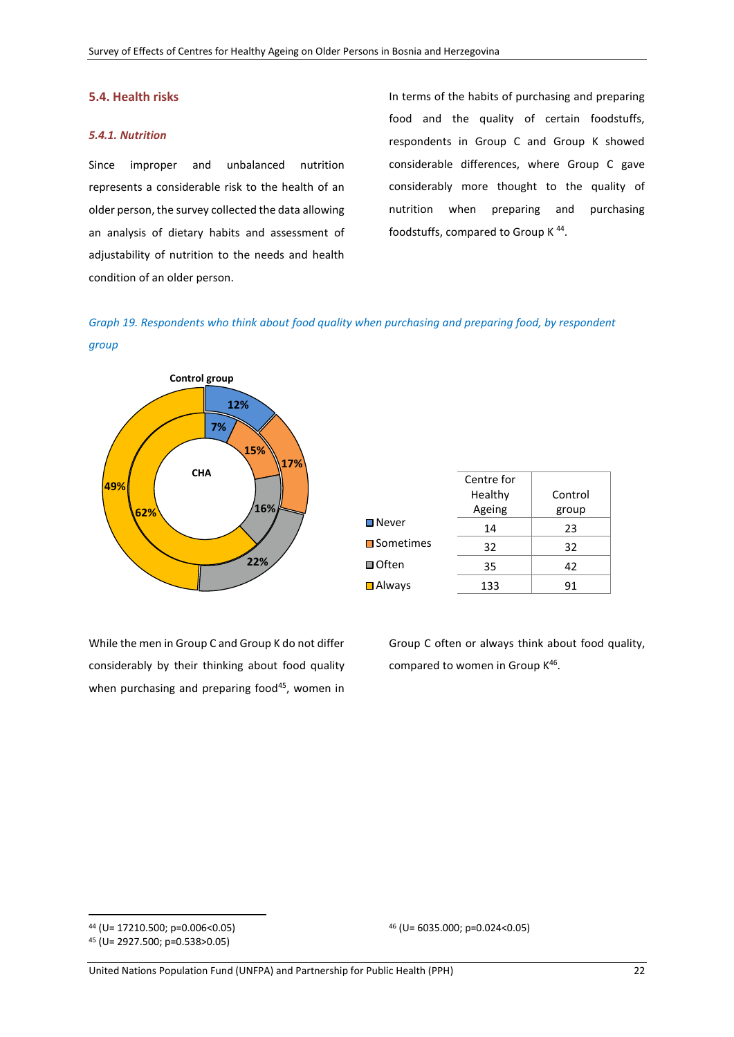### 5.4. Health risks

#### *5.4.1. Nutrition*

Since improper and unbalanced nutrition represents a considerable risk to the health of an older person, the survey collected the data allowing an analysis of dietary habits and assessment of adjustability of nutrition to the needs and health condition of an older person.

In terms of the habits of purchasing and preparing food and the quality of certain foodstuffs, respondents in Group C and Group K showed considerable differences, where Group C gave considerably more thought to the quality of nutrition when preparing and purchasing foodstuffs, compared to Group K [44].

*Graph 19. Respondents who think about food quality when purchasing and preparing food, by respondent group*

Control group

CHA

12%
7%
15%
17%
16%
22%
62%
49%

| | Centre for Healthy Ageing | Control group |
|---|---|---|
| Never | 14 | 23 |
| Sometimes | 32 | 32 |
| Often | 35 | 42 |
| Always | 133 | 91 |

While the men in Group C and Group K do not differ considerably by their thinking about food quality when purchasing and preparing food[45], women in Group C often or always think about food quality, compared to women in Group K[46].

[44] (U= 17210.500; p=0.006<0.05)
[45] (U= 2927.500; p=0.538>0.05)
[46] (U= 6035.000; p=0.024<0.05)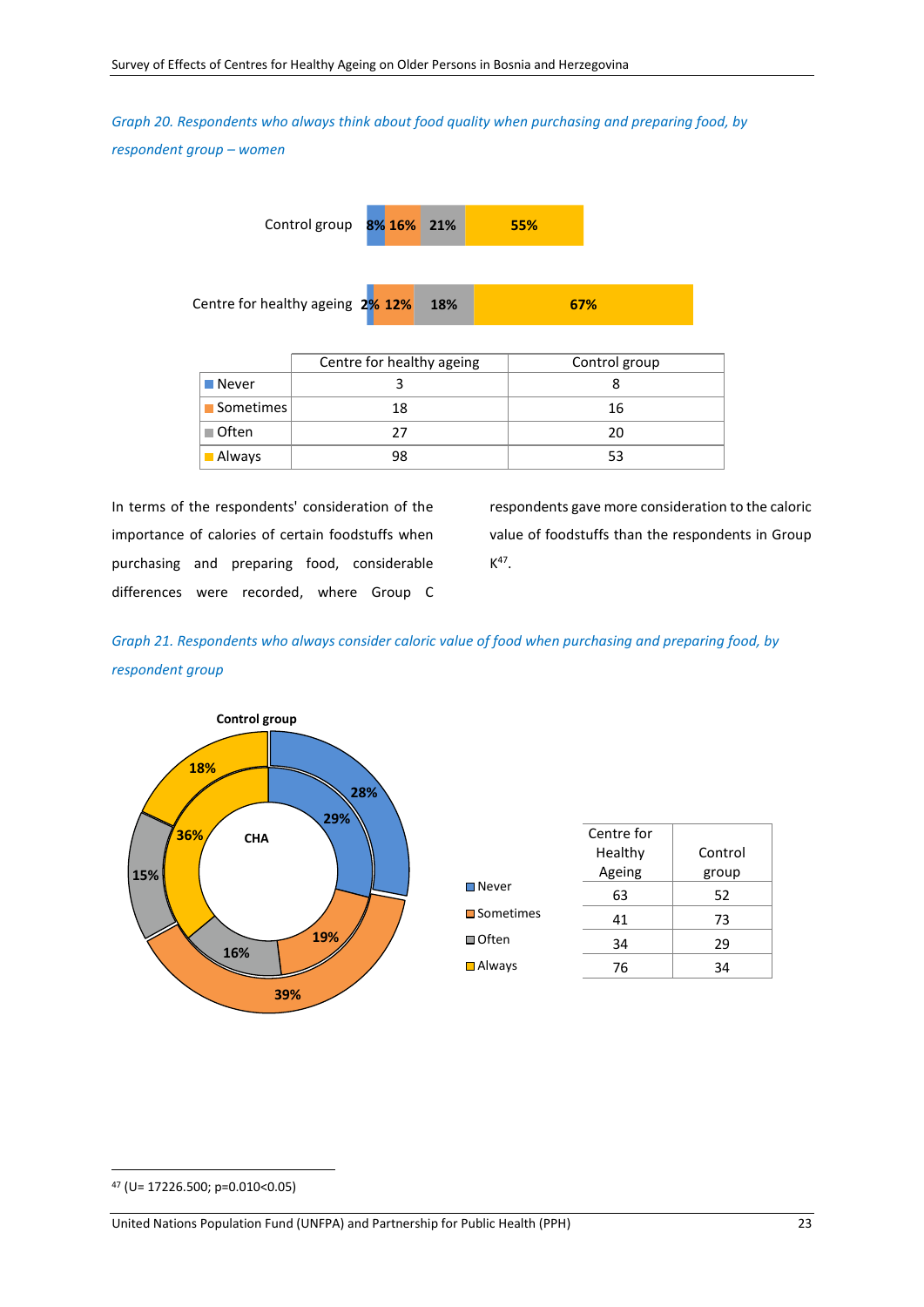*Graph 20. Respondents who always think about food quality when purchasing and preparing food, by respondent group – women*

Control group
8% 16% 21% 55%

Centre for healthy ageing
2% 12% 18% 67%

| | Centre for healthy ageing | Control group |
|---|---|---|
| Never | 3 | 8 |
| Sometimes | 18 | 16 |
| Often | 27 | 20 |
| Always | 98 | 53 |

In terms of the respondents' consideration of the importance of calories of certain foodstuffs when purchasing and preparing food, considerable differences were recorded, where Group C respondents gave more consideration to the caloric value of foodstuffs than the respondents in Group K[47].

*Graph 21. Respondents who always consider caloric value of food when purchasing and preparing food, by respondent group*

Control group

CHA

28%
29%
18%
36%
15%
16%
19%
39%

Never
Sometimes
Often
Always

| | Centre for Healthy Ageing | Control group |
|---|---|---|
| Never | 63 | 52 |
| Sometimes | 41 | 73 |
| Often | 34 | 29 |
| Always | 76 | 34 |

[47] (U= 17226.500; p=0.010<0.05)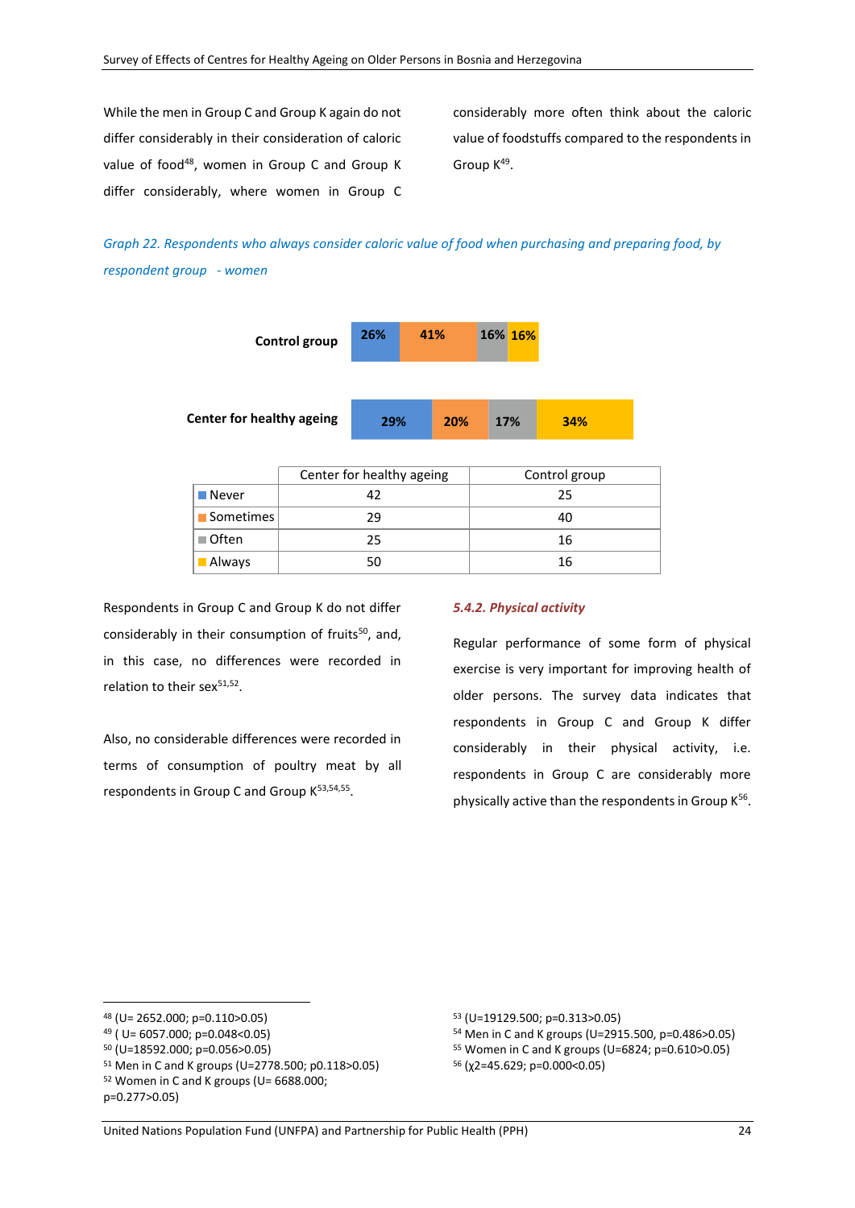While the men in Group C and Group K again do not differ considerably in their consideration of caloric value of food[48], women in Group C and Group K differ considerably, where women in Group C considerably more often think about the caloric value of foodstuffs compared to the respondents in Group K[49].

*Graph 22. Respondents who always consider caloric value of food when purchasing and preparing food, by respondent group - women*

Control group
26% 41% 16% 16%

Center for healthy ageing
29% 20% 17% 34%

| | Center for healthy ageing | Control group |
|---|---|---|
| Never | 42 | 25 |
| Sometimes | 29 | 40 |
| Often | 25 | 16 |
| Always | 50 | 16 |

Respondents in Group C and Group K do not differ considerably in their consumption of fruits[50], and, in this case, no differences were recorded in relation to their sex[51,52].

Also, no considerable differences were recorded in terms of consumption of poultry meat by all respondents in Group C and Group K[53,54,55].

### *5.4.2. Physical activity*

Regular performance of some form of physical exercise is very important for improving health of older persons. The survey data indicates that respondents in Group C and Group K differ considerably in their physical activity, i.e. respondents in Group C are considerably more physically active than the respondents in Group K[56].

---

48 (U= 2652.000; p=0.110>0.05)
49 ( U= 6057.000; p=0.048<0.05)
50 (U=18592.000; p=0.056>0.05)
51 Men in C and K groups (U=2778.500; p0.118>0.05)
52 Women in C and K groups (U= 6688.000; p=0.277>0.05)
53 (U=19129.500; p=0.313>0.05)
54 Men in C and K groups (U=2915.500, p=0.486>0.05)
55 Women in C and K groups (U=6824; p=0.610>0.05)
56 ($\chi 2$=45.629; p=0.000<0.05)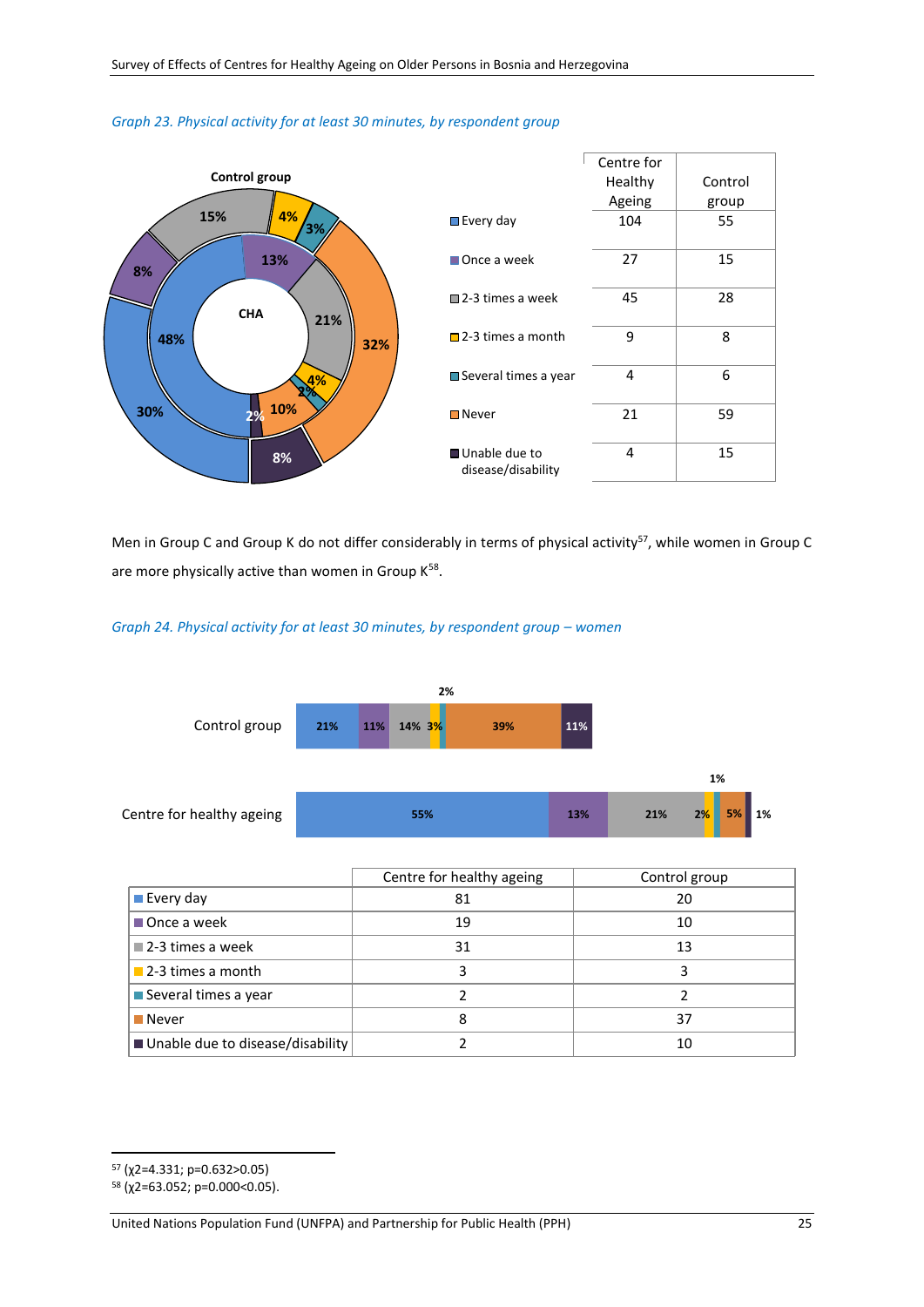*Graph 23. Physical activity for at least 30 minutes, by respondent group*

Control group

CHA

15%
4%
3%
8%
13%
21%
32%
48%
4%
2%
30%
2%
10%
8%

| | Centre for Healthy Ageing | Control group |
|---|---|---|
| Every day | 104 | 55 |
| Once a week | 27 | 15 |
| 2-3 times a week | 45 | 28 |
| 2-3 times a month | 9 | 8 |
| Several times a year | 4 | 6 |
| Never | 21 | 59 |
| Unable due to disease/disability | 4 | 15 |

Men in Group C and Group K do not differ considerably in terms of physical activity[57], while women in Group C are more physically active than women in Group K[58].

*Graph 24. Physical activity for at least 30 minutes, by respondent group – women*

Control group: 21% 11% 14% 3% 2% 39% 11%

Centre for healthy ageing: 55% 13% 21% 2% 1% 5% 1%

| | Centre for healthy ageing | Control group |
|---|---|---|
| Every day | 81 | 20 |
| Once a week | 19 | 10 |
| 2-3 times a week | 31 | 13 |
| 2-3 times a month | 3 | 3 |
| Several times a year | 2 | 2 |
| Never | 8 | 37 |
| Unable due to disease/disability | 2 | 10 |

[57] ($\chi^2$=4.331; p=0.632>0.05)
[58] ($\chi^2$=63.052; p=0.000<0.05).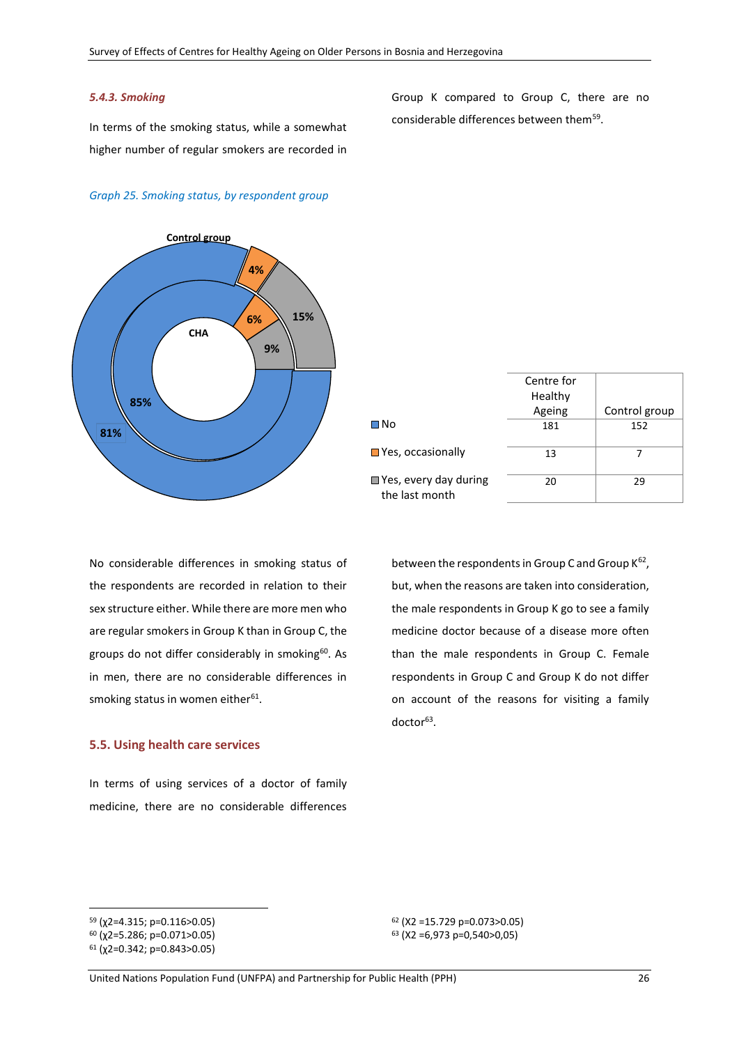### *5.4.3. Smoking*

In terms of the smoking status, while a somewhat higher number of regular smokers are recorded in Group K compared to Group C, there are no considerable differences between them[59].

*Graph 25. Smoking status, by respondent group*

| | Centre for Healthy Ageing | Control group |
|---|---|---|
| No | 181 | 152 |
| Yes, occasionally | 13 | 7 |
| Yes, every day during the last month | 20 | 29 |

No considerable differences in smoking status of the respondents are recorded in relation to their sex structure either. While there are more men who are regular smokers in Group K than in Group C, the groups do not differ considerably in smoking[60]. As in men, there are no considerable differences in smoking status in women either[61].

## 5.5. Using health care services

In terms of using services of a doctor of family medicine, there are no considerable differences between the respondents in Group C and Group K[62], but, when the reasons are taken into consideration, the male respondents in Group K go to see a family medicine doctor because of a disease more often than the male respondents in Group C. Female respondents in Group C and Group K do not differ on account of the reasons for visiting a family doctor[63].

---

[59] ($\chi 2$=4.315; p=0.116>0.05)
[60] ($\chi 2$=5.286; p=0.071>0.05)
[61] ($\chi 2$=0.342; p=0.843>0.05)
[62] (X2 =15.729 p=0.073>0.05)
[63] (X2 =6,973 p=0,540>0,05)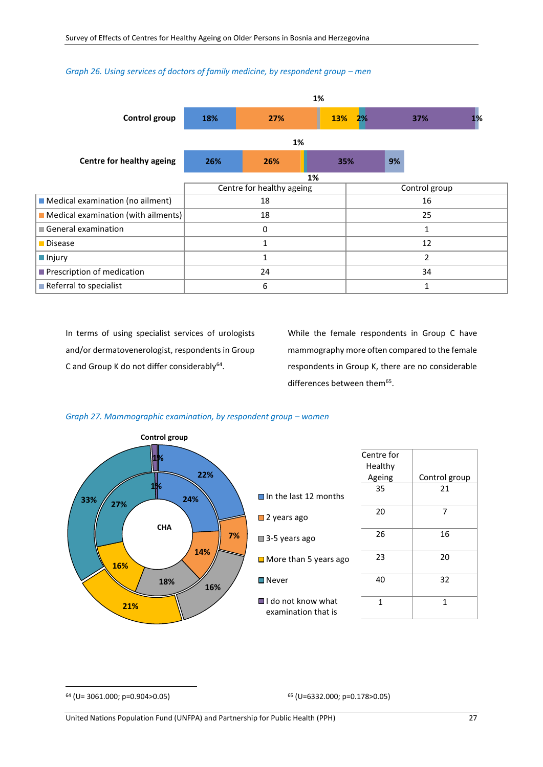*Graph 26. Using services of doctors of family medicine, by respondent group – men*

Control group: 18% | 27% | 1% | 13% | 2% | 37% | 1%

Centre for healthy ageing: 26% | 26% | 1% | 1% | 35% | 9%

| | Centre for healthy ageing | Control group |
|---|---|---|
| Medical examination (no ailment) | 18 | 16 |
| Medical examination (with ailments) | 18 | 25 |
| General examination | 0 | 1 |
| Disease | 1 | 12 |
| Injury | 1 | 2 |
| Prescription of medication | 24 | 34 |
| Referral to specialist | 6 | 1 |

In terms of using specialist services of urologists and/or dermatovenerologist, respondents in Group C and Group K do not differ considerably[64].

While the female respondents in Group C have mammography more often compared to the female respondents in Group K, there are no considerable differences between them[65].

*Graph 27. Mammographic examination, by respondent group – women*

Control group

CHA

1% 22% 7% 16% 21% 33%

1% 24% 14% 18% 16% 27%

| | Centre for Healthy Ageing | Control group |
|---|---|---|
| In the last 12 months | 35 | 21 |
| 2 years ago | 20 | 7 |
| 3-5 years ago | 26 | 16 |
| More than 5 years ago | 23 | 20 |
| Never | 40 | 32 |
| I do not know what examination that is | 1 | 1 |

[64] (U= 3061.000; p=0.904>0.05)

[65] (U=6332.000; p=0.178>0.05)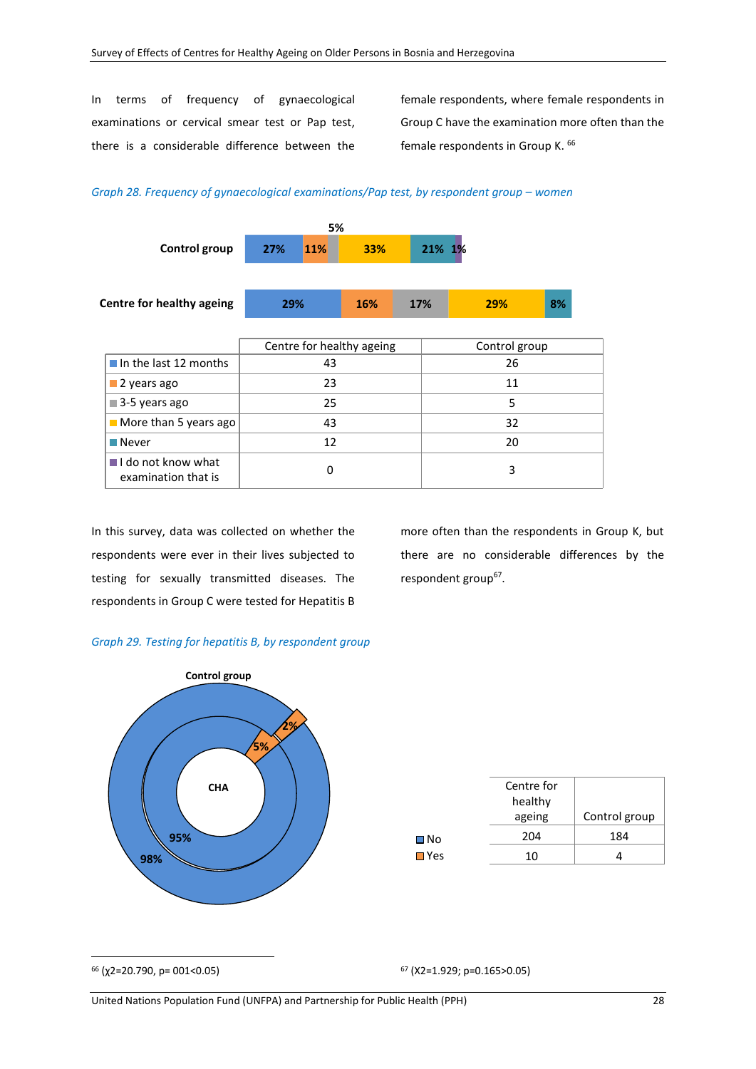In terms of frequency of gynaecological examinations or cervical smear test or Pap test, there is a considerable difference between the female respondents, where female respondents in Group C have the examination more often than the female respondents in Group K. [66]

*Graph 28. Frequency of gynaecological examinations/Pap test, by respondent group – women*

Control group
27% 11% 5% 33% 21% 1%

Centre for healthy ageing
29% 16% 17% 29% 8%

| | Centre for healthy ageing | Control group |
|---|---|---|
| In the last 12 months | 43 | 26 |
| 2 years ago | 23 | 11 |
| 3-5 years ago | 25 | 5 |
| More than 5 years ago | 43 | 32 |
| Never | 12 | 20 |
| I do not know what examination that is | 0 | 3 |

In this survey, data was collected on whether the respondents were ever in their lives subjected to testing for sexually transmitted diseases. The respondents in Group C were tested for Hepatitis B more often than the respondents in Group K, but there are no considerable differences by the respondent group[67].

*Graph 29. Testing for hepatitis B, by respondent group*

Control group
CHA
2%
5%
95%
98%

| | Centre for healthy ageing | Control group |
|---|---|---|
| No | 204 | 184 |
| Yes | 10 | 4 |

[66] ($\chi 2$=20.790, p= 001<0.05)

[67] (X2=1.929; p=0.165>0.05)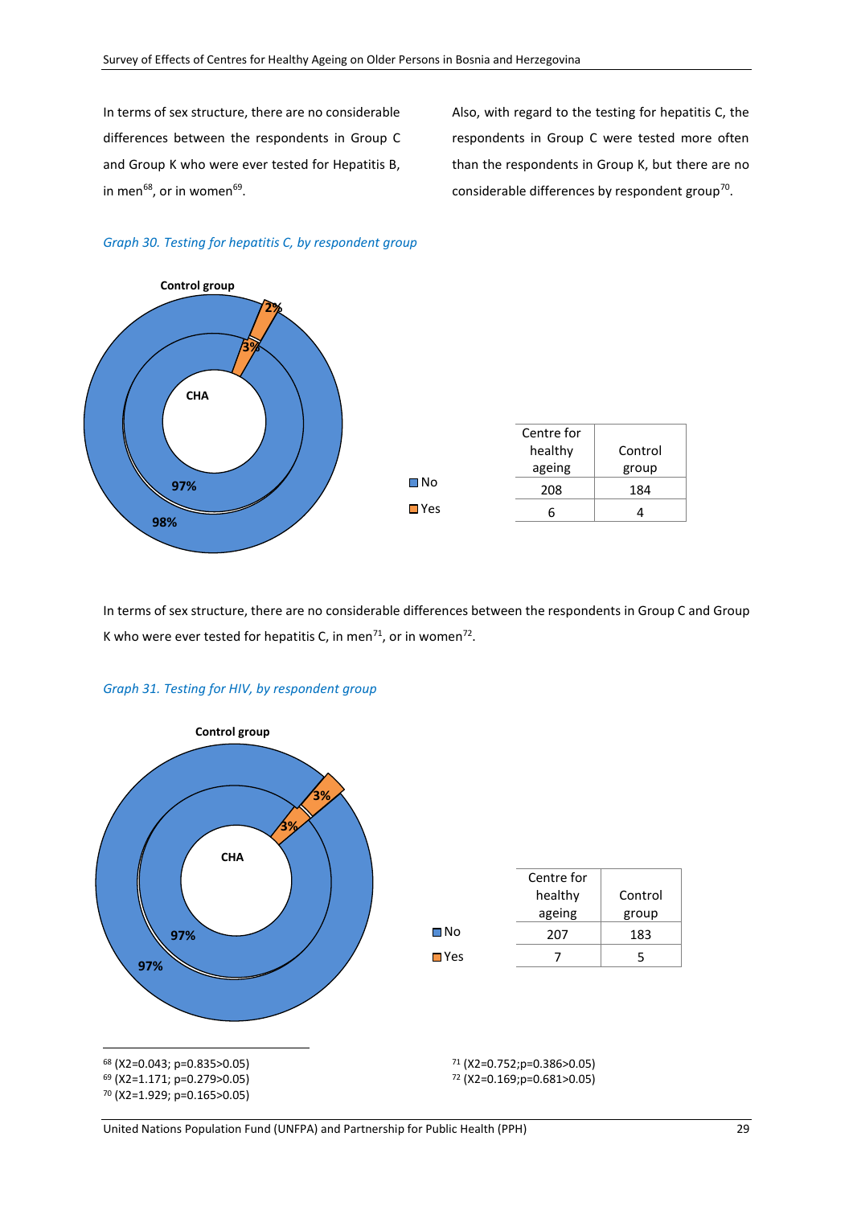In terms of sex structure, there are no considerable differences between the respondents in Group C and Group K who were ever tested for Hepatitis B, in men[68], or in women[69].

Also, with regard to the testing for hepatitis C, the respondents in Group C were tested more often than the respondents in Group K, but there are no considerable differences by respondent group[70].

*Graph 30. Testing for hepatitis C, by respondent group*

Control group

CHA

2%

3%

97%

98%

No

Yes

| | Centre for healthy ageing | Control group |
|---|---|---|
| No | 208 | 184 |
| Yes | 6 | 4 |

In terms of sex structure, there are no considerable differences between the respondents in Group C and Group K who were ever tested for hepatitis C, in men[71], or in women[72].

*Graph 31. Testing for HIV, by respondent group*

Control group

CHA

3%

3%

97%

97%

No

Yes

| | Centre for healthy ageing | Control group |
|---|---|---|
| No | 207 | 183 |
| Yes | 7 | 5 |

---

[68] ($X2=0.043$; $p=0.835>0.05$)
[69] ($X2=1.171$; $p=0.279>0.05$)
[70] ($X2=1.929$; $p=0.165>0.05$)
[71] ($X2=0.752$; $p=0.386>0.05$)
[72] ($X2=0.169$; $p=0.681>0.05$)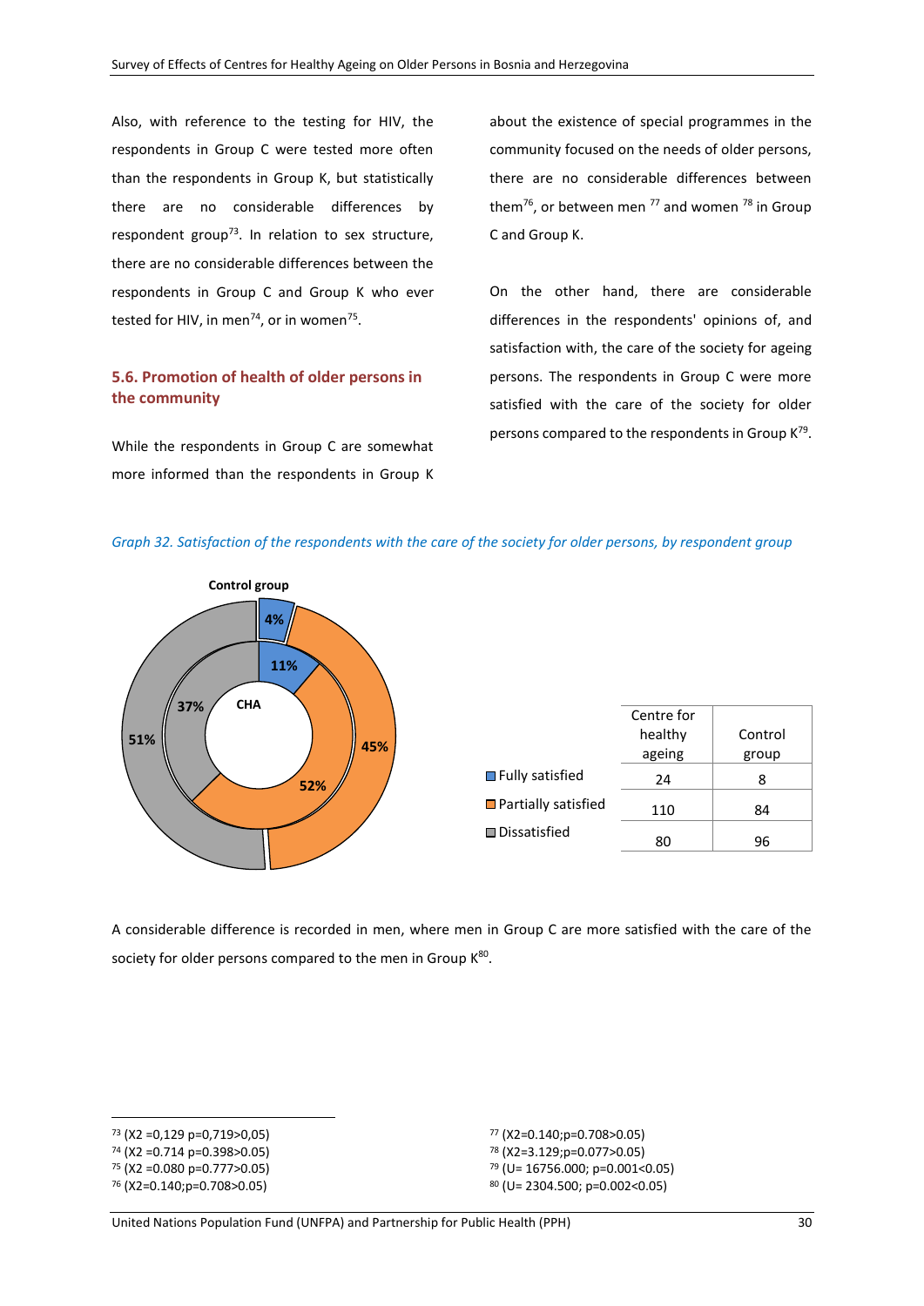Also, with reference to the testing for HIV, the respondents in Group C were tested more often than the respondents in Group K, but statistically there are no considerable differences by respondent group[73]. In relation to sex structure, there are no considerable differences between the respondents in Group C and Group K who ever tested for HIV, in men[74], or in women[75].

## 5.6. Promotion of health of older persons in the community

While the respondents in Group C are somewhat more informed than the respondents in Group K about the existence of special programmes in the community focused on the needs of older persons, there are no considerable differences between them[76], or between men [77] and women [78] in Group C and Group K.

On the other hand, there are considerable differences in the respondents' opinions of, and satisfaction with, the care of the society for ageing persons. The respondents in Group C were more satisfied with the care of the society for older persons compared to the respondents in Group K[79].

*Graph 32. Satisfaction of the respondents with the care of the society for older persons, by respondent group*

Control group

CHA

4%

11%

45%

52%

37%

51%

| | Centre for healthy ageing | Control group |
|---|---|---|
| Fully satisfied | 24 | 8 |
| Partially satisfied | 110 | 84 |
| Dissatisfied | 80 | 96 |

A considerable difference is recorded in men, where men in Group C are more satisfied with the care of the society for older persons compared to the men in Group K[80].

---

[73] ($X2 = 0,129$ $p = 0,719 > 0,05$)
[74] ($X2 = 0.714$ $p = 0.398 > 0.05$)
[75] ($X2 = 0.080$ $p = 0.777 > 0.05$)
[76] ($X2 = 0.140; p = 0.708 > 0.05$)
[77] ($X2 = 0.140; p = 0.708 > 0.05$)
[78] ($X2 = 3.129; p = 0.077 > 0.05$)
[79] ($U = 16756.000$; $p = 0.001 < 0.05$)
[80] ($U = 2304.500$; $p = 0.002 < 0.05$)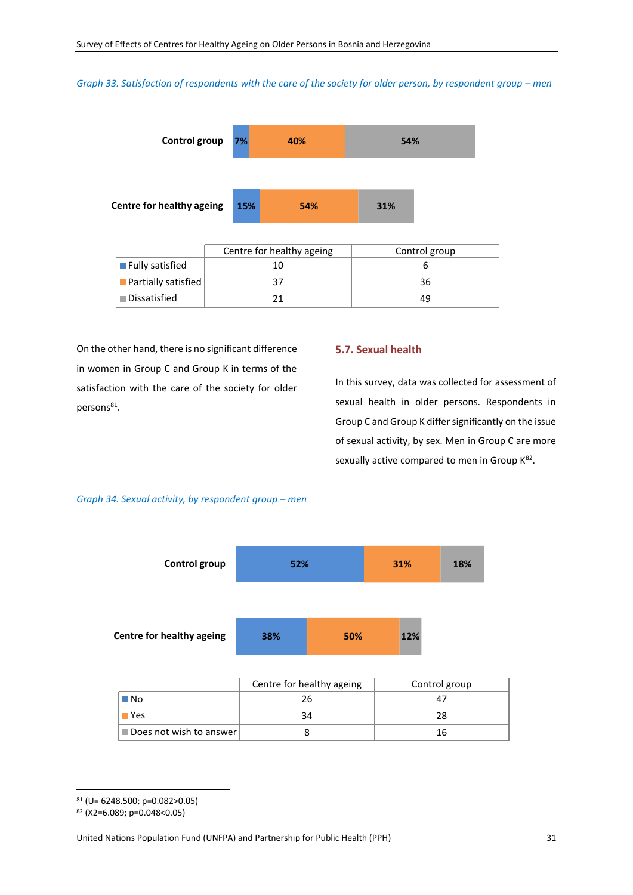*Graph 33. Satisfaction of respondents with the care of the society for older person, by respondent group – men*

Control group
7%
40%
54%

Centre for healthy ageing
15%
54%
31%

| | Centre for healthy ageing | Control group |
|---|---|---|
| Fully satisfied | 10 | 6 |
| Partially satisfied | 37 | 36 |
| Dissatisfied | 21 | 49 |

On the other hand, there is no significant difference in women in Group C and Group K in terms of the satisfaction with the care of the society for older persons[81].

### 5.7. Sexual health

In this survey, data was collected for assessment of sexual health in older persons. Respondents in Group C and Group K differ significantly on the issue of sexual activity, by sex. Men in Group C are more sexually active compared to men in Group K[82].

*Graph 34. Sexual activity, by respondent group – men*

Control group
52%
31%
18%

Centre for healthy ageing
38%
50%
12%

| | Centre for healthy ageing | Control group |
|---|---|---|
| No | 26 | 47 |
| Yes | 34 | 28 |
| Does not wish to answer | 8 | 16 |

[81] (U= 6248.500; p=0.082>0.05)

[82] (X2=6.089; p=0.048<0.05)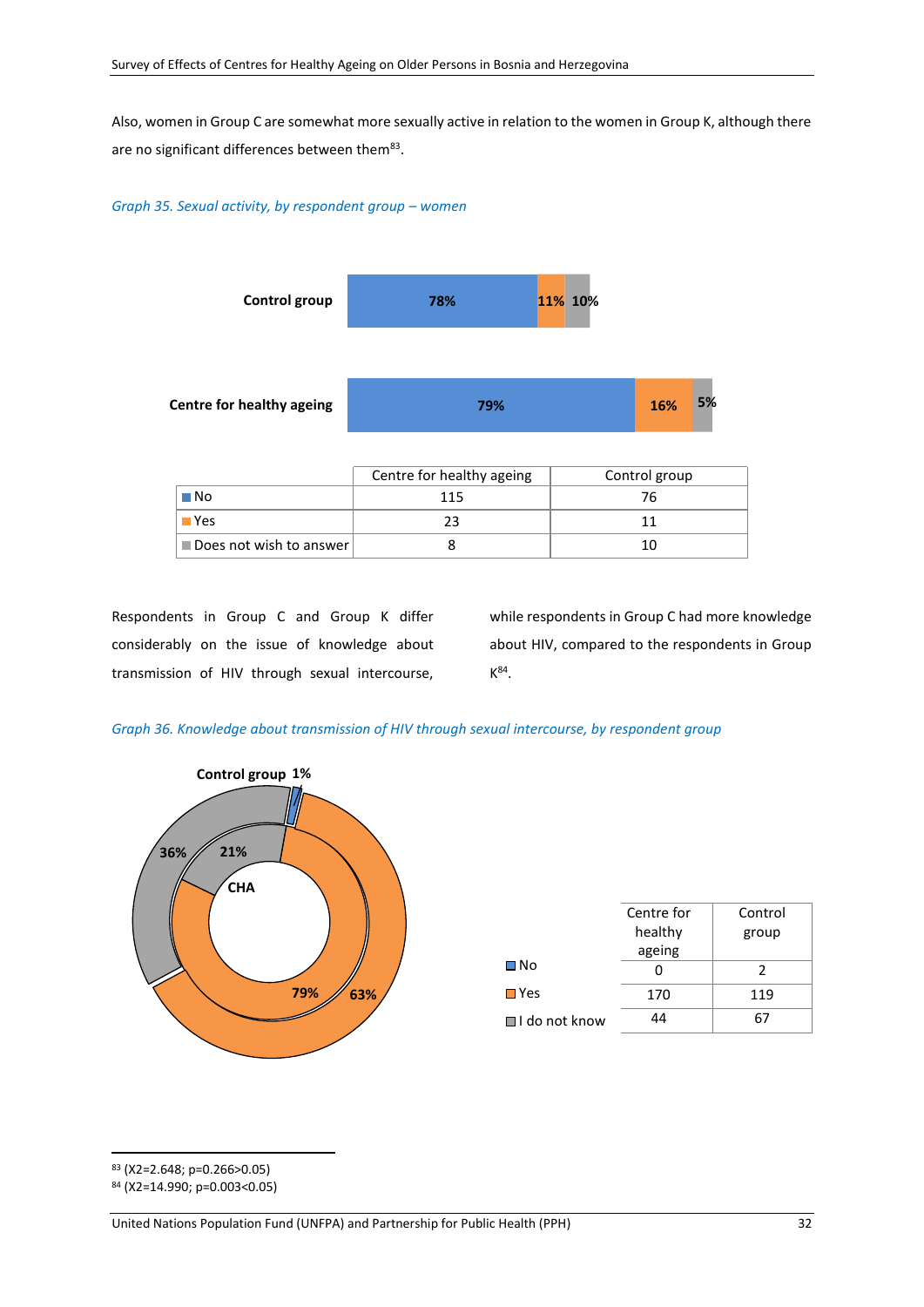Also, women in Group C are somewhat more sexually active in relation to the women in Group K, although there are no significant differences between them[83].

*Graph 35. Sexual activity, by respondent group – women*

Control group
78%
11%
10%

Centre for healthy ageing
79%
16%
5%

| | Centre for healthy ageing | Control group |
|---|---|---|
| No | 115 | 76 |
| Yes | 23 | 11 |
| Does not wish to answer | 8 | 10 |

Respondents in Group C and Group K differ considerably on the issue of knowledge about transmission of HIV through sexual intercourse, while respondents in Group C had more knowledge about HIV, compared to the respondents in Group K[84].

*Graph 36. Knowledge about transmission of HIV through sexual intercourse, by respondent group*

Control group
1%
36%
21%
CHA
79%
63%

| | Centre for healthy ageing | Control group |
|---|---|---|
| No | 0 | 2 |
| Yes | 170 | 119 |
| I do not know | 44 | 67 |

[83] (X2=2.648; p=0.266>0.05)
[84] (X2=14.990; p=0.003<0.05)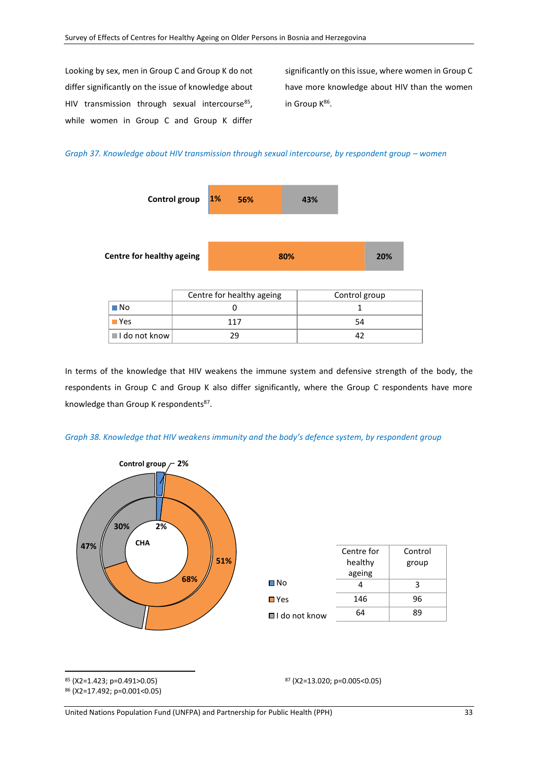Looking by sex, men in Group C and Group K do not differ significantly on the issue of knowledge about HIV transmission through sexual intercourse[85], while women in Group C and Group K differ significantly on this issue, where women in Group C have more knowledge about HIV than the women in Group K[86].

*Graph 37. Knowledge about HIV transmission through sexual intercourse, by respondent group – women*

Control group
1%
56%
43%

Centre for healthy ageing
80%
20%

| | Centre for healthy ageing | Control group |
|---|---|---|
| No | 0 | 1 |
| Yes | 117 | 54 |
| I do not know | 29 | 42 |

In terms of the knowledge that HIV weakens the immune system and defensive strength of the body, the respondents in Group C and Group K also differ significantly, where the Group C respondents have more knowledge than Group K respondents[87].

*Graph 38. Knowledge that HIV weakens immunity and the body's defence system, by respondent group*

Control group
2%
30%
2%
CHA
47%
51%
68%

| | Centre for healthy ageing | Control group |
|---|---|---|
| No | 4 | 3 |
| Yes | 146 | 96 |
| I do not know | 64 | 89 |

[85] ($X2=1.423$; $p=0.491>0.05$)
[86] ($X2=17.492$; $p=0.001<0.05$)
[87] ($X2=13.020$; $p=0.005<0.05$)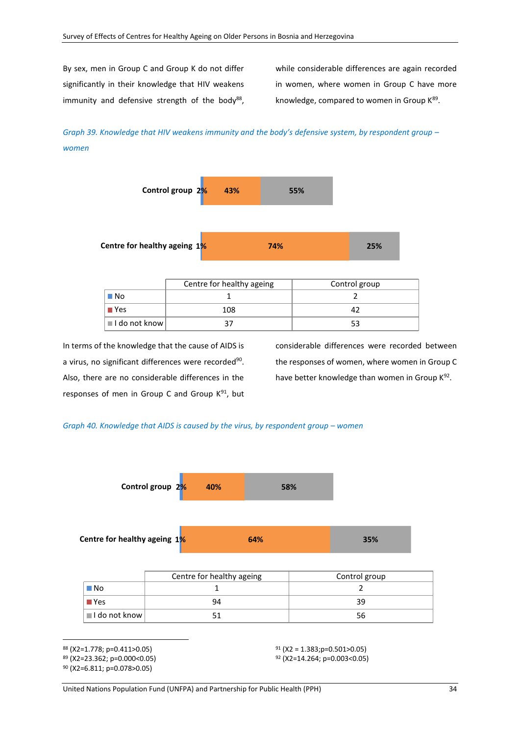By sex, men in Group C and Group K do not differ significantly in their knowledge that HIV weakens immunity and defensive strength of the body[88], while considerable differences are again recorded in women, where women in Group C have more knowledge, compared to women in Group K[89].

*Graph 39. Knowledge that HIV weakens immunity and the body's defensive system, by respondent group – women*

Control group 2% 43% 55%

Centre for healthy ageing 1% 74% 25%

| | Centre for healthy ageing | Control group |
|---|---|---|
| No | 1 | 2 |
| Yes | 108 | 42 |
| I do not know | 37 | 53 |

In terms of the knowledge that the cause of AIDS is a virus, no significant differences were recorded[90]. Also, there are no considerable differences in the responses of men in Group C and Group K[91], but considerable differences were recorded between the responses of women, where women in Group C have better knowledge than women in Group K[92].

*Graph 40. Knowledge that AIDS is caused by the virus, by respondent group – women*

Control group 2% 40% 58%

Centre for healthy ageing 1% 64% 35%

| | Centre for healthy ageing | Control group |
|---|---|---|
| No | 1 | 2 |
| Yes | 94 | 39 |
| I do not know | 51 | 56 |

[88] ($X2=1.778$; $p=0.411>0.05$)
[89] ($X2=23.362$; $p=0.000<0.05$)
[90] ($X2=6.811$; $p=0.078>0.05$)
[91] ($X2 = 1.383$; $p=0.501>0.05$)
[92] ($X2=14.264$; $p=0.003<0.05$)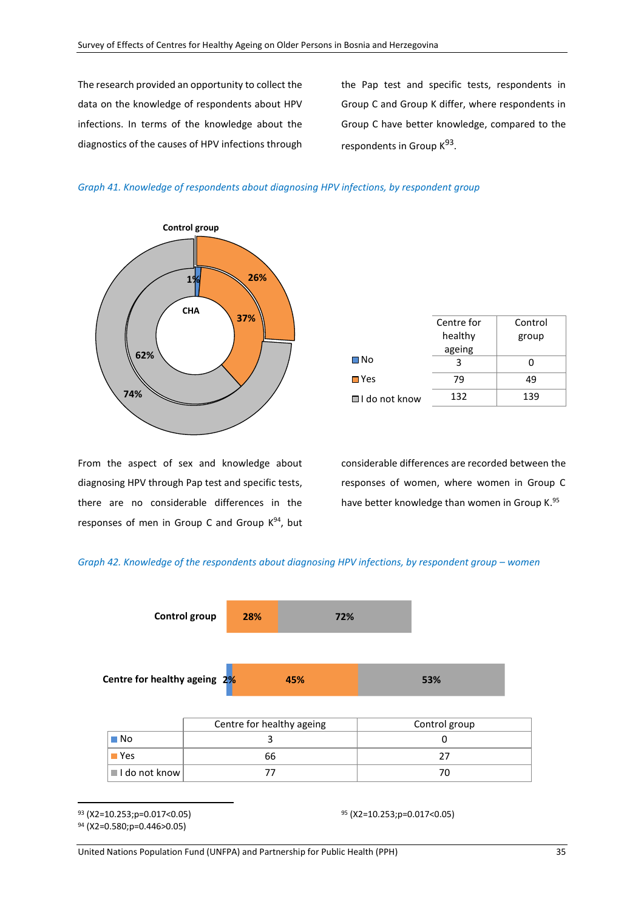The research provided an opportunity to collect the data on the knowledge of respondents about HPV infections. In terms of the knowledge about the diagnostics of the causes of HPV infections through the Pap test and specific tests, respondents in Group C and Group K differ, where respondents in Group C have better knowledge, compared to the respondents in Group K[93].

*Graph 41. Knowledge of respondents about diagnosing HPV infections, by respondent group*

Control group

CHA

1%
26%
37%
62%
74%

| | Centre for healthy ageing | Control group |
|---|---|---|
| No | 3 | 0 |
| Yes | 79 | 49 |
| I do not know | 132 | 139 |

From the aspect of sex and knowledge about diagnosing HPV through Pap test and specific tests, there are no considerable differences in the responses of men in Group C and Group K[94], but considerable differences are recorded between the responses of women, where women in Group C have better knowledge than women in Group K.[95]

*Graph 42. Knowledge of the respondents about diagnosing HPV infections, by respondent group – women*

Control group 28% 72%

Centre for healthy ageing 2% 45% 53%

| | Centre for healthy ageing | Control group |
|---|---|---|
| No | 3 | 0 |
| Yes | 66 | 27 |
| I do not know | 77 | 70 |

[93] ($X2=10.253; p=0.017<0.05$)

[94] ($X2=0.580; p=0.446>0.05$)

[95] ($X2=10.253; p=0.017<0.05$)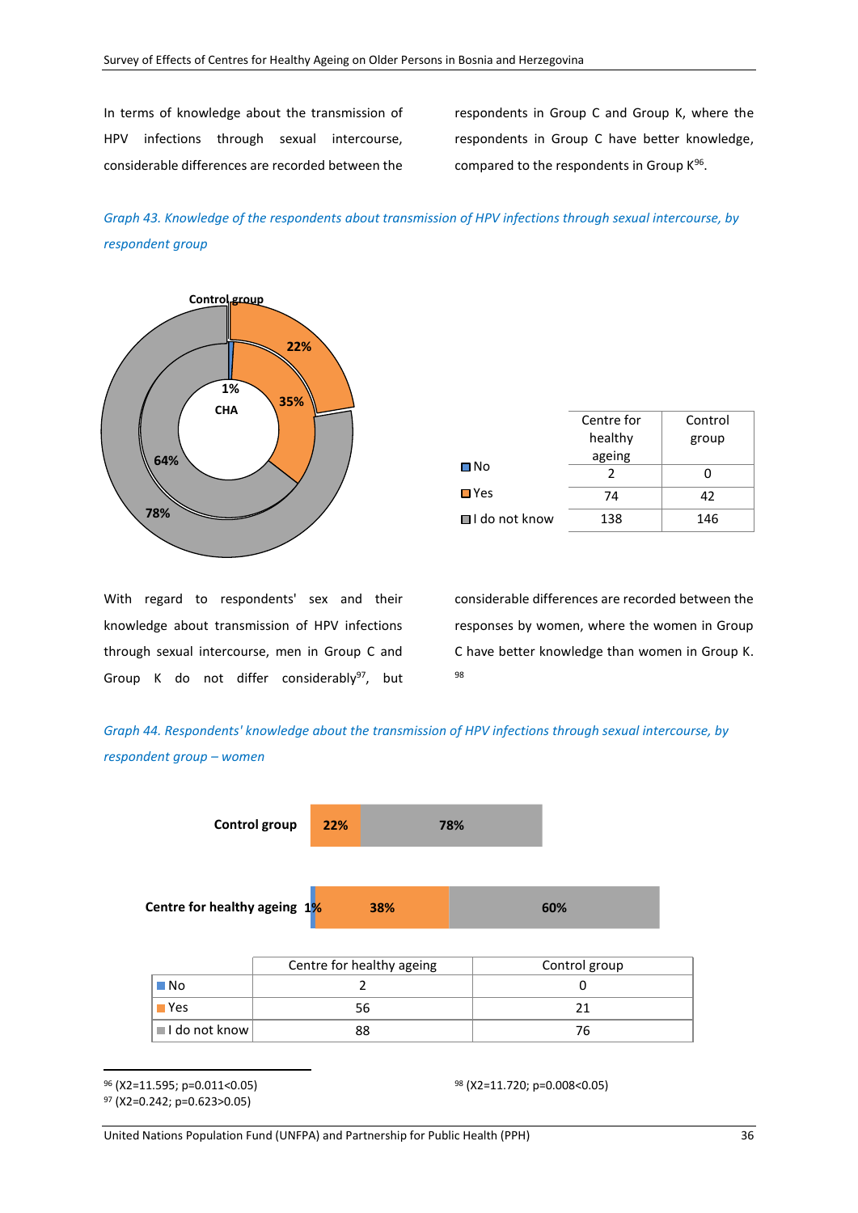In terms of knowledge about the transmission of HPV infections through sexual intercourse, considerable differences are recorded between the respondents in Group C and Group K, where the respondents in Group C have better knowledge, compared to the respondents in Group K[96].

*Graph 43. Knowledge of the respondents about transmission of HPV infections through sexual intercourse, by respondent group*

Control group
22%
1%
CHA
35%
64%
78%

| | Centre for healthy ageing | Control group |
|---|---|---|
| No | 2 | 0 |
| Yes | 74 | 42 |
| I do not know | 138 | 146 |

With regard to respondents' sex and their knowledge about transmission of HPV infections through sexual intercourse, men in Group C and Group K do not differ considerably[97], but considerable differences are recorded between the responses by women, where the women in Group C have better knowledge than women in Group K.[98]

*Graph 44. Respondents' knowledge about the transmission of HPV infections through sexual intercourse, by respondent group – women*

Control group 22% 78%
Centre for healthy ageing 1% 38% 60%

| | Centre for healthy ageing | Control group |
|---|---|---|
| No | 2 | 0 |
| Yes | 56 | 21 |
| I do not know | 88 | 76 |

[96] (X2=11.595; p=0.011<0.05)
[97] (X2=0.242; p=0.623>0.05)
[98] (X2=11.720; p=0.008<0.05)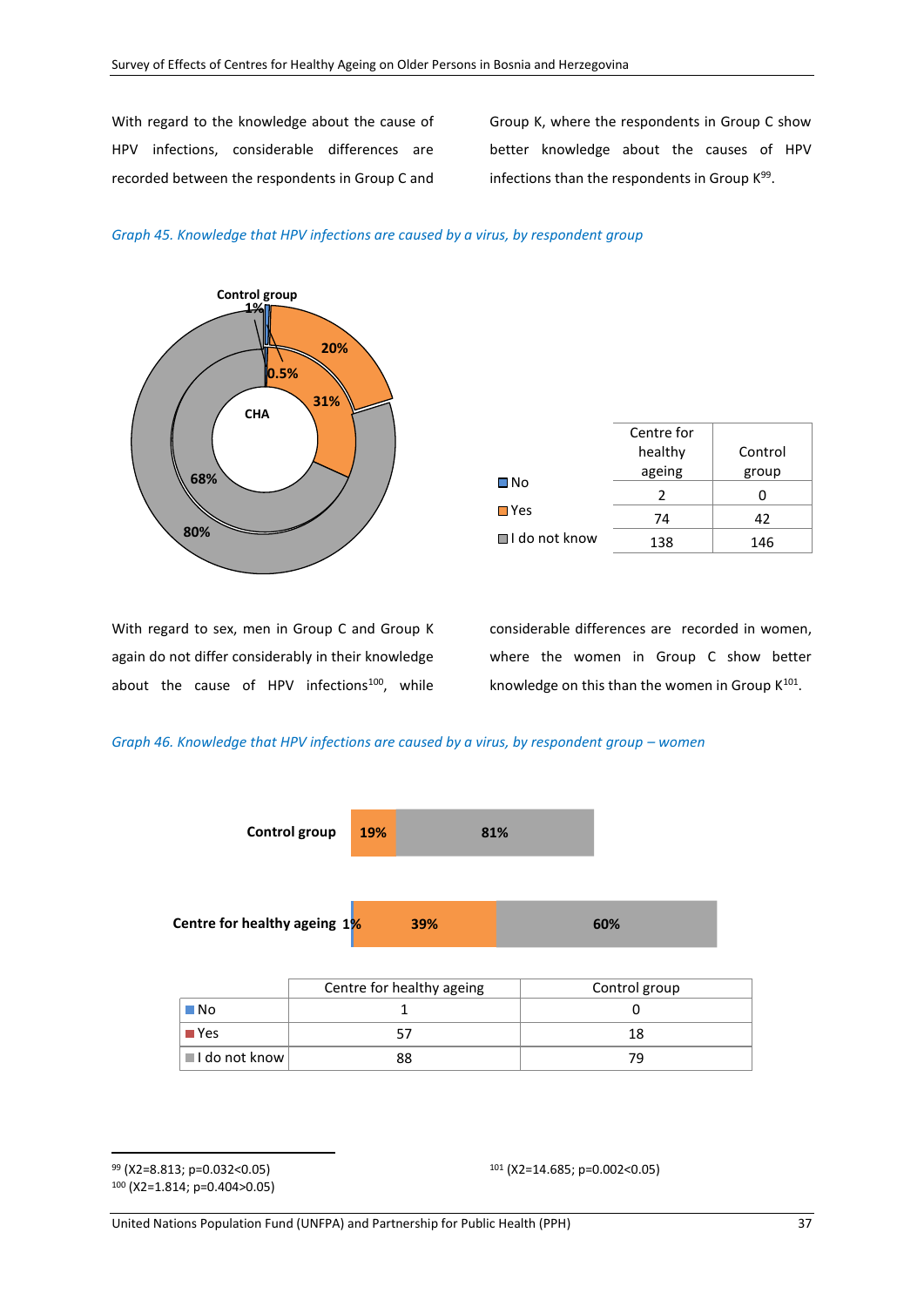With regard to the knowledge about the cause of HPV infections, considerable differences are recorded between the respondents in Group C and Group K, where the respondents in Group C show better knowledge about the causes of HPV infections than the respondents in Group K[99].

*Graph 45. Knowledge that HPV infections are caused by a virus, by respondent group*

Control group
1%
20%
0.5%
CHA
31%
68%
80%

| | Centre for healthy ageing | Control group |
|---|---|---|
| No | 2 | 0 |
| Yes | 74 | 42 |
| I do not know | 138 | 146 |

With regard to sex, men in Group C and Group K again do not differ considerably in their knowledge about the cause of HPV infections[100], while considerable differences are recorded in women, where the women in Group C show better knowledge on this than the women in Group K[101].

*Graph 46. Knowledge that HPV infections are caused by a virus, by respondent group – women*

Control group 19% 81%

Centre for healthy ageing 1% 39% 60%

| | Centre for healthy ageing | Control group |
|---|---|---|
| No | 1 | 0 |
| Yes | 57 | 18 |
| I do not know | 88 | 79 |

[99] ($X2=8.813$; $p=0.032<0.05$)
[100] ($X2=1.814$; $p=0.404>0.05$)
[101] ($X2=14.685$; $p=0.002<0.05$)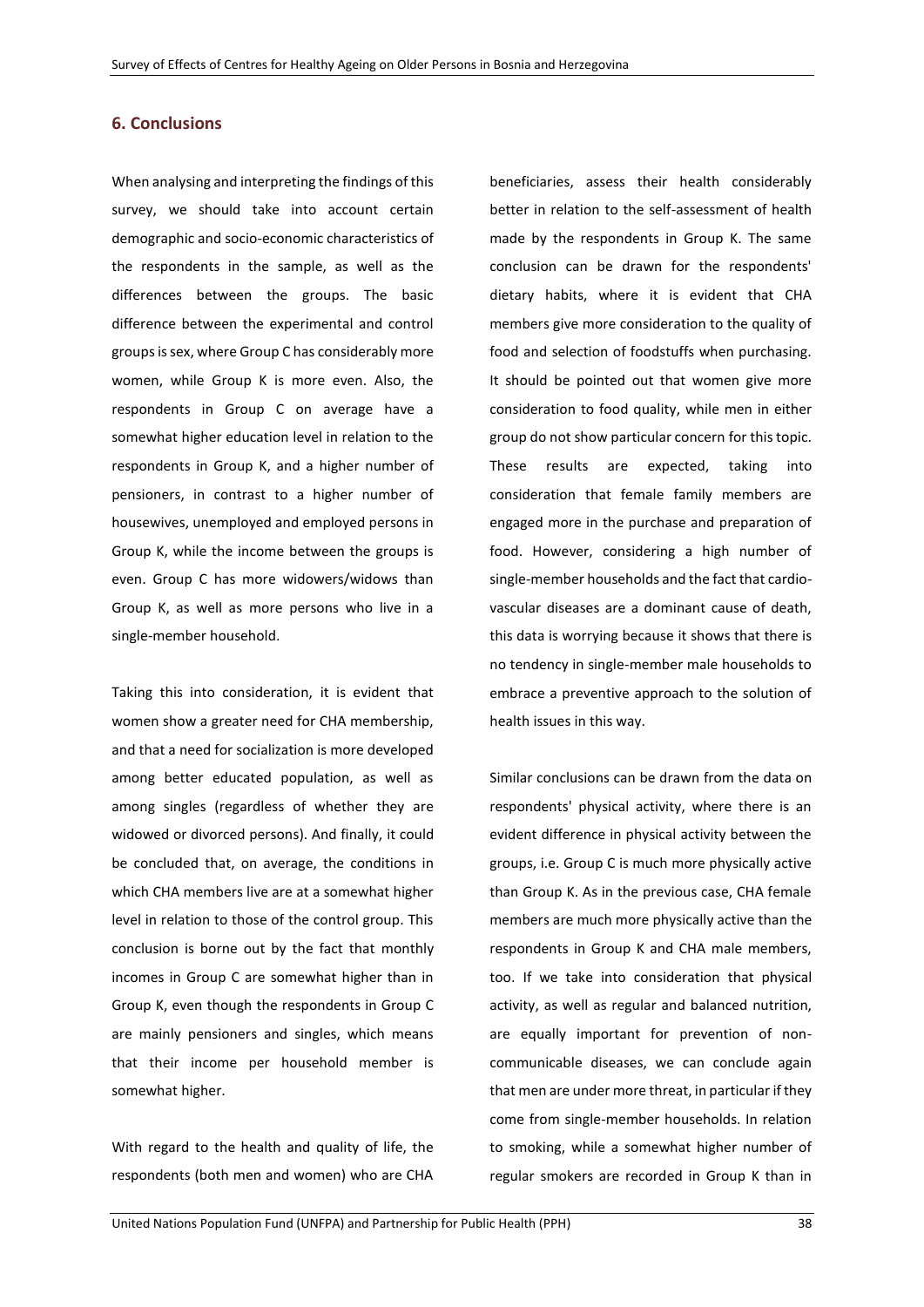## 6. Conclusions

When analysing and interpreting the findings of this survey, we should take into account certain demographic and socio-economic characteristics of the respondents in the sample, as well as the differences between the groups. The basic difference between the experimental and control groups is sex, where Group C has considerably more women, while Group K is more even. Also, the respondents in Group C on average have a somewhat higher education level in relation to the respondents in Group K, and a higher number of pensioners, in contrast to a higher number of housewives, unemployed and employed persons in Group K, while the income between the groups is even. Group C has more widowers/widows than Group K, as well as more persons who live in a single-member household.

Taking this into consideration, it is evident that women show a greater need for CHA membership, and that a need for socialization is more developed among better educated population, as well as among singles (regardless of whether they are widowed or divorced persons). And finally, it could be concluded that, on average, the conditions in which CHA members live are at a somewhat higher level in relation to those of the control group. This conclusion is borne out by the fact that monthly incomes in Group C are somewhat higher than in Group K, even though the respondents in Group C are mainly pensioners and singles, which means that their income per household member is somewhat higher.

With regard to the health and quality of life, the respondents (both men and women) who are CHA beneficiaries, assess their health considerably better in relation to the self-assessment of health made by the respondents in Group K. The same conclusion can be drawn for the respondents' dietary habits, where it is evident that CHA members give more consideration to the quality of food and selection of foodstuffs when purchasing. It should be pointed out that women give more consideration to food quality, while men in either group do not show particular concern for this topic. These results are expected, taking into consideration that female family members are engaged more in the purchase and preparation of food. However, considering a high number of single-member households and the fact that cardio-vascular diseases are a dominant cause of death, this data is worrying because it shows that there is no tendency in single-member male households to embrace a preventive approach to the solution of health issues in this way.

Similar conclusions can be drawn from the data on respondents' physical activity, where there is an evident difference in physical activity between the groups, i.e. Group C is much more physically active than Group K. As in the previous case, CHA female members are much more physically active than the respondents in Group K and CHA male members, too. If we take into consideration that physical activity, as well as regular and balanced nutrition, are equally important for prevention of non-communicable diseases, we can conclude again that men are under more threat, in particular if they come from single-member households. In relation to smoking, while a somewhat higher number of regular smokers are recorded in Group K than in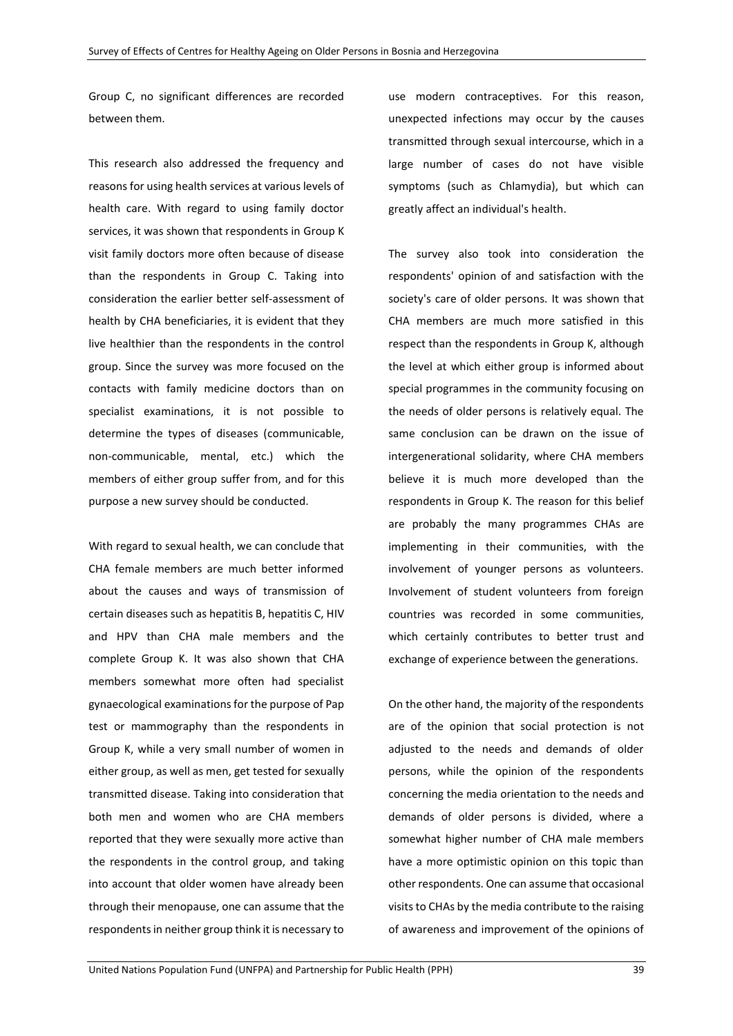Group C, no significant differences are recorded between them.

This research also addressed the frequency and reasons for using health services at various levels of health care. With regard to using family doctor services, it was shown that respondents in Group K visit family doctors more often because of disease than the respondents in Group C. Taking into consideration the earlier better self-assessment of health by CHA beneficiaries, it is evident that they live healthier than the respondents in the control group. Since the survey was more focused on the contacts with family medicine doctors than on specialist examinations, it is not possible to determine the types of diseases (communicable, non-communicable, mental, etc.) which the members of either group suffer from, and for this purpose a new survey should be conducted.

With regard to sexual health, we can conclude that CHA female members are much better informed about the causes and ways of transmission of certain diseases such as hepatitis B, hepatitis C, HIV and HPV than CHA male members and the complete Group K. It was also shown that CHA members somewhat more often had specialist gynaecological examinations for the purpose of Pap test or mammography than the respondents in Group K, while a very small number of women in either group, as well as men, get tested for sexually transmitted disease. Taking into consideration that both men and women who are CHA members reported that they were sexually more active than the respondents in the control group, and taking into account that older women have already been through their menopause, one can assume that the respondents in neither group think it is necessary to use modern contraceptives. For this reason, unexpected infections may occur by the causes transmitted through sexual intercourse, which in a large number of cases do not have visible symptoms (such as Chlamydia), but which can greatly affect an individual's health.

The survey also took into consideration the respondents' opinion of and satisfaction with the society's care of older persons. It was shown that CHA members are much more satisfied in this respect than the respondents in Group K, although the level at which either group is informed about special programmes in the community focusing on the needs of older persons is relatively equal. The same conclusion can be drawn on the issue of intergenerational solidarity, where CHA members believe it is much more developed than the respondents in Group K. The reason for this belief are probably the many programmes CHAs are implementing in their communities, with the involvement of younger persons as volunteers. Involvement of student volunteers from foreign countries was recorded in some communities, which certainly contributes to better trust and exchange of experience between the generations.

On the other hand, the majority of the respondents are of the opinion that social protection is not adjusted to the needs and demands of older persons, while the opinion of the respondents concerning the media orientation to the needs and demands of older persons is divided, where a somewhat higher number of CHA male members have a more optimistic opinion on this topic than other respondents. One can assume that occasional visits to CHAs by the media contribute to the raising of awareness and improvement of the opinions of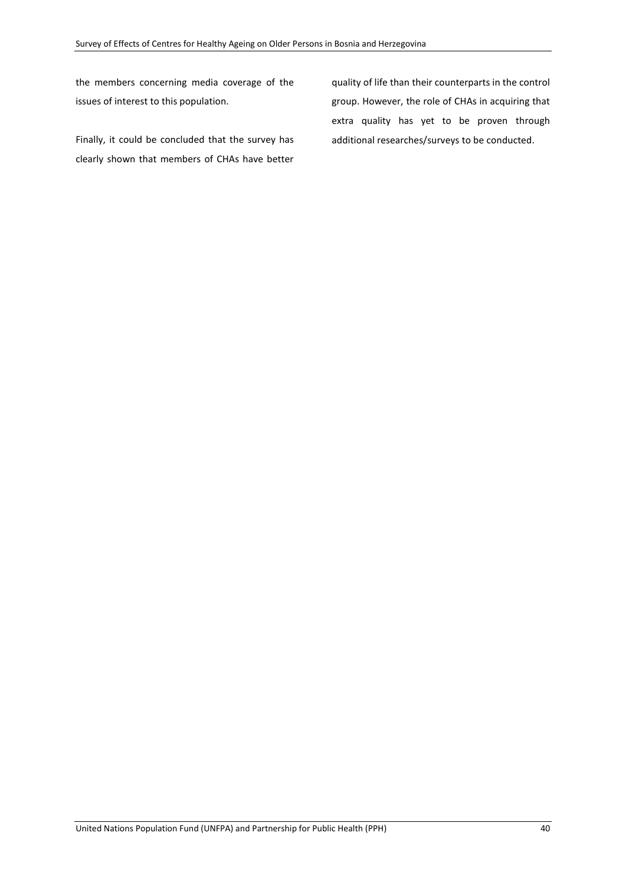the members concerning media coverage of the issues of interest to this population.

Finally, it could be concluded that the survey has clearly shown that members of CHAs have better quality of life than their counterparts in the control group. However, the role of CHAs in acquiring that extra quality has yet to be proven through additional researches/surveys to be conducted.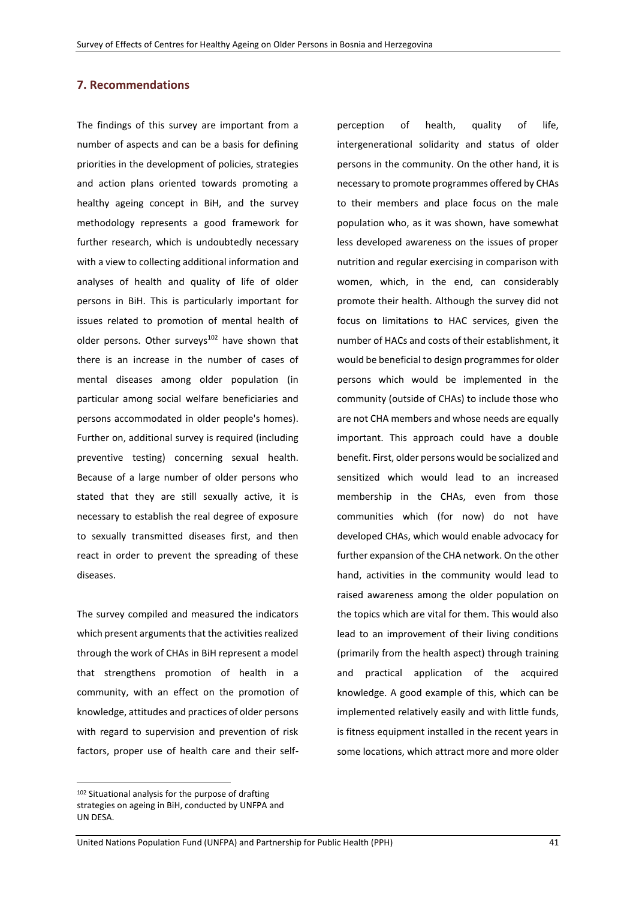## 7. Recommendations

The findings of this survey are important from a number of aspects and can be a basis for defining priorities in the development of policies, strategies and action plans oriented towards promoting a healthy ageing concept in BiH, and the survey methodology represents a good framework for further research, which is undoubtedly necessary with a view to collecting additional information and analyses of health and quality of life of older persons in BiH. This is particularly important for issues related to promotion of mental health of older persons. Other surveys[102] have shown that there is an increase in the number of cases of mental diseases among older population (in particular among social welfare beneficiaries and persons accommodated in older people's homes). Further on, additional survey is required (including preventive testing) concerning sexual health. Because of a large number of older persons who stated that they are still sexually active, it is necessary to establish the real degree of exposure to sexually transmitted diseases first, and then react in order to prevent the spreading of these diseases.

The survey compiled and measured the indicators which present arguments that the activities realized through the work of CHAs in BiH represent a model that strengthens promotion of health in a community, with an effect on the promotion of knowledge, attitudes and practices of older persons with regard to supervision and prevention of risk factors, proper use of health care and their self-perception of health, quality of life, intergenerational solidarity and status of older persons in the community. On the other hand, it is necessary to promote programmes offered by CHAs to their members and place focus on the male population who, as it was shown, have somewhat less developed awareness on the issues of proper nutrition and regular exercising in comparison with women, which, in the end, can considerably promote their health. Although the survey did not focus on limitations to HAC services, given the number of HACs and costs of their establishment, it would be beneficial to design programmes for older persons which would be implemented in the community (outside of CHAs) to include those who are not CHA members and whose needs are equally important. This approach could have a double benefit. First, older persons would be socialized and sensitized which would lead to an increased membership in the CHAs, even from those communities which (for now) do not have developed CHAs, which would enable advocacy for further expansion of the CHA network. On the other hand, activities in the community would lead to raised awareness among the older population on the topics which are vital for them. This would also lead to an improvement of their living conditions (primarily from the health aspect) through training and practical application of the acquired knowledge. A good example of this, which can be implemented relatively easily and with little funds, is fitness equipment installed in the recent years in some locations, which attract more and more older

[102] Situational analysis for the purpose of drafting strategies on ageing in BiH, conducted by UNFPA and UN DESA.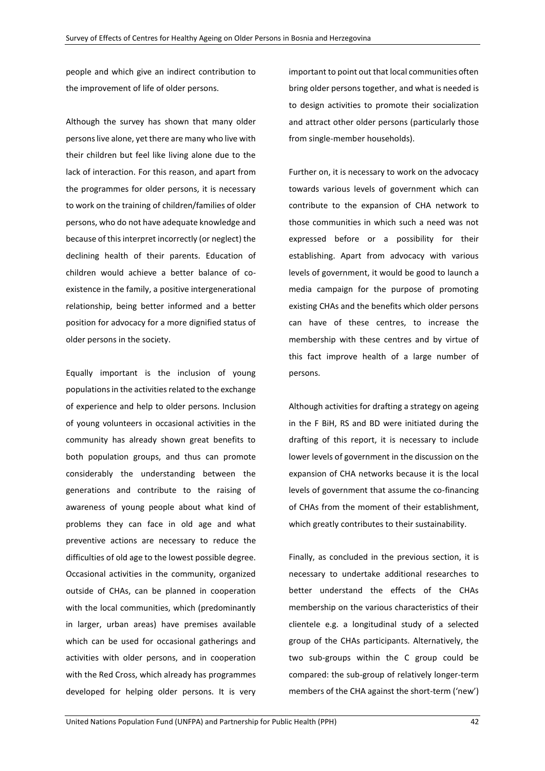people and which give an indirect contribution to the improvement of life of older persons.

Although the survey has shown that many older persons live alone, yet there are many who live with their children but feel like living alone due to the lack of interaction. For this reason, and apart from the programmes for older persons, it is necessary to work on the training of children/families of older persons, who do not have adequate knowledge and because of this interpret incorrectly (or neglect) the declining health of their parents. Education of children would achieve a better balance of co-existence in the family, a positive intergenerational relationship, being better informed and a better position for advocacy for a more dignified status of older persons in the society.

Equally important is the inclusion of young populations in the activities related to the exchange of experience and help to older persons. Inclusion of young volunteers in occasional activities in the community has already shown great benefits to both population groups, and thus can promote considerably the understanding between the generations and contribute to the raising of awareness of young people about what kind of problems they can face in old age and what preventive actions are necessary to reduce the difficulties of old age to the lowest possible degree. Occasional activities in the community, organized outside of CHAs, can be planned in cooperation with the local communities, which (predominantly in larger, urban areas) have premises available which can be used for occasional gatherings and activities with older persons, and in cooperation with the Red Cross, which already has programmes developed for helping older persons. It is very important to point out that local communities often bring older persons together, and what is needed is to design activities to promote their socialization and attract other older persons (particularly those from single-member households).

Further on, it is necessary to work on the advocacy towards various levels of government which can contribute to the expansion of CHA network to those communities in which such a need was not expressed before or a possibility for their establishing. Apart from advocacy with various levels of government, it would be good to launch a media campaign for the purpose of promoting existing CHAs and the benefits which older persons can have of these centres, to increase the membership with these centres and by virtue of this fact improve health of a large number of persons.

Although activities for drafting a strategy on ageing in the F BiH, RS and BD were initiated during the drafting of this report, it is necessary to include lower levels of government in the discussion on the expansion of CHA networks because it is the local levels of government that assume the co-financing of CHAs from the moment of their establishment, which greatly contributes to their sustainability.

Finally, as concluded in the previous section, it is necessary to undertake additional researches to better understand the effects of the CHAs membership on the various characteristics of their clientele e.g. a longitudinal study of a selected group of the CHAs participants. Alternatively, the two sub-groups within the C group could be compared: the sub-group of relatively longer-term members of the CHA against the short-term ('new')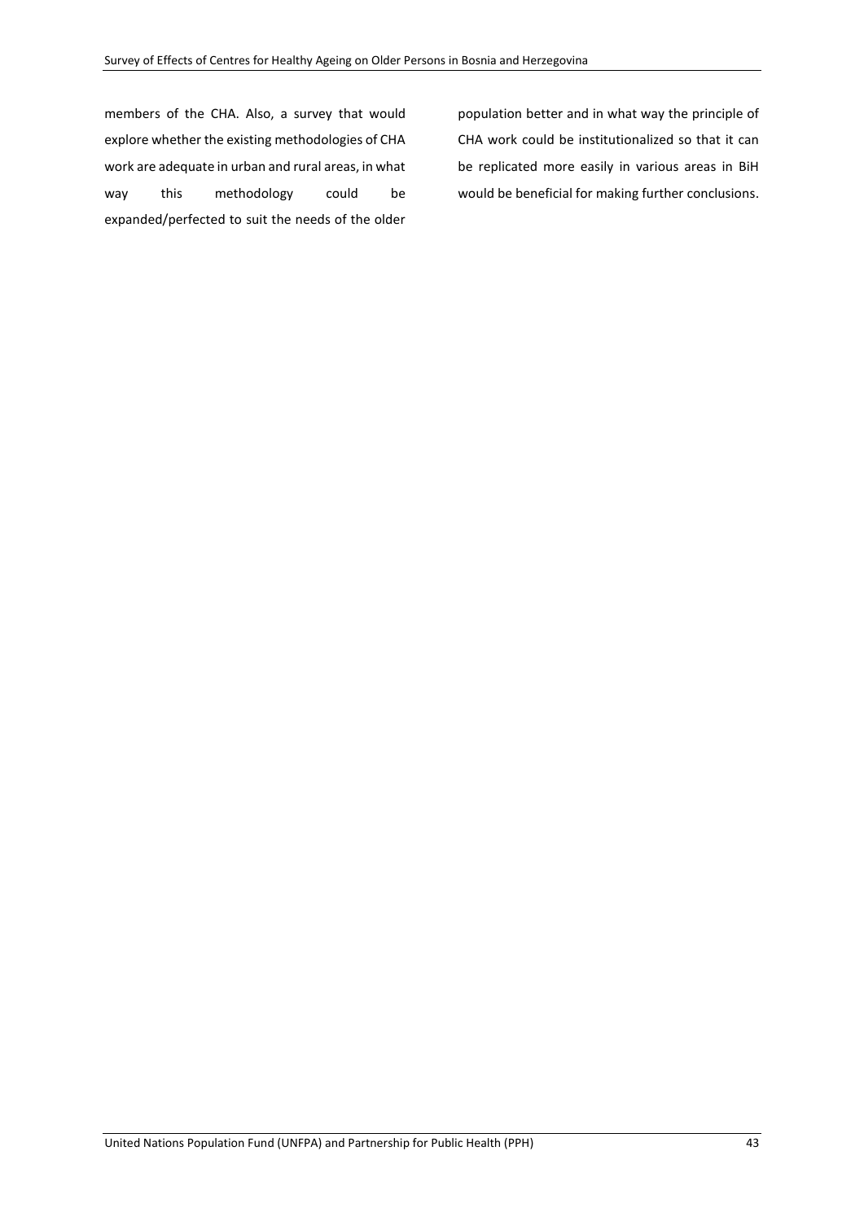members of the CHA. Also, a survey that would explore whether the existing methodologies of CHA work are adequate in urban and rural areas, in what way this methodology could be expanded/perfected to suit the needs of the older population better and in what way the principle of CHA work could be institutionalized so that it can be replicated more easily in various areas in BiH would be beneficial for making further conclusions.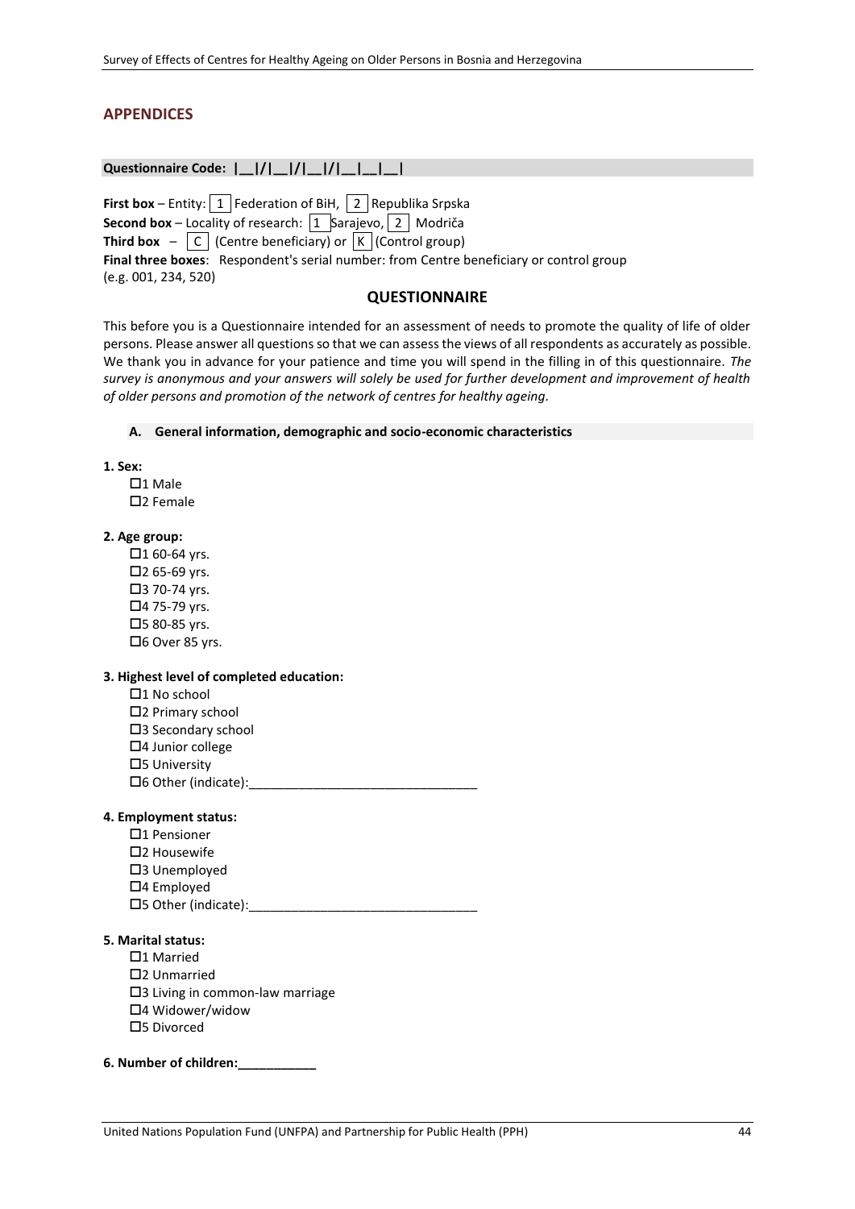## APPENDICES

**Questionnaire Code: |__|/|__|/|__|/|__|__|__|**

**First box** – Entity: | 1 | Federation of BiH, | 2 | Republika Srpska
**Second box** – Locality of research: | 1 | Sarajevo, | 2 | Modriča
**Third box** – | C | (Centre beneficiary) or | K | (Control group)
**Final three boxes**: Respondent's serial number: from Centre beneficiary or control group (e.g. 001, 234, 520)

### QUESTIONNAIRE

This before you is a Questionnaire intended for an assessment of needs to promote the quality of life of older persons. Please answer all questions so that we can assess the views of all respondents as accurately as possible. We thank you in advance for your patience and time you will spend in the filling in of this questionnaire. *The survey is anonymous and your answers will solely be used for further development and improvement of health of older persons and promotion of the network of centres for healthy ageing.*

#### A. General information, demographic and socio-economic characteristics

**1. Sex:**

- ☐1 Male
- ☐2 Female

**2. Age group:**

- ☐1 60-64 yrs.
- ☐2 65-69 yrs.
- ☐3 70-74 yrs.
- ☐4 75-79 yrs.
- ☐5 80-85 yrs.
- ☐6 Over 85 yrs.

**3. Highest level of completed education:**

- ☐1 No school
- ☐2 Primary school
- ☐3 Secondary school
- ☐4 Junior college
- ☐5 University
- ☐6 Other (indicate):______________________________

**4. Employment status:**

- ☐1 Pensioner
- ☐2 Housewife
- ☐3 Unemployed
- ☐4 Employed
- ☐5 Other (indicate):______________________________

**5. Marital status:**

- ☐1 Married
- ☐2 Unmarried
- ☐3 Living in common-law marriage
- ☐4 Widower/widow
- ☐5 Divorced

**6. Number of children:___________**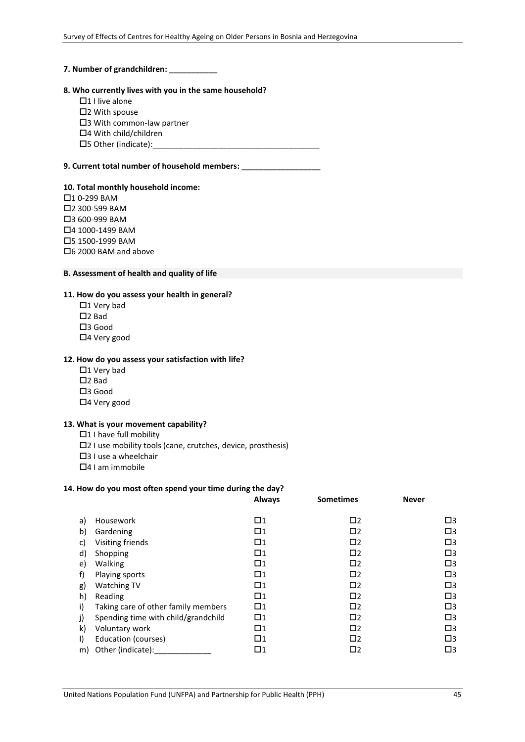**7. Number of grandchildren: ___________**

**8. Who currently lives with you in the same household?**

- ☐1 I live alone
- ☐2 With spouse
- ☐3 With common-law partner
- ☐4 With child/children
- ☐5 Other (indicate):_____________________________________

**9. Current total number of household members: __________________**

**10. Total monthly household income:**

- ☐1 0-299 BAM
- ☐2 300-599 BAM
- ☐3 600-999 BAM
- ☐4 1000-1499 BAM
- ☐5 1500-1999 BAM
- ☐6 2000 BAM and above

### B. Assessment of health and quality of life

**11. How do you assess your health in general?**

- ☐1 Very bad
- ☐2 Bad
- ☐3 Good
- ☐4 Very good

**12. How do you assess your satisfaction with life?**

- ☐1 Very bad
- ☐2 Bad
- ☐3 Good
- ☐4 Very good

**13. What is your movement capability?**

- ☐1 I have full mobility
- ☐2 I use mobility tools (cane, crutches, device, prosthesis)
- ☐3 I use a wheelchair
- ☐4 I am immobile

**14. How do you most often spend your time during the day?**

| | | Always | Sometimes | Never |
|---|---|---|---|---|
| a) | Housework | ☐1 | ☐2 | ☐3 |
| b) | Gardening | ☐1 | ☐2 | ☐3 |
| c) | Visiting friends | ☐1 | ☐2 | ☐3 |
| d) | Shopping | ☐1 | ☐2 | ☐3 |
| e) | Walking | ☐1 | ☐2 | ☐3 |
| f) | Playing sports | ☐1 | ☐2 | ☐3 |
| g) | Watching TV | ☐1 | ☐2 | ☐3 |
| h) | Reading | ☐1 | ☐2 | ☐3 |
| i) | Taking care of other family members | ☐1 | ☐2 | ☐3 |
| j) | Spending time with child/grandchild | ☐1 | ☐2 | ☐3 |
| k) | Voluntary work | ☐1 | ☐2 | ☐3 |
| l) | Education (courses) | ☐1 | ☐2 | ☐3 |
| m) | Other (indicate):_____________ | ☐1 | ☐2 | ☐3 |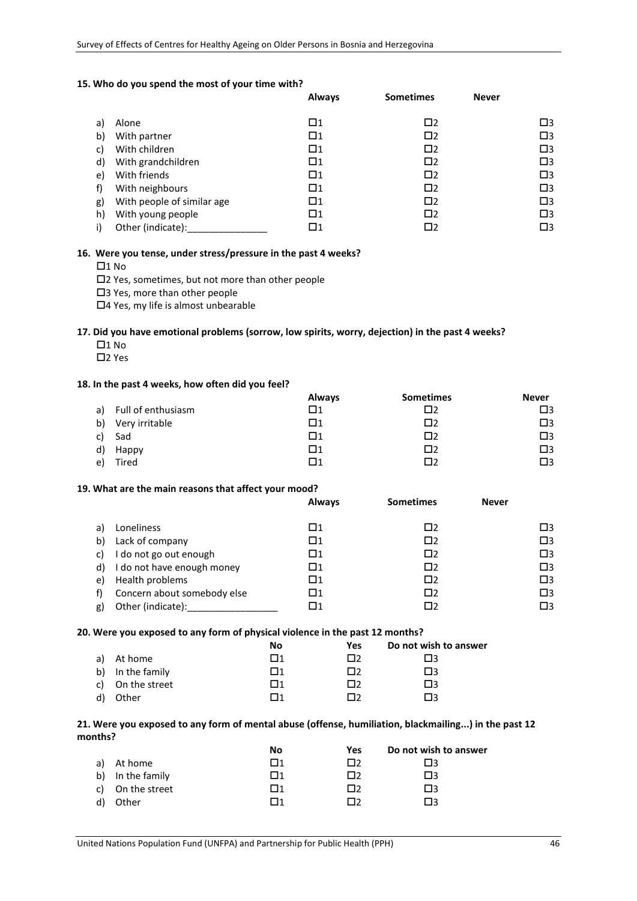**15. Who do you spend the most of your time with?**

| | Always | Sometimes | Never |
|---|---|---|---|
| a) Alone | ☐1 | ☐2 | ☐3 |
| b) With partner | ☐1 | ☐2 | ☐3 |
| c) With children | ☐1 | ☐2 | ☐3 |
| d) With grandchildren | ☐1 | ☐2 | ☐3 |
| e) With friends | ☐1 | ☐2 | ☐3 |
| f) With neighbours | ☐1 | ☐2 | ☐3 |
| g) With people of similar age | ☐1 | ☐2 | ☐3 |
| h) With young people | ☐1 | ☐2 | ☐3 |
| i) Other (indicate):_______________ | ☐1 | ☐2 | ☐3 |

**16. Were you tense, under stress/pressure in the past 4 weeks?**

☐1 No
☐2 Yes, sometimes, but not more than other people
☐3 Yes, more than other people
☐4 Yes, my life is almost unbearable

**17. Did you have emotional problems (sorrow, low spirits, worry, dejection) in the past 4 weeks?**

☐1 No
☐2 Yes

**18. In the past 4 weeks, how often did you feel?**

| | Always | Sometimes | Never |
|---|---|---|---|
| a) Full of enthusiasm | ☐1 | ☐2 | ☐3 |
| b) Very irritable | ☐1 | ☐2 | ☐3 |
| c) Sad | ☐1 | ☐2 | ☐3 |
| d) Happy | ☐1 | ☐2 | ☐3 |
| e) Tired | ☐1 | ☐2 | ☐3 |

**19. What are the main reasons that affect your mood?**

| | Always | Sometimes | Never |
|---|---|---|---|
| a) Loneliness | ☐1 | ☐2 | ☐3 |
| b) Lack of company | ☐1 | ☐2 | ☐3 |
| c) I do not go out enough | ☐1 | ☐2 | ☐3 |
| d) I do not have enough money | ☐1 | ☐2 | ☐3 |
| e) Health problems | ☐1 | ☐2 | ☐3 |
| f) Concern about somebody else | ☐1 | ☐2 | ☐3 |
| g) Other (indicate):_________________ | ☐1 | ☐2 | ☐3 |

**20. Were you exposed to any form of physical violence in the past 12 months?**

| | No | Yes | Do not wish to answer |
|---|---|---|---|
| a) At home | ☐1 | ☐2 | ☐3 |
| b) In the family | ☐1 | ☐2 | ☐3 |
| c) On the street | ☐1 | ☐2 | ☐3 |
| d) Other | ☐1 | ☐2 | ☐3 |

**21. Were you exposed to any form of mental abuse (offense, humiliation, blackmailing...) in the past 12 months?**

| | No | Yes | Do not wish to answer |
|---|---|---|---|
| a) At home | ☐1 | ☐2 | ☐3 |
| b) In the family | ☐1 | ☐2 | ☐3 |
| c) On the street | ☐1 | ☐2 | ☐3 |
| d) Other | ☐1 | ☐2 | ☐3 |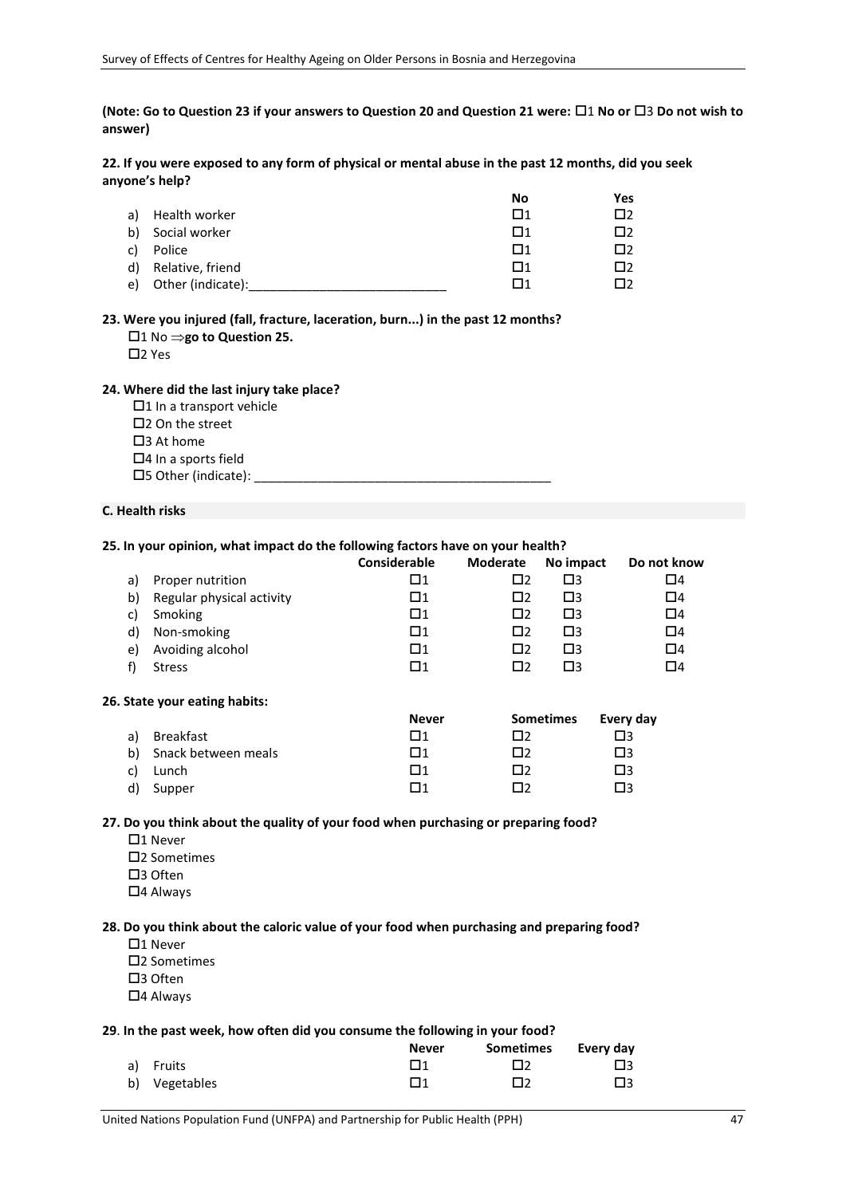**(Note: Go to Question 23 if your answers to Question 20 and Question 21 were: ☐1 No or ☐3 Do not wish to answer)**

**22. If you were exposed to any form of physical or mental abuse in the past 12 months, did you seek anyone's help?**

| | No | Yes |
|---|---|---|
| a) Health worker | ☐1 | ☐2 |
| b) Social worker | ☐1 | ☐2 |
| c) Police | ☐1 | ☐2 |
| d) Relative, friend | ☐1 | ☐2 |
| e) Other (indicate):___________________________ | ☐1 | ☐2 |

**23. Were you injured (fall, fracture, laceration, burn...) in the past 12 months?**

☐1 No ⇒**go to Question 25.**
☐2 Yes

**24. Where did the last injury take place?**

☐1 In a transport vehicle
☐2 On the street
☐3 At home
☐4 In a sports field
☐5 Other (indicate): __________________________________________

## C. Health risks

**25. In your opinion, what impact do the following factors have on your health?**

| | Considerable | Moderate | No impact | Do not know |
|---|---|---|---|---|
| a) Proper nutrition | ☐1 | ☐2 | ☐3 | ☐4 |
| b) Regular physical activity | ☐1 | ☐2 | ☐3 | ☐4 |
| c) Smoking | ☐1 | ☐2 | ☐3 | ☐4 |
| d) Non-smoking | ☐1 | ☐2 | ☐3 | ☐4 |
| e) Avoiding alcohol | ☐1 | ☐2 | ☐3 | ☐4 |
| f) Stress | ☐1 | ☐2 | ☐3 | ☐4 |

**26. State your eating habits:**

| | Never | Sometimes | Every day |
|---|---|---|---|
| a) Breakfast | ☐1 | ☐2 | ☐3 |
| b) Snack between meals | ☐1 | ☐2 | ☐3 |
| c) Lunch | ☐1 | ☐2 | ☐3 |
| d) Supper | ☐1 | ☐2 | ☐3 |

**27. Do you think about the quality of your food when purchasing or preparing food?**

☐1 Never
☐2 Sometimes
☐3 Often
☐4 Always

**28. Do you think about the caloric value of your food when purchasing and preparing food?**

☐1 Never
☐2 Sometimes
☐3 Often
☐4 Always

**29. In the past week, how often did you consume the following in your food?**

| | Never | Sometimes | Every day |
|---|---|---|---|
| a) Fruits | ☐1 | ☐2 | ☐3 |
| b) Vegetables | ☐1 | ☐2 | ☐3 |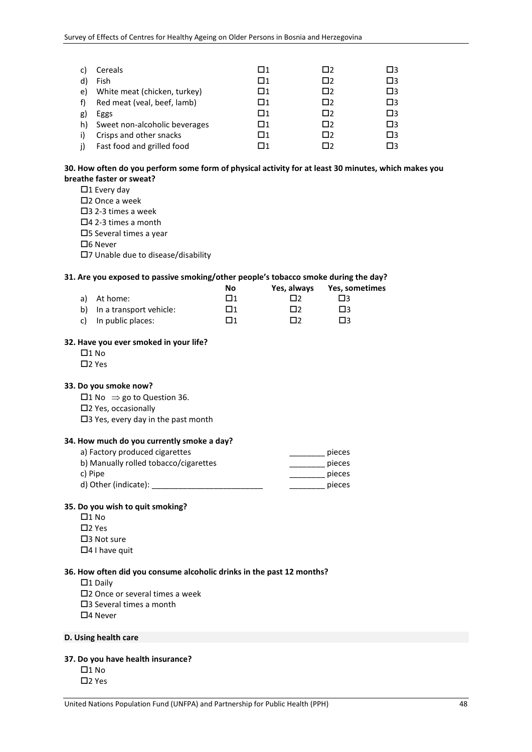| | | | |
|---|---|---|---|
| c) Cereals | ☐1 | ☐2 | ☐3 |
| d) Fish | ☐1 | ☐2 | ☐3 |
| e) White meat (chicken, turkey) | ☐1 | ☐2 | ☐3 |
| f) Red meat (veal, beef, lamb) | ☐1 | ☐2 | ☐3 |
| g) Eggs | ☐1 | ☐2 | ☐3 |
| h) Sweet non-alcoholic beverages | ☐1 | ☐2 | ☐3 |
| i) Crisps and other snacks | ☐1 | ☐2 | ☐3 |
| j) Fast food and grilled food | ☐1 | ☐2 | ☐3 |

**30. How often do you perform some form of physical activity for at least 30 minutes, which makes you breathe faster or sweat?**

☐1 Every day
☐2 Once a week
☐3 2-3 times a week
☐4 2-3 times a month
☐5 Several times a year
☐6 Never
☐7 Unable due to disease/disability

**31. Are you exposed to passive smoking/other people's tobacco smoke during the day?**

| | No | Yes, always | Yes, sometimes |
|---|---|---|---|
| a) At home: | ☐1 | ☐2 | ☐3 |
| b) In a transport vehicle: | ☐1 | ☐2 | ☐3 |
| c) In public places: | ☐1 | ☐2 | ☐3 |

**32. Have you ever smoked in your life?**

☐1 No
☐2 Yes

**33. Do you smoke now?**

☐1 No ⇒ go to Question 36.
☐2 Yes, occasionally
☐3 Yes, every day in the past month

**34. How much do you currently smoke a day?**

| | |
|---|---|
| a) Factory produced cigarettes | ________ pieces |
| b) Manually rolled tobacco/cigarettes | ________ pieces |
| c) Pipe | ________ pieces |
| d) Other (indicate): ________________________ | ________ pieces |

**35. Do you wish to quit smoking?**

☐1 No
☐2 Yes
☐3 Not sure
☐4 I have quit

**36. How often did you consume alcoholic drinks in the past 12 months?**

☐1 Daily
☐2 Once or several times a week
☐3 Several times a month
☐4 Never

### D. Using health care

**37. Do you have health insurance?**

☐1 No
☐2 Yes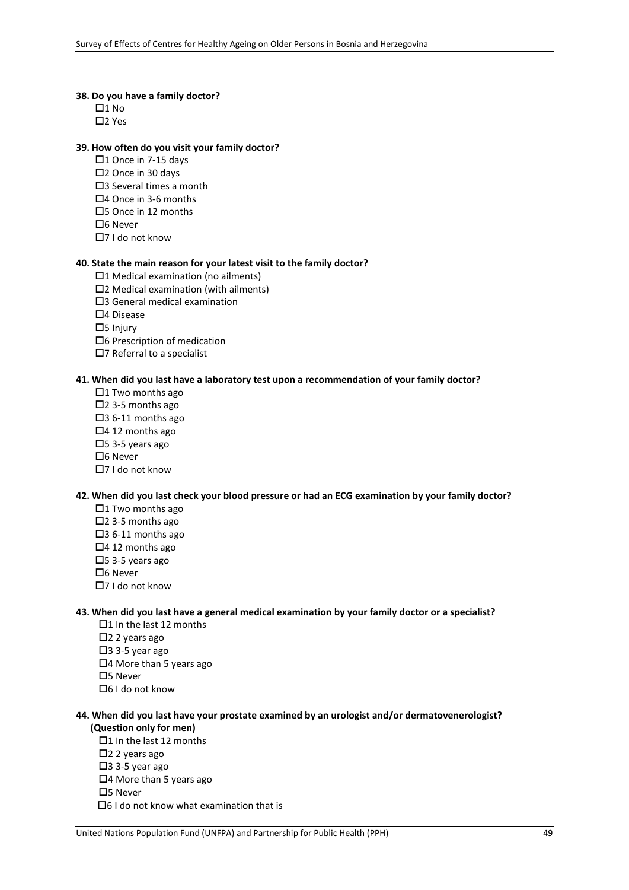**38. Do you have a family doctor?**

☐1 No
☐2 Yes

**39. How often do you visit your family doctor?**

☐1 Once in 7-15 days
☐2 Once in 30 days
☐3 Several times a month
☐4 Once in 3-6 months
☐5 Once in 12 months
☐6 Never
☐7 I do not know

**40. State the main reason for your latest visit to the family doctor?**

☐1 Medical examination (no ailments)
☐2 Medical examination (with ailments)
☐3 General medical examination
☐4 Disease
☐5 Injury
☐6 Prescription of medication
☐7 Referral to a specialist

**41. When did you last have a laboratory test upon a recommendation of your family doctor?**

☐1 Two months ago
☐2 3-5 months ago
☐3 6-11 months ago
☐4 12 months ago
☐5 3-5 years ago
☐6 Never
☐7 I do not know

**42. When did you last check your blood pressure or had an ECG examination by your family doctor?**

☐1 Two months ago
☐2 3-5 months ago
☐3 6-11 months ago
☐4 12 months ago
☐5 3-5 years ago
☐6 Never
☐7 I do not know

**43. When did you last have a general medical examination by your family doctor or a specialist?**

☐1 In the last 12 months
☐2 2 years ago
☐3 3-5 year ago
☐4 More than 5 years ago
☐5 Never
☐6 I do not know

**44. When did you last have your prostate examined by an urologist and/or dermatovenerologist? (Question only for men)**

☐1 In the last 12 months
☐2 2 years ago
☐3 3-5 year ago
☐4 More than 5 years ago
☐5 Never
☐6 I do not know what examination that is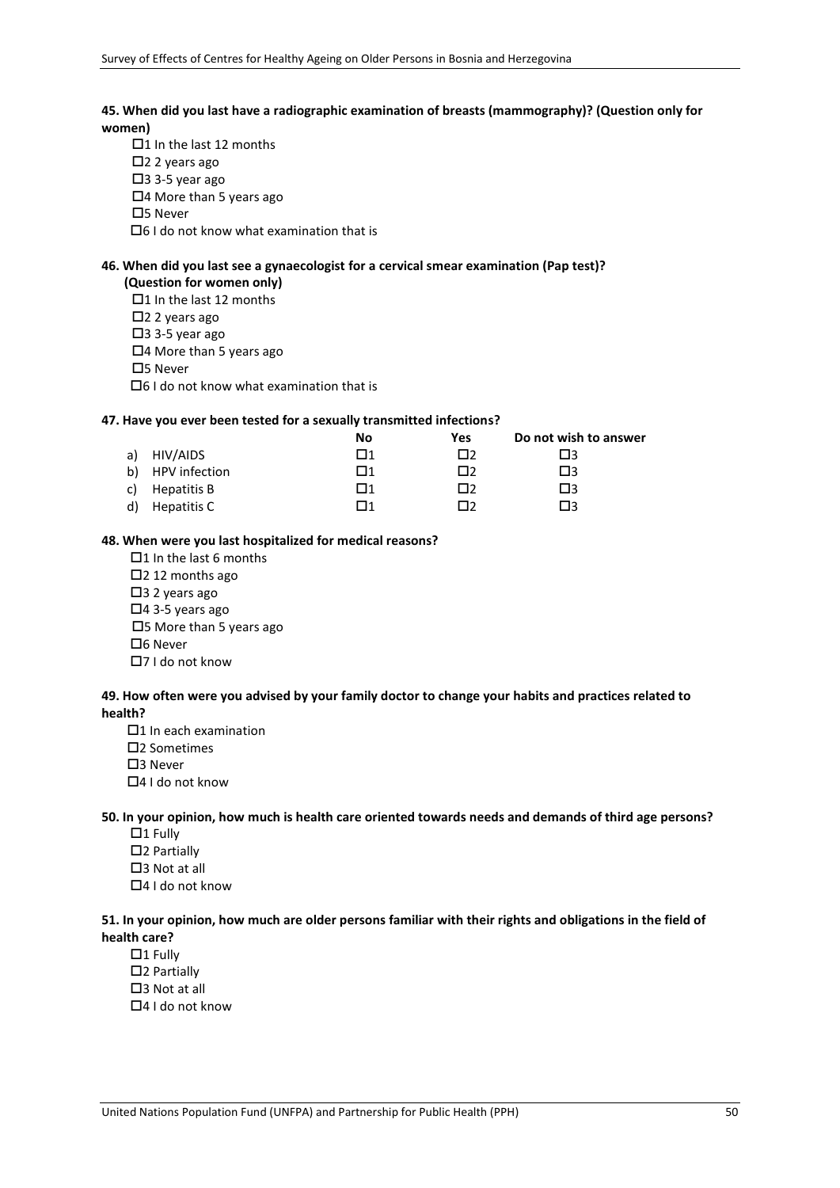**45. When did you last have a radiographic examination of breasts (mammography)? (Question only for women)**

☐1 In the last 12 months
☐2 2 years ago
☐3 3-5 year ago
☐4 More than 5 years ago
☐5 Never
☐6 I do not know what examination that is

**46. When did you last see a gynaecologist for a cervical smear examination (Pap test)? (Question for women only)**

☐1 In the last 12 months
☐2 2 years ago
☐3 3-5 year ago
☐4 More than 5 years ago
☐5 Never
☐6 I do not know what examination that is

**47. Have you ever been tested for a sexually transmitted infections?**

| | No | Yes | Do not wish to answer |
|---|---|---|---|
| a) HIV/AIDS | ☐1 | ☐2 | ☐3 |
| b) HPV infection | ☐1 | ☐2 | ☐3 |
| c) Hepatitis B | ☐1 | ☐2 | ☐3 |
| d) Hepatitis C | ☐1 | ☐2 | ☐3 |

**48. When were you last hospitalized for medical reasons?**

☐1 In the last 6 months
☐2 12 months ago
☐3 2 years ago
☐4 3-5 years ago
☐5 More than 5 years ago
☐6 Never
☐7 I do not know

**49. How often were you advised by your family doctor to change your habits and practices related to health?**

☐1 In each examination
☐2 Sometimes
☐3 Never
☐4 I do not know

**50. In your opinion, how much is health care oriented towards needs and demands of third age persons?**

☐1 Fully
☐2 Partially
☐3 Not at all
☐4 I do not know

**51. In your opinion, how much are older persons familiar with their rights and obligations in the field of health care?**

☐1 Fully
☐2 Partially
☐3 Not at all
☐4 I do not know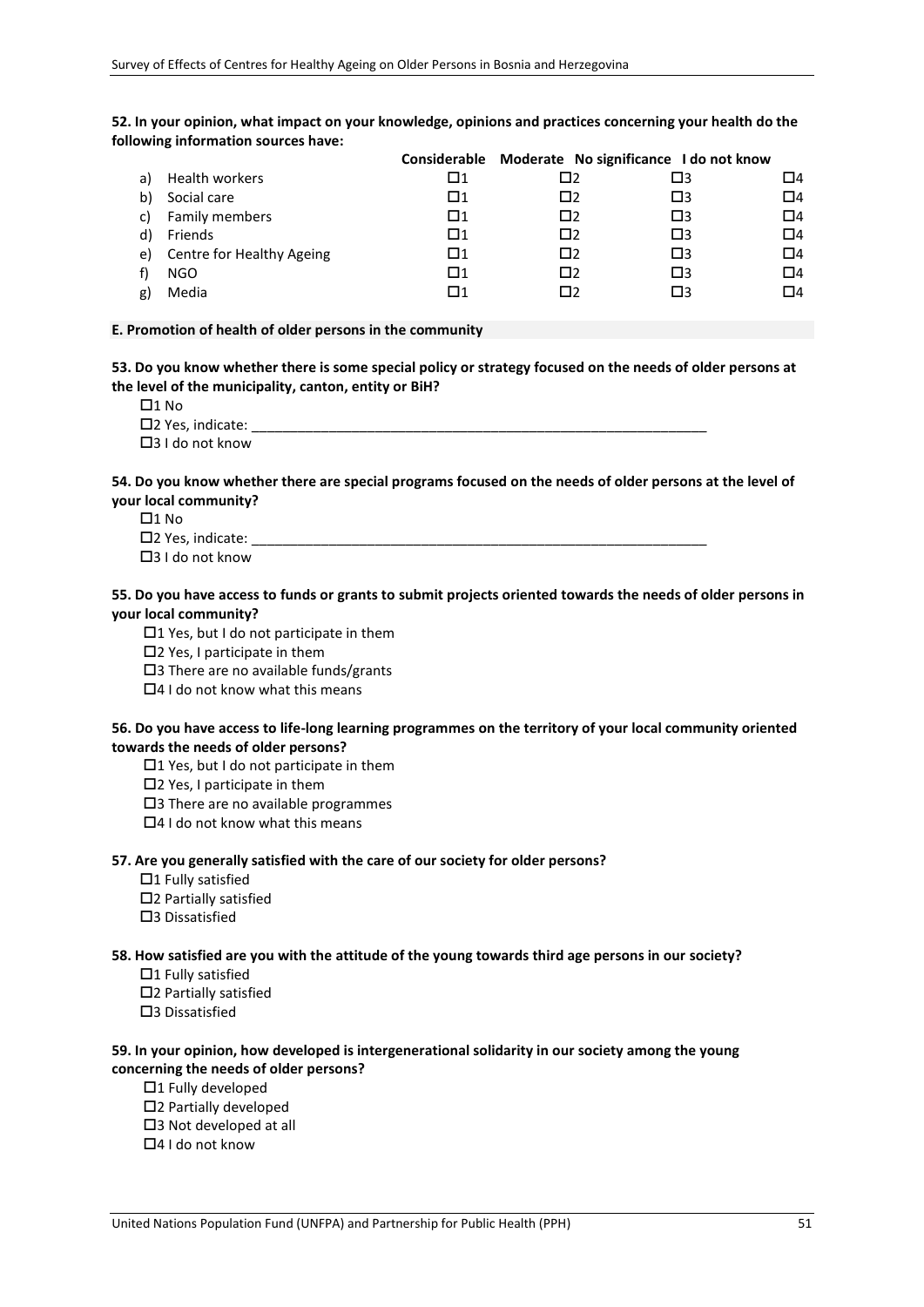**52. In your opinion, what impact on your knowledge, opinions and practices concerning your health do the following information sources have:**

| | | Considerable | Moderate | No significance | I do not know |
|---|---|---|---|---|---|
| a) | Health workers | ☐1 | ☐2 | ☐3 | ☐4 |
| b) | Social care | ☐1 | ☐2 | ☐3 | ☐4 |
| c) | Family members | ☐1 | ☐2 | ☐3 | ☐4 |
| d) | Friends | ☐1 | ☐2 | ☐3 | ☐4 |
| e) | Centre for Healthy Ageing | ☐1 | ☐2 | ☐3 | ☐4 |
| f) | NGO | ☐1 | ☐2 | ☐3 | ☐4 |
| g) | Media | ☐1 | ☐2 | ☐3 | ☐4 |

**E. Promotion of health of older persons in the community**

**53. Do you know whether there is some special policy or strategy focused on the needs of older persons at the level of the municipality, canton, entity or BiH?**

☐1 No
☐2 Yes, indicate: ____________________________________________________________
☐3 I do not know

**54. Do you know whether there are special programs focused on the needs of older persons at the level of your local community?**

☐1 No
☐2 Yes, indicate: ____________________________________________________________
☐3 I do not know

**55. Do you have access to funds or grants to submit projects oriented towards the needs of older persons in your local community?**

☐1 Yes, but I do not participate in them
☐2 Yes, I participate in them
☐3 There are no available funds/grants
☐4 I do not know what this means

**56. Do you have access to life-long learning programmes on the territory of your local community oriented towards the needs of older persons?**

☐1 Yes, but I do not participate in them
☐2 Yes, I participate in them
☐3 There are no available programmes
☐4 I do not know what this means

**57. Are you generally satisfied with the care of our society for older persons?**

☐1 Fully satisfied
☐2 Partially satisfied
☐3 Dissatisfied

**58. How satisfied are you with the attitude of the young towards third age persons in our society?**

☐1 Fully satisfied
☐2 Partially satisfied
☐3 Dissatisfied

**59. In your opinion, how developed is intergenerational solidarity in our society among the young concerning the needs of older persons?**

☐1 Fully developed
☐2 Partially developed
☐3 Not developed at all
☐4 I do not know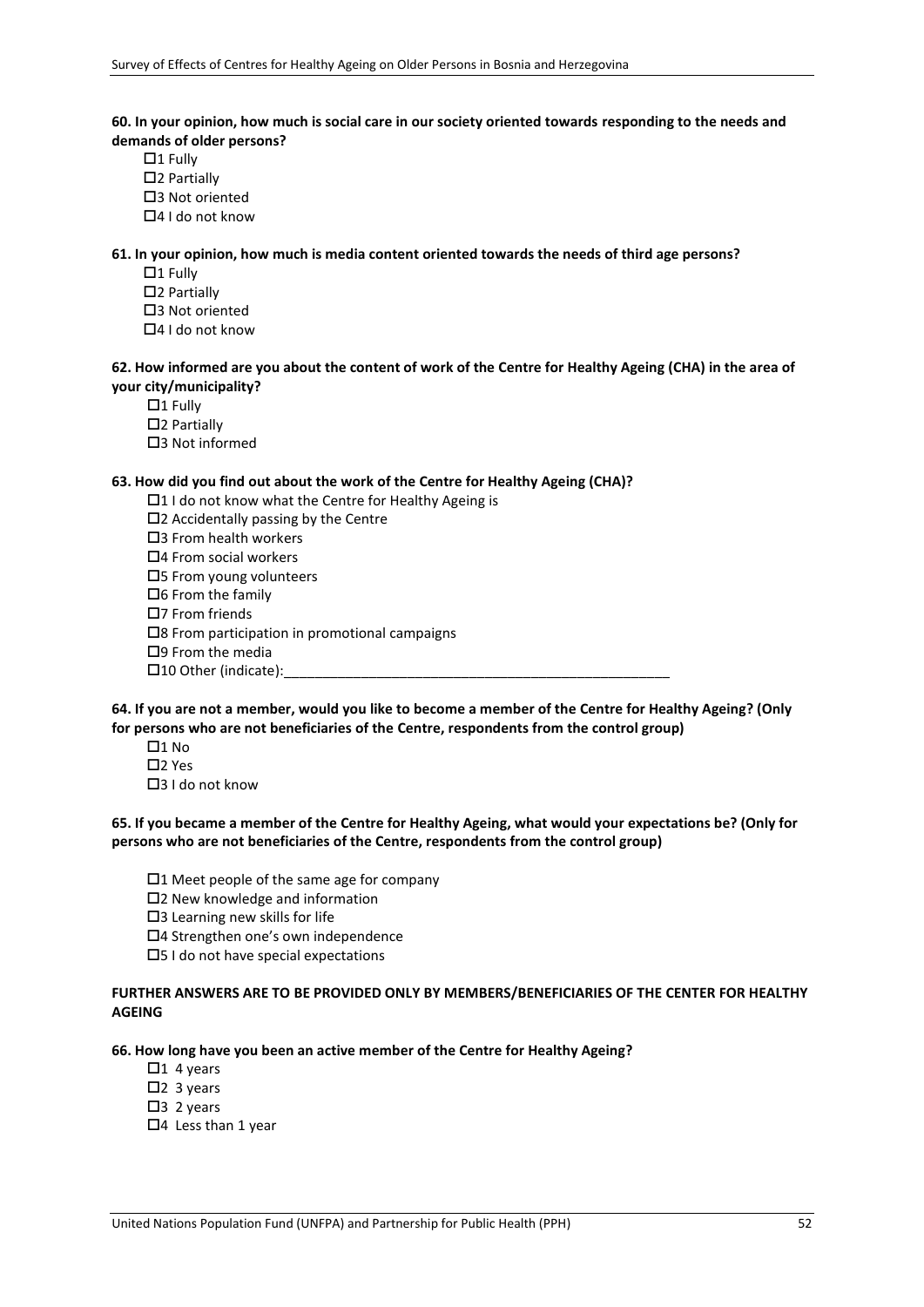**60. In your opinion, how much is social care in our society oriented towards responding to the needs and demands of older persons?**

☐1 Fully
☐2 Partially
☐3 Not oriented
☐4 I do not know

**61. In your opinion, how much is media content oriented towards the needs of third age persons?**

☐1 Fully
☐2 Partially
☐3 Not oriented
☐4 I do not know

**62. How informed are you about the content of work of the Centre for Healthy Ageing (CHA) in the area of your city/municipality?**

☐1 Fully
☐2 Partially
☐3 Not informed

**63. How did you find out about the work of the Centre for Healthy Ageing (CHA)?**

☐1 I do not know what the Centre for Healthy Ageing is
☐2 Accidentally passing by the Centre
☐3 From health workers
☐4 From social workers
☐5 From young volunteers
☐6 From the family
☐7 From friends
☐8 From participation in promotional campaigns
☐9 From the media
☐10 Other (indicate):___________________________________________________

**64. If you are not a member, would you like to become a member of the Centre for Healthy Ageing? (Only for persons who are not beneficiaries of the Centre, respondents from the control group)**

☐1 No
☐2 Yes
☐3 I do not know

**65. If you became a member of the Centre for Healthy Ageing, what would your expectations be? (Only for persons who are not beneficiaries of the Centre, respondents from the control group)**

☐1 Meet people of the same age for company
☐2 New knowledge and information
☐3 Learning new skills for life
☐4 Strengthen one's own independence
☐5 I do not have special expectations

**FURTHER ANSWERS ARE TO BE PROVIDED ONLY BY MEMBERS/BENEFICIARIES OF THE CENTER FOR HEALTHY AGEING**

**66. How long have you been an active member of the Centre for Healthy Ageing?**

☐1 4 years
☐2 3 years
☐3 2 years
☐4 Less than 1 year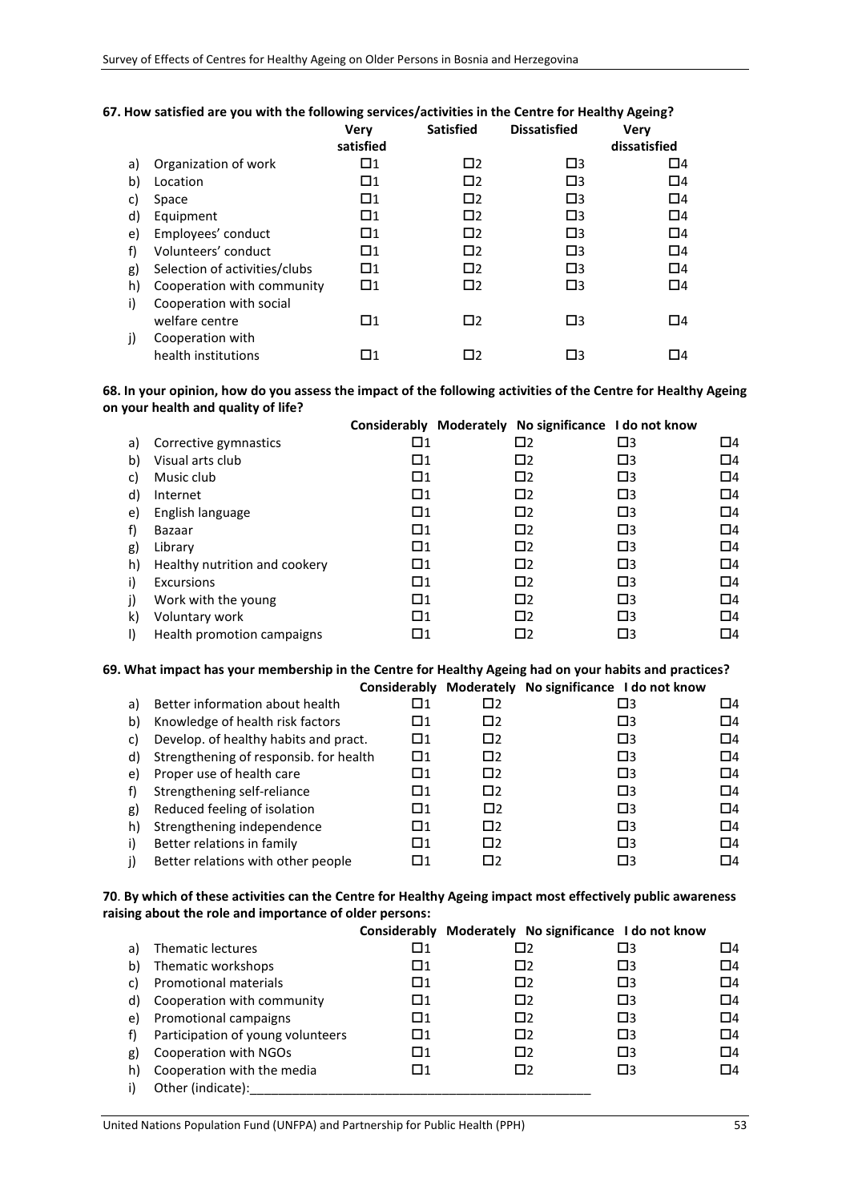**67. How satisfied are you with the following services/activities in the Centre for Healthy Ageing?**

| | | Very satisfied | Satisfied | Dissatisfied | Very dissatisfied |
|---|---|---|---|---|---|
| a) | Organization of work | ☐1 | ☐2 | ☐3 | ☐4 |
| b) | Location | ☐1 | ☐2 | ☐3 | ☐4 |
| c) | Space | ☐1 | ☐2 | ☐3 | ☐4 |
| d) | Equipment | ☐1 | ☐2 | ☐3 | ☐4 |
| e) | Employees' conduct | ☐1 | ☐2 | ☐3 | ☐4 |
| f) | Volunteers' conduct | ☐1 | ☐2 | ☐3 | ☐4 |
| g) | Selection of activities/clubs | ☐1 | ☐2 | ☐3 | ☐4 |
| h) | Cooperation with community | ☐1 | ☐2 | ☐3 | ☐4 |
| i) | Cooperation with social welfare centre | ☐1 | ☐2 | ☐3 | ☐4 |
| j) | Cooperation with health institutions | ☐1 | ☐2 | ☐3 | ☐4 |

**68. In your opinion, how do you assess the impact of the following activities of the Centre for Healthy Ageing on your health and quality of life?**

| | | Considerably | Moderately | No significance | I do not know |
|---|---|---|---|---|---|
| a) | Corrective gymnastics | ☐1 | ☐2 | ☐3 | ☐4 |
| b) | Visual arts club | ☐1 | ☐2 | ☐3 | ☐4 |
| c) | Music club | ☐1 | ☐2 | ☐3 | ☐4 |
| d) | Internet | ☐1 | ☐2 | ☐3 | ☐4 |
| e) | English language | ☐1 | ☐2 | ☐3 | ☐4 |
| f) | Bazaar | ☐1 | ☐2 | ☐3 | ☐4 |
| g) | Library | ☐1 | ☐2 | ☐3 | ☐4 |
| h) | Healthy nutrition and cookery | ☐1 | ☐2 | ☐3 | ☐4 |
| i) | Excursions | ☐1 | ☐2 | ☐3 | ☐4 |
| j) | Work with the young | ☐1 | ☐2 | ☐3 | ☐4 |
| k) | Voluntary work | ☐1 | ☐2 | ☐3 | ☐4 |
| l) | Health promotion campaigns | ☐1 | ☐2 | ☐3 | ☐4 |

**69. What impact has your membership in the Centre for Healthy Ageing had on your habits and practices?**

| | | Considerably | Moderately | No significance | I do not know |
|---|---|---|---|---|---|
| a) | Better information about health | ☐1 | ☐2 | ☐3 | ☐4 |
| b) | Knowledge of health risk factors | ☐1 | ☐2 | ☐3 | ☐4 |
| c) | Develop. of healthy habits and pract. | ☐1 | ☐2 | ☐3 | ☐4 |
| d) | Strengthening of responsib. for health | ☐1 | ☐2 | ☐3 | ☐4 |
| e) | Proper use of health care | ☐1 | ☐2 | ☐3 | ☐4 |
| f) | Strengthening self-reliance | ☐1 | ☐2 | ☐3 | ☐4 |
| g) | Reduced feeling of isolation | ☐1 | ☐2 | ☐3 | ☐4 |
| h) | Strengthening independence | ☐1 | ☐2 | ☐3 | ☐4 |
| i) | Better relations in family | ☐1 | ☐2 | ☐3 | ☐4 |
| j) | Better relations with other people | ☐1 | ☐2 | ☐3 | ☐4 |

**70. By which of these activities can the Centre for Healthy Ageing impact most effectively public awareness raising about the role and importance of older persons:**

| | | Considerably | Moderately | No significance | I do not know |
|---|---|---|---|---|---|
| a) | Thematic lectures | ☐1 | ☐2 | ☐3 | ☐4 |
| b) | Thematic workshops | ☐1 | ☐2 | ☐3 | ☐4 |
| c) | Promotional materials | ☐1 | ☐2 | ☐3 | ☐4 |
| d) | Cooperation with community | ☐1 | ☐2 | ☐3 | ☐4 |
| e) | Promotional campaigns | ☐1 | ☐2 | ☐3 | ☐4 |
| f) | Participation of young volunteers | ☐1 | ☐2 | ☐3 | ☐4 |
| g) | Cooperation with NGOs | ☐1 | ☐2 | ☐3 | ☐4 |
| h) | Cooperation with the media | ☐1 | ☐2 | ☐3 | ☐4 |
| i) | Other (indicate):_______________________________________________ | | | | |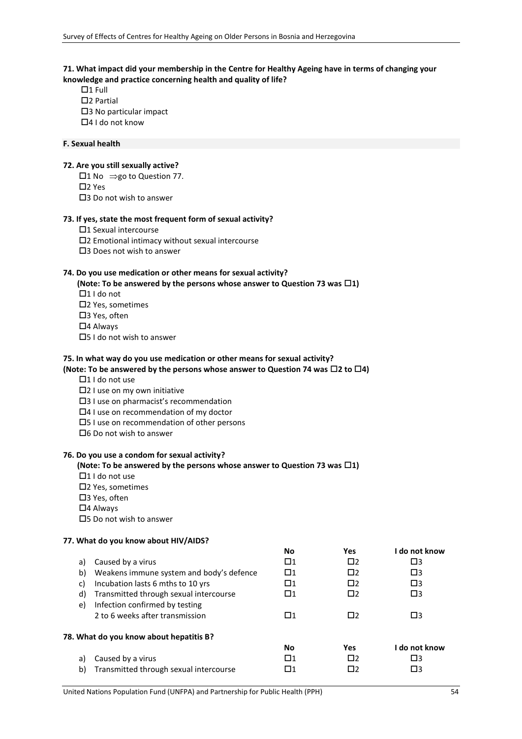**71. What impact did your membership in the Centre for Healthy Ageing have in terms of changing your knowledge and practice concerning health and quality of life?**

☐1 Full
☐2 Partial
☐3 No particular impact
☐4 I do not know

#### F. Sexual health

**72. Are you still sexually active?**

☐1 No ⇒go to Question 77.
☐2 Yes
☐3 Do not wish to answer

**73. If yes, state the most frequent form of sexual activity?**

☐1 Sexual intercourse
☐2 Emotional intimacy without sexual intercourse
☐3 Does not wish to answer

**74. Do you use medication or other means for sexual activity?**
**(Note: To be answered by the persons whose answer to Question 73 was ☐1)**

☐1 I do not
☐2 Yes, sometimes
☐3 Yes, often
☐4 Always
☐5 I do not wish to answer

**75. In what way do you use medication or other means for sexual activity?**
**(Note: To be answered by the persons whose answer to Question 74 was ☐2 to ☐4)**

☐1 I do not use
☐2 I use on my own initiative
☐3 I use on pharmacist's recommendation
☐4 I use on recommendation of my doctor
☐5 I use on recommendation of other persons
☐6 Do not wish to answer

**76. Do you use a condom for sexual activity?**
**(Note: To be answered by the persons whose answer to Question 73 was ☐1)**

☐1 I do not use
☐2 Yes, sometimes
☐3 Yes, often
☐4 Always
☐5 Do not wish to answer

**77. What do you know about HIV/AIDS?**

| | No | Yes | I do not know |
|---|---|---|---|
| a) Caused by a virus | ☐1 | ☐2 | ☐3 |
| b) Weakens immune system and body's defence | ☐1 | ☐2 | ☐3 |
| c) Incubation lasts 6 mths to 10 yrs | ☐1 | ☐2 | ☐3 |
| d) Transmitted through sexual intercourse | ☐1 | ☐2 | ☐3 |
| e) Infection confirmed by testing 2 to 6 weeks after transmission | ☐1 | ☐2 | ☐3 |

**78. What do you know about hepatitis B?**

| | No | Yes | I do not know |
|---|---|---|---|
| a) Caused by a virus | ☐1 | ☐2 | ☐3 |
| b) Transmitted through sexual intercourse | ☐1 | ☐2 | ☐3 |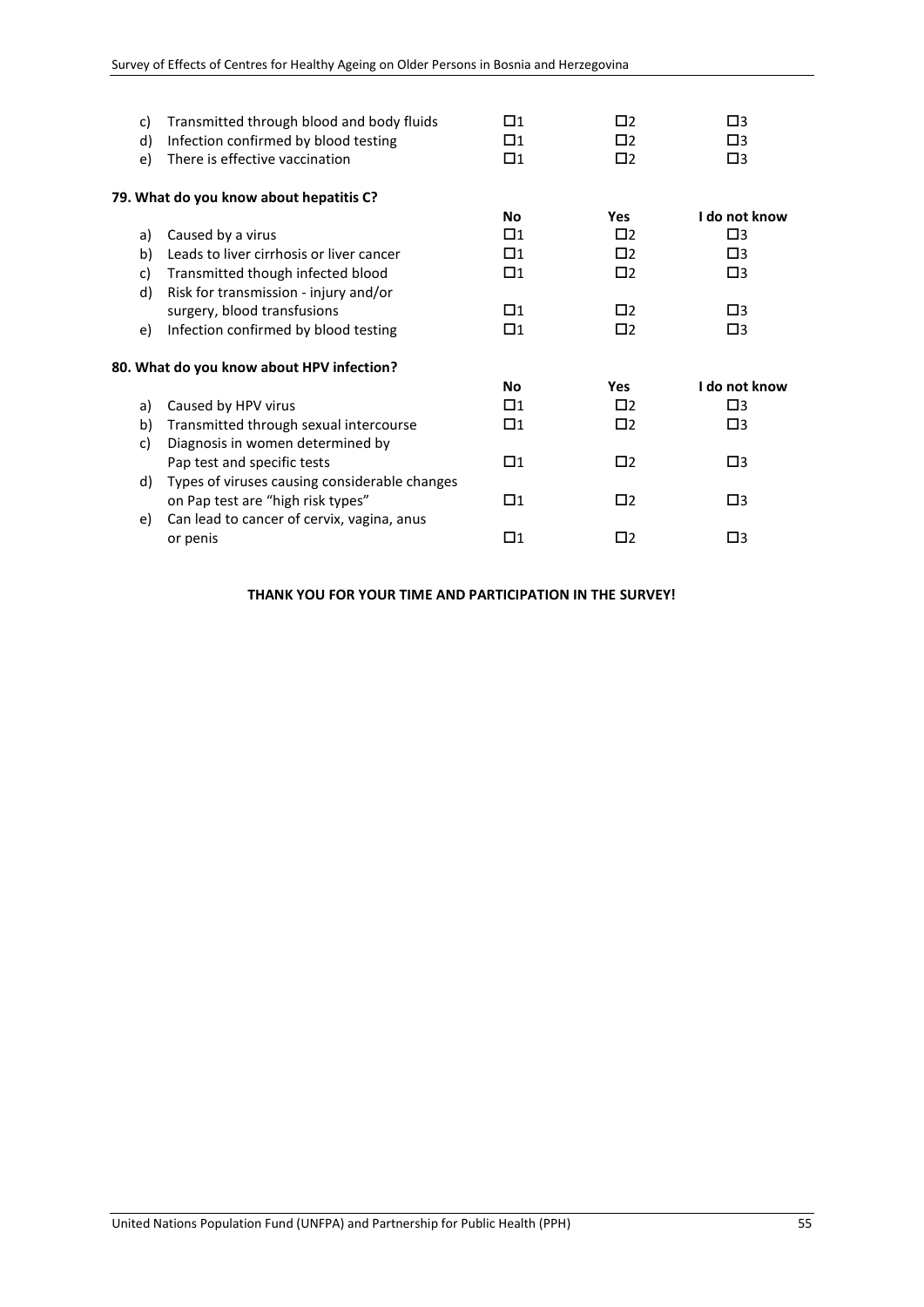| | | | |
|---|---|---|---|
| c) Transmitted through blood and body fluids | ☐1 | ☐2 | ☐3 |
| d) Infection confirmed by blood testing | ☐1 | ☐2 | ☐3 |
| e) There is effective vaccination | ☐1 | ☐2 | ☐3 |

**79. What do you know about hepatitis C?**

| | **No** | **Yes** | **I do not know** |
|---|---|---|---|
| a) Caused by a virus | ☐1 | ☐2 | ☐3 |
| b) Leads to liver cirrhosis or liver cancer | ☐1 | ☐2 | ☐3 |
| c) Transmitted though infected blood | ☐1 | ☐2 | ☐3 |
| d) Risk for transmission - injury and/or surgery, blood transfusions | ☐1 | ☐2 | ☐3 |
| e) Infection confirmed by blood testing | ☐1 | ☐2 | ☐3 |

**80. What do you know about HPV infection?**

| | **No** | **Yes** | **I do not know** |
|---|---|---|---|
| a) Caused by HPV virus | ☐1 | ☐2 | ☐3 |
| b) Transmitted through sexual intercourse | ☐1 | ☐2 | ☐3 |
| c) Diagnosis in women determined by Pap test and specific tests | ☐1 | ☐2 | ☐3 |
| d) Types of viruses causing considerable changes on Pap test are "high risk types" | ☐1 | ☐2 | ☐3 |
| e) Can lead to cancer of cervix, vagina, anus or penis | ☐1 | ☐2 | ☐3 |

**THANK YOU FOR YOUR TIME AND PARTICIPATION IN THE SURVEY!**